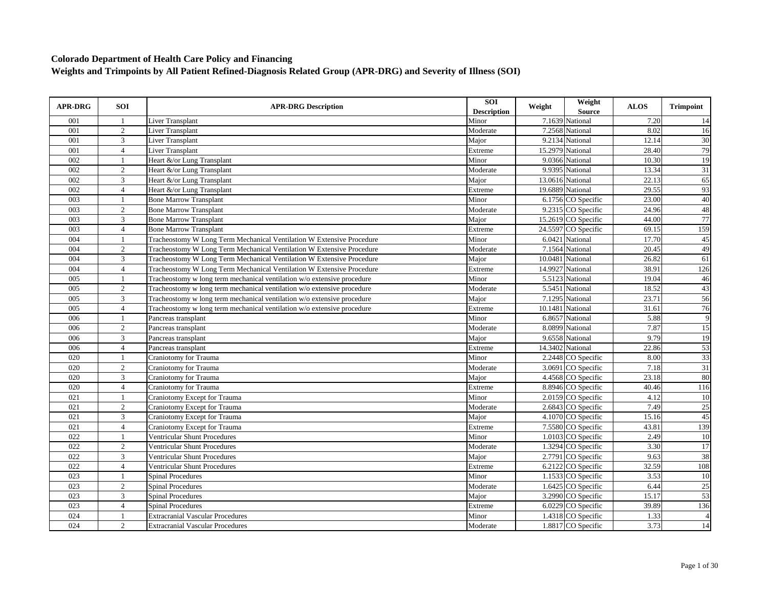**Colorado Department of Health Care Policy and Financing**
**Weights and Trimpoints by All Patient Refined-Diagnosis Related Group (APR-DRG) and Severity of Illness (SOI)**

| APR-DRG | SOI | APR-DRG Description | SOI Description | Weight | Weight Source | ALOS | Trimpoint |
|---|---|---|---|---|---|---|---|
| 001 | 1 | Liver Transplant | Minor | 7.1639 | National | 7.20 | 14 |
| 001 | 2 | Liver Transplant | Moderate | 7.2568 | National | 8.02 | 16 |
| 001 | 3 | Liver Transplant | Major | 9.2134 | National | 12.14 | 30 |
| 001 | 4 | Liver Transplant | Extreme | 15.2979 | National | 28.40 | 79 |
| 002 | 1 | Heart &/or Lung Transplant | Minor | 9.0366 | National | 10.30 | 19 |
| 002 | 2 | Heart &/or Lung Transplant | Moderate | 9.9395 | National | 13.34 | 31 |
| 002 | 3 | Heart &/or Lung Transplant | Major | 13.0616 | National | 22.13 | 65 |
| 002 | 4 | Heart &/or Lung Transplant | Extreme | 19.6889 | National | 29.55 | 93 |
| 003 | 1 | Bone Marrow Transplant | Minor | 6.1756 | CO Specific | 23.00 | 40 |
| 003 | 2 | Bone Marrow Transplant | Moderate | 9.2315 | CO Specific | 24.96 | 48 |
| 003 | 3 | Bone Marrow Transplant | Major | 15.2619 | CO Specific | 44.00 | 77 |
| 003 | 4 | Bone Marrow Transplant | Extreme | 24.5597 | CO Specific | 69.15 | 159 |
| 004 | 1 | Tracheostomy W Long Term Mechanical Ventilation W Extensive Procedure | Minor | 6.0421 | National | 17.70 | 45 |
| 004 | 2 | Tracheostomy W Long Term Mechanical Ventilation W Extensive Procedure | Moderate | 7.1564 | National | 20.45 | 49 |
| 004 | 3 | Tracheostomy W Long Term Mechanical Ventilation W Extensive Procedure | Major | 10.0481 | National | 26.82 | 61 |
| 004 | 4 | Tracheostomy W Long Term Mechanical Ventilation W Extensive Procedure | Extreme | 14.9927 | National | 38.91 | 126 |
| 005 | 1 | Tracheostomy w long term mechanical ventilation w/o extensive procedure | Minor | 5.5123 | National | 19.04 | 46 |
| 005 | 2 | Tracheostomy w long term mechanical ventilation w/o extensive procedure | Moderate | 5.5451 | National | 18.52 | 43 |
| 005 | 3 | Tracheostomy w long term mechanical ventilation w/o extensive procedure | Major | 7.1295 | National | 23.71 | 56 |
| 005 | 4 | Tracheostomy w long term mechanical ventilation w/o extensive procedure | Extreme | 10.1481 | National | 31.61 | 76 |
| 006 | 1 | Pancreas transplant | Minor | 6.8657 | National | 5.88 | 9 |
| 006 | 2 | Pancreas transplant | Moderate | 8.0899 | National | 7.87 | 15 |
| 006 | 3 | Pancreas transplant | Major | 9.6558 | National | 9.79 | 19 |
| 006 | 4 | Pancreas transplant | Extreme | 14.3402 | National | 22.86 | 53 |
| 020 | 1 | Craniotomy for Trauma | Minor | 2.2448 | CO Specific | 8.00 | 33 |
| 020 | 2 | Craniotomy for Trauma | Moderate | 3.0691 | CO Specific | 7.18 | 31 |
| 020 | 3 | Craniotomy for Trauma | Major | 4.4568 | CO Specific | 23.18 | 80 |
| 020 | 4 | Craniotomy for Trauma | Extreme | 8.8946 | CO Specific | 40.46 | 116 |
| 021 | 1 | Craniotomy Except for Trauma | Minor | 2.0159 | CO Specific | 4.12 | 10 |
| 021 | 2 | Craniotomy Except for Trauma | Moderate | 2.6843 | CO Specific | 7.49 | 25 |
| 021 | 3 | Craniotomy Except for Trauma | Major | 4.1070 | CO Specific | 15.16 | 45 |
| 021 | 4 | Craniotomy Except for Trauma | Extreme | 7.5580 | CO Specific | 43.81 | 139 |
| 022 | 1 | Ventricular Shunt Procedures | Minor | 1.0103 | CO Specific | 2.49 | 10 |
| 022 | 2 | Ventricular Shunt Procedures | Moderate | 1.3294 | CO Specific | 3.30 | 17 |
| 022 | 3 | Ventricular Shunt Procedures | Major | 2.7791 | CO Specific | 9.63 | 38 |
| 022 | 4 | Ventricular Shunt Procedures | Extreme | 6.2122 | CO Specific | 32.59 | 108 |
| 023 | 1 | Spinal Procedures | Minor | 1.1533 | CO Specific | 3.53 | 10 |
| 023 | 2 | Spinal Procedures | Moderate | 1.6425 | CO Specific | 6.44 | 25 |
| 023 | 3 | Spinal Procedures | Major | 3.2990 | CO Specific | 15.17 | 53 |
| 023 | 4 | Spinal Procedures | Extreme | 6.0229 | CO Specific | 39.89 | 136 |
| 024 | 1 | Extracranial Vascular Procedures | Minor | 1.4318 | CO Specific | 1.33 | 4 |
| 024 | 2 | Extracranial Vascular Procedures | Moderate | 1.8817 | CO Specific | 3.73 | 14 |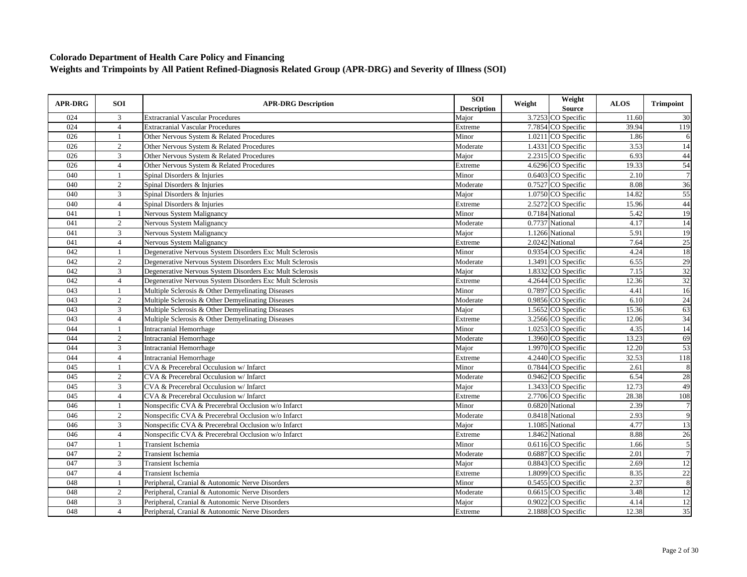**Colorado Department of Health Care Policy and Financing**
**Weights and Trimpoints by All Patient Refined-Diagnosis Related Group (APR-DRG) and Severity of Illness (SOI)**

| APR-DRG | SOI | APR-DRG Description | SOI Description | Weight | Weight Source | ALOS | Trimpoint |
|---|---|---|---|---|---|---|---|
| 024 | 3 | Extracranial Vascular Procedures | Major | 3.7253 | CO Specific | 11.60 | 30 |
| 024 | 4 | Extracranial Vascular Procedures | Extreme | 7.7854 | CO Specific | 39.94 | 119 |
| 026 | 1 | Other Nervous System & Related Procedures | Minor | 1.0211 | CO Specific | 1.86 | 6 |
| 026 | 2 | Other Nervous System & Related Procedures | Moderate | 1.4331 | CO Specific | 3.53 | 14 |
| 026 | 3 | Other Nervous System & Related Procedures | Major | 2.2315 | CO Specific | 6.93 | 44 |
| 026 | 4 | Other Nervous System & Related Procedures | Extreme | 4.6296 | CO Specific | 19.33 | 54 |
| 040 | 1 | Spinal Disorders & Injuries | Minor | 0.6403 | CO Specific | 2.10 | 7 |
| 040 | 2 | Spinal Disorders & Injuries | Moderate | 0.7527 | CO Specific | 8.08 | 36 |
| 040 | 3 | Spinal Disorders & Injuries | Major | 1.0750 | CO Specific | 14.82 | 55 |
| 040 | 4 | Spinal Disorders & Injuries | Extreme | 2.5272 | CO Specific | 15.96 | 44 |
| 041 | 1 | Nervous System Malignancy | Minor | 0.7184 | National | 5.42 | 19 |
| 041 | 2 | Nervous System Malignancy | Moderate | 0.7737 | National | 4.17 | 14 |
| 041 | 3 | Nervous System Malignancy | Major | 1.1266 | National | 5.91 | 19 |
| 041 | 4 | Nervous System Malignancy | Extreme | 2.0242 | National | 7.64 | 25 |
| 042 | 1 | Degenerative Nervous System Disorders Exc Mult Sclerosis | Minor | 0.9354 | CO Specific | 4.24 | 18 |
| 042 | 2 | Degenerative Nervous System Disorders Exc Mult Sclerosis | Moderate | 1.3491 | CO Specific | 6.55 | 29 |
| 042 | 3 | Degenerative Nervous System Disorders Exc Mult Sclerosis | Major | 1.8332 | CO Specific | 7.15 | 32 |
| 042 | 4 | Degenerative Nervous System Disorders Exc Mult Sclerosis | Extreme | 4.2644 | CO Specific | 12.36 | 32 |
| 043 | 1 | Multiple Sclerosis & Other Demyelinating Diseases | Minor | 0.7897 | CO Specific | 4.41 | 16 |
| 043 | 2 | Multiple Sclerosis & Other Demyelinating Diseases | Moderate | 0.9856 | CO Specific | 6.10 | 24 |
| 043 | 3 | Multiple Sclerosis & Other Demyelinating Diseases | Major | 1.5652 | CO Specific | 15.36 | 63 |
| 043 | 4 | Multiple Sclerosis & Other Demyelinating Diseases | Extreme | 3.2566 | CO Specific | 12.06 | 34 |
| 044 | 1 | Intracranial Hemorrhage | Minor | 1.0253 | CO Specific | 4.35 | 14 |
| 044 | 2 | Intracranial Hemorrhage | Moderate | 1.3960 | CO Specific | 13.23 | 69 |
| 044 | 3 | Intracranial Hemorrhage | Major | 1.9970 | CO Specific | 12.20 | 53 |
| 044 | 4 | Intracranial Hemorrhage | Extreme | 4.2440 | CO Specific | 32.53 | 118 |
| 045 | 1 | CVA & Precerebral Occulusion w/ Infarct | Minor | 0.7844 | CO Specific | 2.61 | 8 |
| 045 | 2 | CVA & Precerebral Occulusion w/ Infarct | Moderate | 0.9462 | CO Specific | 6.54 | 28 |
| 045 | 3 | CVA & Precerebral Occulusion w/ Infarct | Major | 1.3433 | CO Specific | 12.73 | 49 |
| 045 | 4 | CVA & Precerebral Occulusion w/ Infarct | Extreme | 2.7706 | CO Specific | 28.38 | 108 |
| 046 | 1 | Nonspecific CVA & Precerebral Occlusion w/o Infarct | Minor | 0.6820 | National | 2.39 | 7 |
| 046 | 2 | Nonspecific CVA & Precerebral Occlusion w/o Infarct | Moderate | 0.8418 | National | 2.93 | 9 |
| 046 | 3 | Nonspecific CVA & Precerebral Occlusion w/o Infarct | Major | 1.1085 | National | 4.77 | 13 |
| 046 | 4 | Nonspecific CVA & Precerebral Occlusion w/o Infarct | Extreme | 1.8462 | National | 8.88 | 26 |
| 047 | 1 | Transient Ischemia | Minor | 0.6116 | CO Specific | 1.66 | 5 |
| 047 | 2 | Transient Ischemia | Moderate | 0.6887 | CO Specific | 2.01 | 7 |
| 047 | 3 | Transient Ischemia | Major | 0.8843 | CO Specific | 2.69 | 12 |
| 047 | 4 | Transient Ischemia | Extreme | 1.8099 | CO Specific | 8.35 | 22 |
| 048 | 1 | Peripheral, Cranial & Autonomic Nerve Disorders | Minor | 0.5455 | CO Specific | 2.37 | 8 |
| 048 | 2 | Peripheral, Cranial & Autonomic Nerve Disorders | Moderate | 0.6615 | CO Specific | 3.48 | 12 |
| 048 | 3 | Peripheral, Cranial & Autonomic Nerve Disorders | Major | 0.9022 | CO Specific | 4.14 | 12 |
| 048 | 4 | Peripheral, Cranial & Autonomic Nerve Disorders | Extreme | 2.1888 | CO Specific | 12.38 | 35 |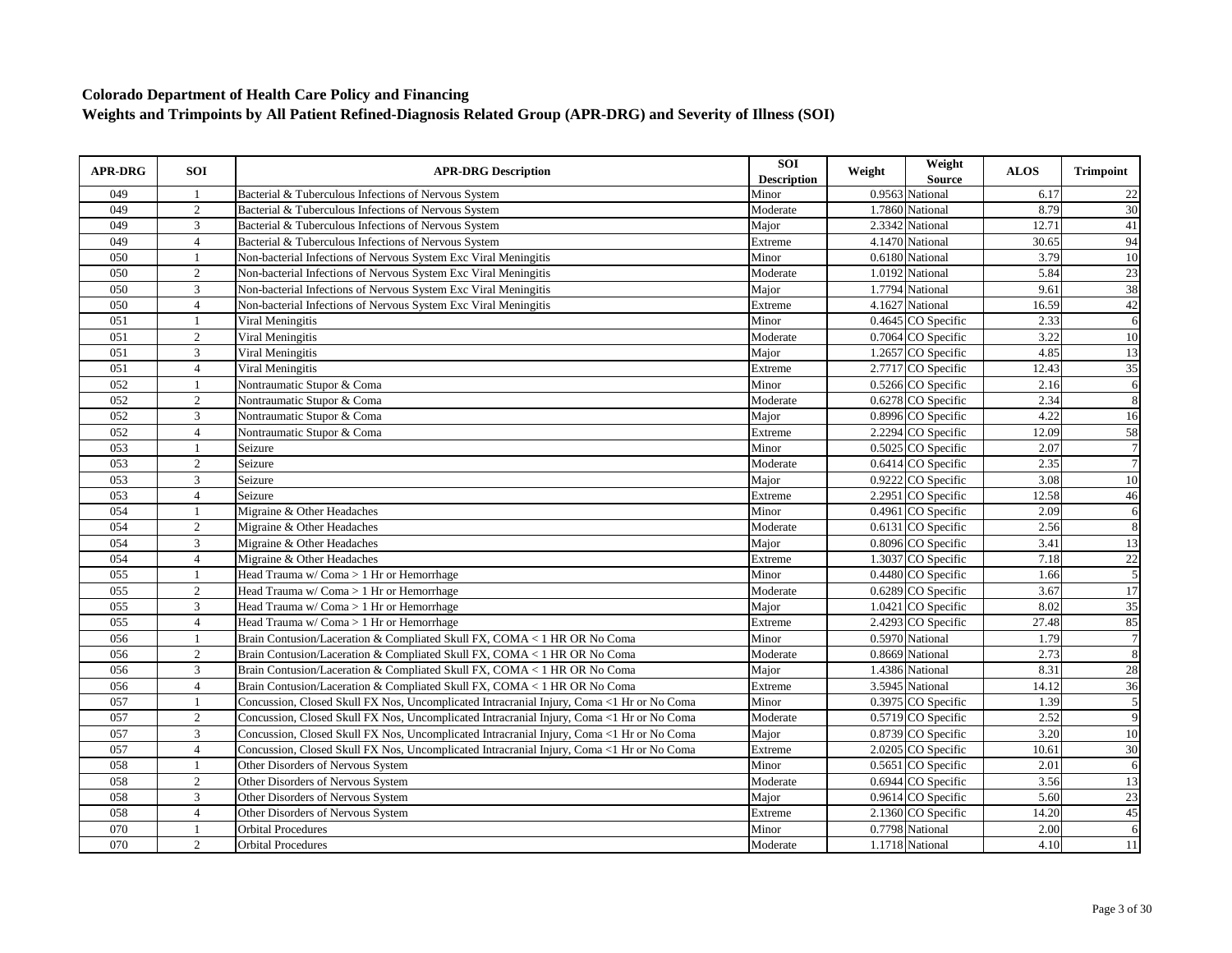**Colorado Department of Health Care Policy and Financing**
**Weights and Trimpoints by All Patient Refined-Diagnosis Related Group (APR-DRG) and Severity of Illness (SOI)**

| APR-DRG | SOI | APR-DRG Description | SOI Description | Weight | Weight Source | ALOS | Trimpoint |
|---|---|---|---|---|---|---|---|
| 049 | 1 | Bacterial & Tuberculous Infections of Nervous System | Minor | 0.9563 | National | 6.17 | 22 |
| 049 | 2 | Bacterial & Tuberculous Infections of Nervous System | Moderate | 1.7860 | National | 8.79 | 30 |
| 049 | 3 | Bacterial & Tuberculous Infections of Nervous System | Major | 2.3342 | National | 12.71 | 41 |
| 049 | 4 | Bacterial & Tuberculous Infections of Nervous System | Extreme | 4.1470 | National | 30.65 | 94 |
| 050 | 1 | Non-bacterial Infections of Nervous System Exc Viral Meningitis | Minor | 0.6180 | National | 3.79 | 10 |
| 050 | 2 | Non-bacterial Infections of Nervous System Exc Viral Meningitis | Moderate | 1.0192 | National | 5.84 | 23 |
| 050 | 3 | Non-bacterial Infections of Nervous System Exc Viral Meningitis | Major | 1.7794 | National | 9.61 | 38 |
| 050 | 4 | Non-bacterial Infections of Nervous System Exc Viral Meningitis | Extreme | 4.1627 | National | 16.59 | 42 |
| 051 | 1 | Viral Meningitis | Minor | 0.4645 | CO Specific | 2.33 | 6 |
| 051 | 2 | Viral Meningitis | Moderate | 0.7064 | CO Specific | 3.22 | 10 |
| 051 | 3 | Viral Meningitis | Major | 1.2657 | CO Specific | 4.85 | 13 |
| 051 | 4 | Viral Meningitis | Extreme | 2.7717 | CO Specific | 12.43 | 35 |
| 052 | 1 | Nontraumatic Stupor & Coma | Minor | 0.5266 | CO Specific | 2.16 | 6 |
| 052 | 2 | Nontraumatic Stupor & Coma | Moderate | 0.6278 | CO Specific | 2.34 | 8 |
| 052 | 3 | Nontraumatic Stupor & Coma | Major | 0.8996 | CO Specific | 4.22 | 16 |
| 052 | 4 | Nontraumatic Stupor & Coma | Extreme | 2.2294 | CO Specific | 12.09 | 58 |
| 053 | 1 | Seizure | Minor | 0.5025 | CO Specific | 2.07 | 7 |
| 053 | 2 | Seizure | Moderate | 0.6414 | CO Specific | 2.35 | 7 |
| 053 | 3 | Seizure | Major | 0.9222 | CO Specific | 3.08 | 10 |
| 053 | 4 | Seizure | Extreme | 2.2951 | CO Specific | 12.58 | 46 |
| 054 | 1 | Migraine & Other Headaches | Minor | 0.4961 | CO Specific | 2.09 | 6 |
| 054 | 2 | Migraine & Other Headaches | Moderate | 0.6131 | CO Specific | 2.56 | 8 |
| 054 | 3 | Migraine & Other Headaches | Major | 0.8096 | CO Specific | 3.41 | 13 |
| 054 | 4 | Migraine & Other Headaches | Extreme | 1.3037 | CO Specific | 7.18 | 22 |
| 055 | 1 | Head Trauma w/ Coma > 1 Hr or Hemorrhage | Minor | 0.4480 | CO Specific | 1.66 | 5 |
| 055 | 2 | Head Trauma w/ Coma > 1 Hr or Hemorrhage | Moderate | 0.6289 | CO Specific | 3.67 | 17 |
| 055 | 3 | Head Trauma w/ Coma > 1 Hr or Hemorrhage | Major | 1.0421 | CO Specific | 8.02 | 35 |
| 055 | 4 | Head Trauma w/ Coma > 1 Hr or Hemorrhage | Extreme | 2.4293 | CO Specific | 27.48 | 85 |
| 056 | 1 | Brain Contusion/Laceration & Compliated Skull FX, COMA < 1 HR OR No Coma | Minor | 0.5970 | National | 1.79 | 7 |
| 056 | 2 | Brain Contusion/Laceration & Compliated Skull FX, COMA < 1 HR OR No Coma | Moderate | 0.8669 | National | 2.73 | 8 |
| 056 | 3 | Brain Contusion/Laceration & Compliated Skull FX, COMA < 1 HR OR No Coma | Major | 1.4386 | National | 8.31 | 28 |
| 056 | 4 | Brain Contusion/Laceration & Compliated Skull FX, COMA < 1 HR OR No Coma | Extreme | 3.5945 | National | 14.12 | 36 |
| 057 | 1 | Concussion, Closed Skull FX Nos, Uncomplicated Intracranial Injury, Coma <1 Hr or No Coma | Minor | 0.3975 | CO Specific | 1.39 | 5 |
| 057 | 2 | Concussion, Closed Skull FX Nos, Uncomplicated Intracranial Injury, Coma <1 Hr or No Coma | Moderate | 0.5719 | CO Specific | 2.52 | 9 |
| 057 | 3 | Concussion, Closed Skull FX Nos, Uncomplicated Intracranial Injury, Coma <1 Hr or No Coma | Major | 0.8739 | CO Specific | 3.20 | 10 |
| 057 | 4 | Concussion, Closed Skull FX Nos, Uncomplicated Intracranial Injury, Coma <1 Hr or No Coma | Extreme | 2.0205 | CO Specific | 10.61 | 30 |
| 058 | 1 | Other Disorders of Nervous System | Minor | 0.5651 | CO Specific | 2.01 | 6 |
| 058 | 2 | Other Disorders of Nervous System | Moderate | 0.6944 | CO Specific | 3.56 | 13 |
| 058 | 3 | Other Disorders of Nervous System | Major | 0.9614 | CO Specific | 5.60 | 23 |
| 058 | 4 | Other Disorders of Nervous System | Extreme | 2.1360 | CO Specific | 14.20 | 45 |
| 070 | 1 | Orbital Procedures | Minor | 0.7798 | National | 2.00 | 6 |
| 070 | 2 | Orbital Procedures | Moderate | 1.1718 | National | 4.10 | 11 |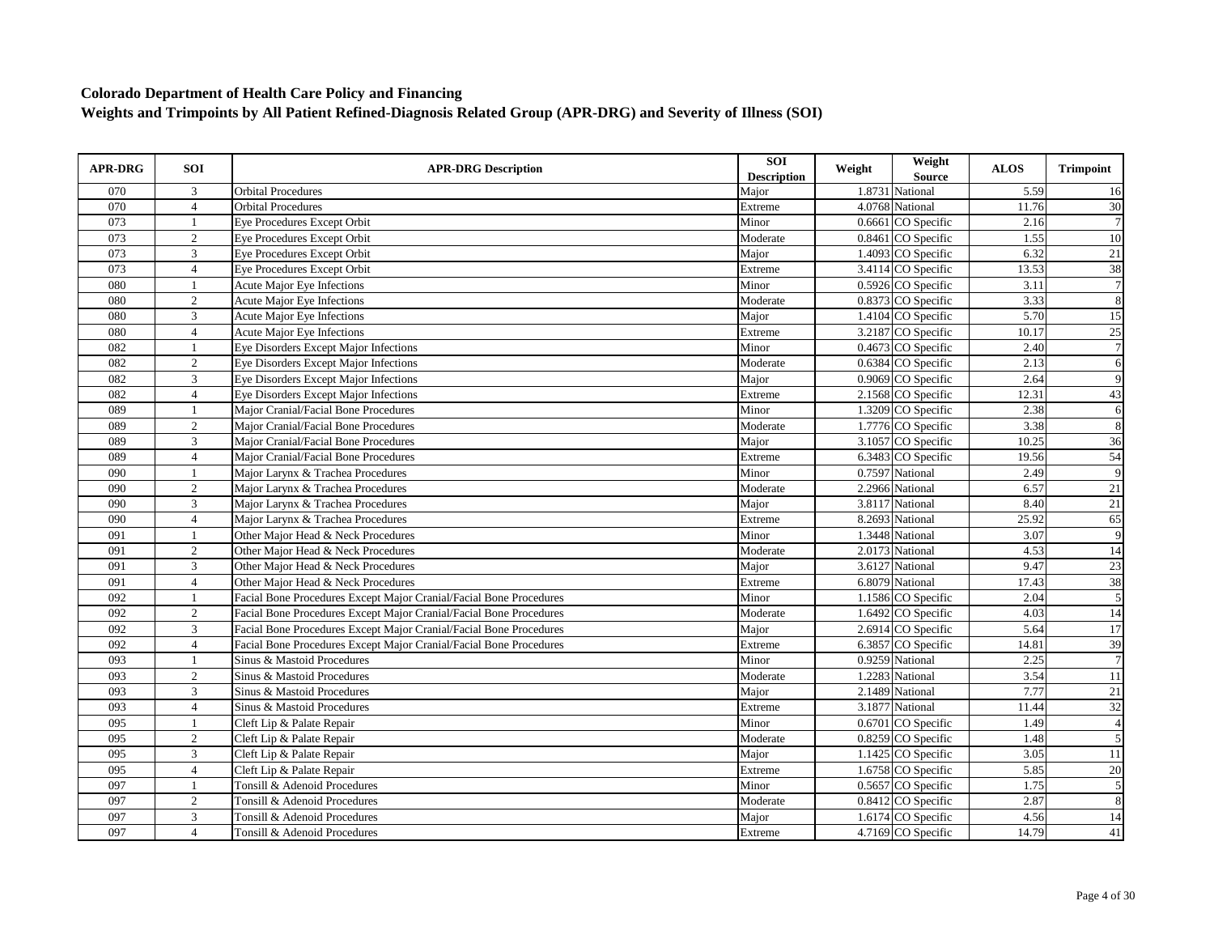# Colorado Department of Health Care Policy and Financing

## Weights and Trimpoints by All Patient Refined-Diagnosis Related Group (APR-DRG) and Severity of Illness (SOI)

| APR-DRG | SOI | APR-DRG Description | SOI Description | Weight | Weight Source | ALOS | Trimpoint |
|---|---|---|---|---|---|---|---|
| 070 | 3 | Orbital Procedures | Major | 1.8731 | National | 5.59 | 16 |
| 070 | 4 | Orbital Procedures | Extreme | 4.0768 | National | 11.76 | 30 |
| 073 | 1 | Eye Procedures Except Orbit | Minor | 0.6661 | CO Specific | 2.16 | 7 |
| 073 | 2 | Eye Procedures Except Orbit | Moderate | 0.8461 | CO Specific | 1.55 | 10 |
| 073 | 3 | Eye Procedures Except Orbit | Major | 1.4093 | CO Specific | 6.32 | 21 |
| 073 | 4 | Eye Procedures Except Orbit | Extreme | 3.4114 | CO Specific | 13.53 | 38 |
| 080 | 1 | Acute Major Eye Infections | Minor | 0.5926 | CO Specific | 3.11 | 7 |
| 080 | 2 | Acute Major Eye Infections | Moderate | 0.8373 | CO Specific | 3.33 | 8 |
| 080 | 3 | Acute Major Eye Infections | Major | 1.4104 | CO Specific | 5.70 | 15 |
| 080 | 4 | Acute Major Eye Infections | Extreme | 3.2187 | CO Specific | 10.17 | 25 |
| 082 | 1 | Eye Disorders Except Major Infections | Minor | 0.4673 | CO Specific | 2.40 | 7 |
| 082 | 2 | Eye Disorders Except Major Infections | Moderate | 0.6384 | CO Specific | 2.13 | 6 |
| 082 | 3 | Eye Disorders Except Major Infections | Major | 0.9069 | CO Specific | 2.64 | 9 |
| 082 | 4 | Eye Disorders Except Major Infections | Extreme | 2.1568 | CO Specific | 12.31 | 43 |
| 089 | 1 | Major Cranial/Facial Bone Procedures | Minor | 1.3209 | CO Specific | 2.38 | 6 |
| 089 | 2 | Major Cranial/Facial Bone Procedures | Moderate | 1.7776 | CO Specific | 3.38 | 8 |
| 089 | 3 | Major Cranial/Facial Bone Procedures | Major | 3.1057 | CO Specific | 10.25 | 36 |
| 089 | 4 | Major Cranial/Facial Bone Procedures | Extreme | 6.3483 | CO Specific | 19.56 | 54 |
| 090 | 1 | Major Larynx & Trachea Procedures | Minor | 0.7597 | National | 2.49 | 9 |
| 090 | 2 | Major Larynx & Trachea Procedures | Moderate | 2.2966 | National | 6.57 | 21 |
| 090 | 3 | Major Larynx & Trachea Procedures | Major | 3.8117 | National | 8.40 | 21 |
| 090 | 4 | Major Larynx & Trachea Procedures | Extreme | 8.2693 | National | 25.92 | 65 |
| 091 | 1 | Other Major Head & Neck Procedures | Minor | 1.3448 | National | 3.07 | 9 |
| 091 | 2 | Other Major Head & Neck Procedures | Moderate | 2.0173 | National | 4.53 | 14 |
| 091 | 3 | Other Major Head & Neck Procedures | Major | 3.6127 | National | 9.47 | 23 |
| 091 | 4 | Other Major Head & Neck Procedures | Extreme | 6.8079 | National | 17.43 | 38 |
| 092 | 1 | Facial Bone Procedures Except Major Cranial/Facial Bone Procedures | Minor | 1.1586 | CO Specific | 2.04 | 5 |
| 092 | 2 | Facial Bone Procedures Except Major Cranial/Facial Bone Procedures | Moderate | 1.6492 | CO Specific | 4.03 | 14 |
| 092 | 3 | Facial Bone Procedures Except Major Cranial/Facial Bone Procedures | Major | 2.6914 | CO Specific | 5.64 | 17 |
| 092 | 4 | Facial Bone Procedures Except Major Cranial/Facial Bone Procedures | Extreme | 6.3857 | CO Specific | 14.81 | 39 |
| 093 | 1 | Sinus & Mastoid Procedures | Minor | 0.9259 | National | 2.25 | 7 |
| 093 | 2 | Sinus & Mastoid Procedures | Moderate | 1.2283 | National | 3.54 | 11 |
| 093 | 3 | Sinus & Mastoid Procedures | Major | 2.1489 | National | 7.77 | 21 |
| 093 | 4 | Sinus & Mastoid Procedures | Extreme | 3.1877 | National | 11.44 | 32 |
| 095 | 1 | Cleft Lip & Palate Repair | Minor | 0.6701 | CO Specific | 1.49 | 4 |
| 095 | 2 | Cleft Lip & Palate Repair | Moderate | 0.8259 | CO Specific | 1.48 | 5 |
| 095 | 3 | Cleft Lip & Palate Repair | Major | 1.1425 | CO Specific | 3.05 | 11 |
| 095 | 4 | Cleft Lip & Palate Repair | Extreme | 1.6758 | CO Specific | 5.85 | 20 |
| 097 | 1 | Tonsill & Adenoid Procedures | Minor | 0.5657 | CO Specific | 1.75 | 5 |
| 097 | 2 | Tonsill & Adenoid Procedures | Moderate | 0.8412 | CO Specific | 2.87 | 8 |
| 097 | 3 | Tonsill & Adenoid Procedures | Major | 1.6174 | CO Specific | 4.56 | 14 |
| 097 | 4 | Tonsill & Adenoid Procedures | Extreme | 4.7169 | CO Specific | 14.79 | 41 |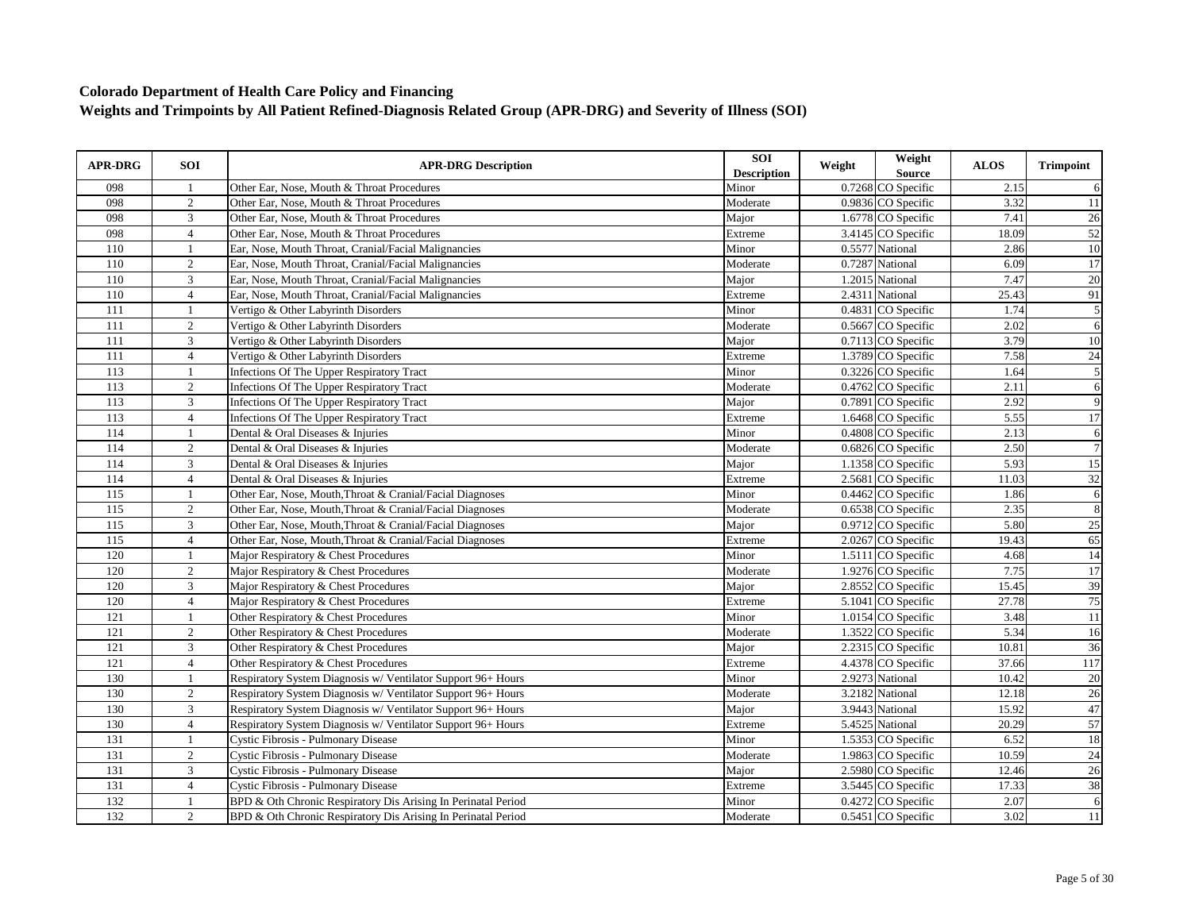**Colorado Department of Health Care Policy and Financing**
**Weights and Trimpoints by All Patient Refined-Diagnosis Related Group (APR-DRG) and Severity of Illness (SOI)**

| APR-DRG | SOI | APR-DRG Description | SOI Description | Weight | Weight Source | ALOS | Trimpoint |
|---|---|---|---|---|---|---|---|
| 098 | 1 | Other Ear, Nose, Mouth & Throat Procedures | Minor | 0.7268 | CO Specific | 2.15 | 6 |
| 098 | 2 | Other Ear, Nose, Mouth & Throat Procedures | Moderate | 0.9836 | CO Specific | 3.32 | 11 |
| 098 | 3 | Other Ear, Nose, Mouth & Throat Procedures | Major | 1.6778 | CO Specific | 7.41 | 26 |
| 098 | 4 | Other Ear, Nose, Mouth & Throat Procedures | Extreme | 3.4145 | CO Specific | 18.09 | 52 |
| 110 | 1 | Ear, Nose, Mouth Throat, Cranial/Facial Malignancies | Minor | 0.5577 | National | 2.86 | 10 |
| 110 | 2 | Ear, Nose, Mouth Throat, Cranial/Facial Malignancies | Moderate | 0.7287 | National | 6.09 | 17 |
| 110 | 3 | Ear, Nose, Mouth Throat, Cranial/Facial Malignancies | Major | 1.2015 | National | 7.47 | 20 |
| 110 | 4 | Ear, Nose, Mouth Throat, Cranial/Facial Malignancies | Extreme | 2.4311 | National | 25.43 | 91 |
| 111 | 1 | Vertigo & Other Labyrinth Disorders | Minor | 0.4831 | CO Specific | 1.74 | 5 |
| 111 | 2 | Vertigo & Other Labyrinth Disorders | Moderate | 0.5667 | CO Specific | 2.02 | 6 |
| 111 | 3 | Vertigo & Other Labyrinth Disorders | Major | 0.7113 | CO Specific | 3.79 | 10 |
| 111 | 4 | Vertigo & Other Labyrinth Disorders | Extreme | 1.3789 | CO Specific | 7.58 | 24 |
| 113 | 1 | Infections Of The Upper Respiratory Tract | Minor | 0.3226 | CO Specific | 1.64 | 5 |
| 113 | 2 | Infections Of The Upper Respiratory Tract | Moderate | 0.4762 | CO Specific | 2.11 | 6 |
| 113 | 3 | Infections Of The Upper Respiratory Tract | Major | 0.7891 | CO Specific | 2.92 | 9 |
| 113 | 4 | Infections Of The Upper Respiratory Tract | Extreme | 1.6468 | CO Specific | 5.55 | 17 |
| 114 | 1 | Dental & Oral Diseases & Injuries | Minor | 0.4808 | CO Specific | 2.13 | 6 |
| 114 | 2 | Dental & Oral Diseases & Injuries | Moderate | 0.6826 | CO Specific | 2.50 | 7 |
| 114 | 3 | Dental & Oral Diseases & Injuries | Major | 1.1358 | CO Specific | 5.93 | 15 |
| 114 | 4 | Dental & Oral Diseases & Injuries | Extreme | 2.5681 | CO Specific | 11.03 | 32 |
| 115 | 1 | Other Ear, Nose, Mouth,Throat & Cranial/Facial Diagnoses | Minor | 0.4462 | CO Specific | 1.86 | 6 |
| 115 | 2 | Other Ear, Nose, Mouth,Throat & Cranial/Facial Diagnoses | Moderate | 0.6538 | CO Specific | 2.35 | 8 |
| 115 | 3 | Other Ear, Nose, Mouth,Throat & Cranial/Facial Diagnoses | Major | 0.9712 | CO Specific | 5.80 | 25 |
| 115 | 4 | Other Ear, Nose, Mouth,Throat & Cranial/Facial Diagnoses | Extreme | 2.0267 | CO Specific | 19.43 | 65 |
| 120 | 1 | Major Respiratory & Chest Procedures | Minor | 1.5111 | CO Specific | 4.68 | 14 |
| 120 | 2 | Major Respiratory & Chest Procedures | Moderate | 1.9276 | CO Specific | 7.75 | 17 |
| 120 | 3 | Major Respiratory & Chest Procedures | Major | 2.8552 | CO Specific | 15.45 | 39 |
| 120 | 4 | Major Respiratory & Chest Procedures | Extreme | 5.1041 | CO Specific | 27.78 | 75 |
| 121 | 1 | Other Respiratory & Chest Procedures | Minor | 1.0154 | CO Specific | 3.48 | 11 |
| 121 | 2 | Other Respiratory & Chest Procedures | Moderate | 1.3522 | CO Specific | 5.34 | 16 |
| 121 | 3 | Other Respiratory & Chest Procedures | Major | 2.2315 | CO Specific | 10.81 | 36 |
| 121 | 4 | Other Respiratory & Chest Procedures | Extreme | 4.4378 | CO Specific | 37.66 | 117 |
| 130 | 1 | Respiratory System Diagnosis w/ Ventilator Support 96+ Hours | Minor | 2.9273 | National | 10.42 | 20 |
| 130 | 2 | Respiratory System Diagnosis w/ Ventilator Support 96+ Hours | Moderate | 3.2182 | National | 12.18 | 26 |
| 130 | 3 | Respiratory System Diagnosis w/ Ventilator Support 96+ Hours | Major | 3.9443 | National | 15.92 | 47 |
| 130 | 4 | Respiratory System Diagnosis w/ Ventilator Support 96+ Hours | Extreme | 5.4525 | National | 20.29 | 57 |
| 131 | 1 | Cystic Fibrosis - Pulmonary Disease | Minor | 1.5353 | CO Specific | 6.52 | 18 |
| 131 | 2 | Cystic Fibrosis - Pulmonary Disease | Moderate | 1.9863 | CO Specific | 10.59 | 24 |
| 131 | 3 | Cystic Fibrosis - Pulmonary Disease | Major | 2.5980 | CO Specific | 12.46 | 26 |
| 131 | 4 | Cystic Fibrosis - Pulmonary Disease | Extreme | 3.5445 | CO Specific | 17.33 | 38 |
| 132 | 1 | BPD & Oth Chronic Respiratory Dis Arising In Perinatal Period | Minor | 0.4272 | CO Specific | 2.07 | 6 |
| 132 | 2 | BPD & Oth Chronic Respiratory Dis Arising In Perinatal Period | Moderate | 0.5451 | CO Specific | 3.02 | 11 |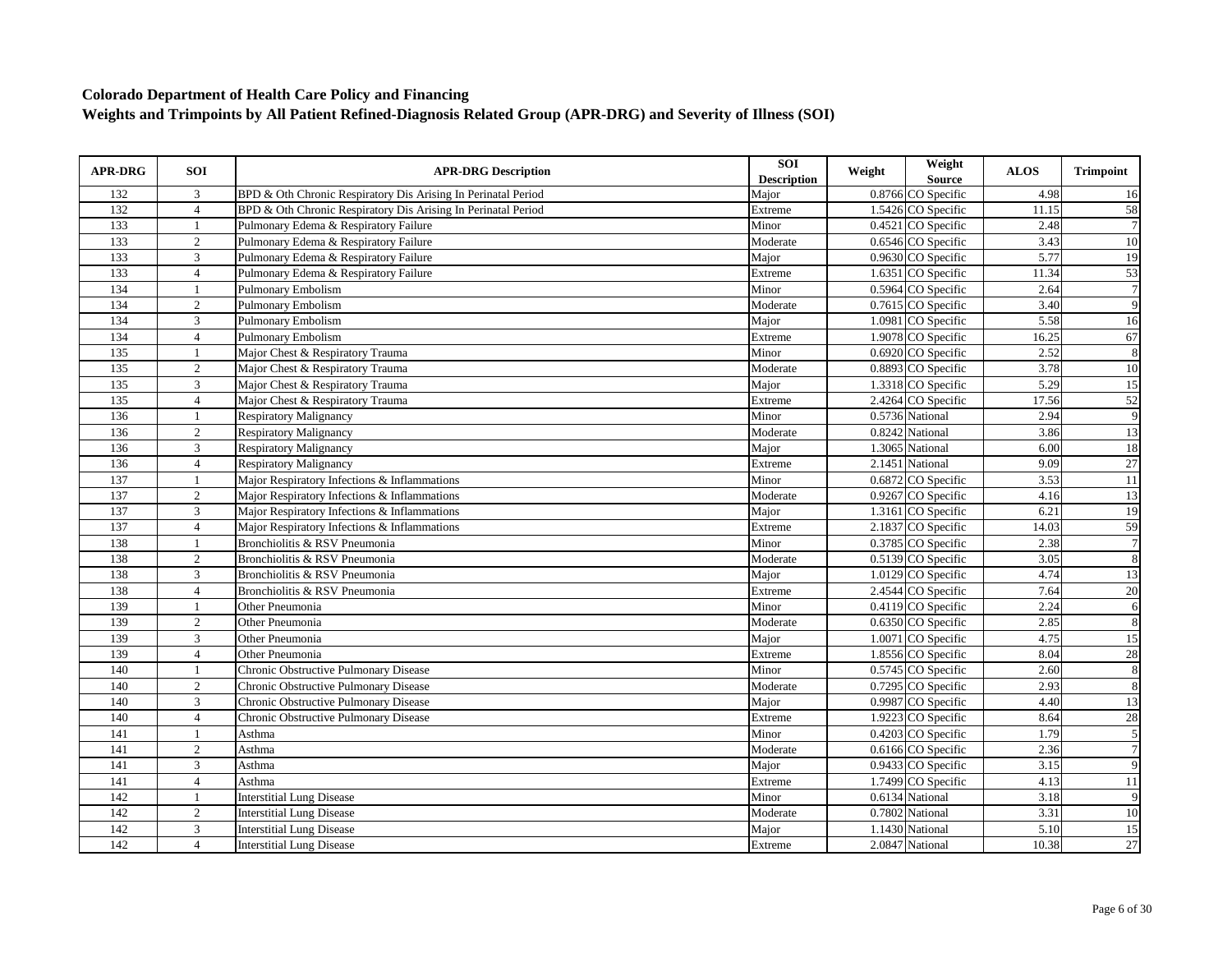**Colorado Department of Health Care Policy and Financing**
**Weights and Trimpoints by All Patient Refined-Diagnosis Related Group (APR-DRG) and Severity of Illness (SOI)**

| APR-DRG | SOI | APR-DRG Description | SOI Description | Weight | Weight Source | ALOS | Trimpoint |
|---|---|---|---|---|---|---|---|
| 132 | 3 | BPD & Oth Chronic Respiratory Dis Arising In Perinatal Period | Major | 0.8766 | CO Specific | 4.98 | 16 |
| 132 | 4 | BPD & Oth Chronic Respiratory Dis Arising In Perinatal Period | Extreme | 1.5426 | CO Specific | 11.15 | 58 |
| 133 | 1 | Pulmonary Edema & Respiratory Failure | Minor | 0.4521 | CO Specific | 2.48 | 7 |
| 133 | 2 | Pulmonary Edema & Respiratory Failure | Moderate | 0.6546 | CO Specific | 3.43 | 10 |
| 133 | 3 | Pulmonary Edema & Respiratory Failure | Major | 0.9630 | CO Specific | 5.77 | 19 |
| 133 | 4 | Pulmonary Edema & Respiratory Failure | Extreme | 1.6351 | CO Specific | 11.34 | 53 |
| 134 | 1 | Pulmonary Embolism | Minor | 0.5964 | CO Specific | 2.64 | 7 |
| 134 | 2 | Pulmonary Embolism | Moderate | 0.7615 | CO Specific | 3.40 | 9 |
| 134 | 3 | Pulmonary Embolism | Major | 1.0981 | CO Specific | 5.58 | 16 |
| 134 | 4 | Pulmonary Embolism | Extreme | 1.9078 | CO Specific | 16.25 | 67 |
| 135 | 1 | Major Chest & Respiratory Trauma | Minor | 0.6920 | CO Specific | 2.52 | 8 |
| 135 | 2 | Major Chest & Respiratory Trauma | Moderate | 0.8893 | CO Specific | 3.78 | 10 |
| 135 | 3 | Major Chest & Respiratory Trauma | Major | 1.3318 | CO Specific | 5.29 | 15 |
| 135 | 4 | Major Chest & Respiratory Trauma | Extreme | 2.4264 | CO Specific | 17.56 | 52 |
| 136 | 1 | Respiratory Malignancy | Minor | 0.5736 | National | 2.94 | 9 |
| 136 | 2 | Respiratory Malignancy | Moderate | 0.8242 | National | 3.86 | 13 |
| 136 | 3 | Respiratory Malignancy | Major | 1.3065 | National | 6.00 | 18 |
| 136 | 4 | Respiratory Malignancy | Extreme | 2.1451 | National | 9.09 | 27 |
| 137 | 1 | Major Respiratory Infections & Inflammations | Minor | 0.6872 | CO Specific | 3.53 | 11 |
| 137 | 2 | Major Respiratory Infections & Inflammations | Moderate | 0.9267 | CO Specific | 4.16 | 13 |
| 137 | 3 | Major Respiratory Infections & Inflammations | Major | 1.3161 | CO Specific | 6.21 | 19 |
| 137 | 4 | Major Respiratory Infections & Inflammations | Extreme | 2.1837 | CO Specific | 14.03 | 59 |
| 138 | 1 | Bronchiolitis & RSV Pneumonia | Minor | 0.3785 | CO Specific | 2.38 | 7 |
| 138 | 2 | Bronchiolitis & RSV Pneumonia | Moderate | 0.5139 | CO Specific | 3.05 | 8 |
| 138 | 3 | Bronchiolitis & RSV Pneumonia | Major | 1.0129 | CO Specific | 4.74 | 13 |
| 138 | 4 | Bronchiolitis & RSV Pneumonia | Extreme | 2.4544 | CO Specific | 7.64 | 20 |
| 139 | 1 | Other Pneumonia | Minor | 0.4119 | CO Specific | 2.24 | 6 |
| 139 | 2 | Other Pneumonia | Moderate | 0.6350 | CO Specific | 2.85 | 8 |
| 139 | 3 | Other Pneumonia | Major | 1.0071 | CO Specific | 4.75 | 15 |
| 139 | 4 | Other Pneumonia | Extreme | 1.8556 | CO Specific | 8.04 | 28 |
| 140 | 1 | Chronic Obstructive Pulmonary Disease | Minor | 0.5745 | CO Specific | 2.60 | 8 |
| 140 | 2 | Chronic Obstructive Pulmonary Disease | Moderate | 0.7295 | CO Specific | 2.93 | 8 |
| 140 | 3 | Chronic Obstructive Pulmonary Disease | Major | 0.9987 | CO Specific | 4.40 | 13 |
| 140 | 4 | Chronic Obstructive Pulmonary Disease | Extreme | 1.9223 | CO Specific | 8.64 | 28 |
| 141 | 1 | Asthma | Minor | 0.4203 | CO Specific | 1.79 | 5 |
| 141 | 2 | Asthma | Moderate | 0.6166 | CO Specific | 2.36 | 7 |
| 141 | 3 | Asthma | Major | 0.9433 | CO Specific | 3.15 | 9 |
| 141 | 4 | Asthma | Extreme | 1.7499 | CO Specific | 4.13 | 11 |
| 142 | 1 | Interstitial Lung Disease | Minor | 0.6134 | National | 3.18 | 9 |
| 142 | 2 | Interstitial Lung Disease | Moderate | 0.7802 | National | 3.31 | 10 |
| 142 | 3 | Interstitial Lung Disease | Major | 1.1430 | National | 5.10 | 15 |
| 142 | 4 | Interstitial Lung Disease | Extreme | 2.0847 | National | 10.38 | 27 |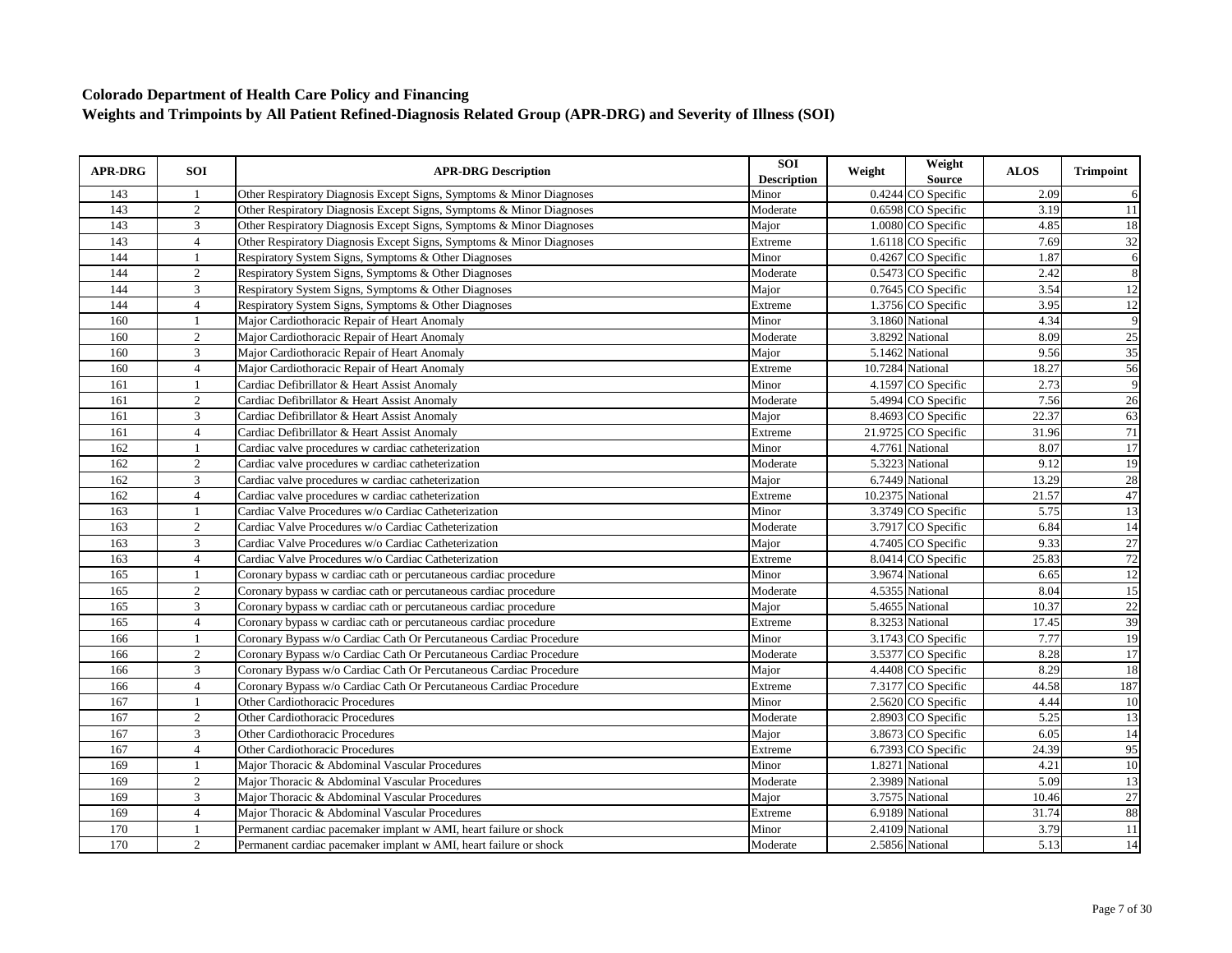**Colorado Department of Health Care Policy and Financing**
**Weights and Trimpoints by All Patient Refined-Diagnosis Related Group (APR-DRG) and Severity of Illness (SOI)**

| APR-DRG | SOI | APR-DRG Description | SOI Description | Weight | Weight Source | ALOS | Trimpoint |
|---|---|---|---|---|---|---|---|
| 143 | 1 | Other Respiratory Diagnosis Except Signs, Symptoms & Minor Diagnoses | Minor | 0.4244 | CO Specific | 2.09 | 6 |
| 143 | 2 | Other Respiratory Diagnosis Except Signs, Symptoms & Minor Diagnoses | Moderate | 0.6598 | CO Specific | 3.19 | 11 |
| 143 | 3 | Other Respiratory Diagnosis Except Signs, Symptoms & Minor Diagnoses | Major | 1.0080 | CO Specific | 4.85 | 18 |
| 143 | 4 | Other Respiratory Diagnosis Except Signs, Symptoms & Minor Diagnoses | Extreme | 1.6118 | CO Specific | 7.69 | 32 |
| 144 | 1 | Respiratory System Signs, Symptoms & Other Diagnoses | Minor | 0.4267 | CO Specific | 1.87 | 6 |
| 144 | 2 | Respiratory System Signs, Symptoms & Other Diagnoses | Moderate | 0.5473 | CO Specific | 2.42 | 8 |
| 144 | 3 | Respiratory System Signs, Symptoms & Other Diagnoses | Major | 0.7645 | CO Specific | 3.54 | 12 |
| 144 | 4 | Respiratory System Signs, Symptoms & Other Diagnoses | Extreme | 1.3756 | CO Specific | 3.95 | 12 |
| 160 | 1 | Major Cardiothoracic Repair of Heart Anomaly | Minor | 3.1860 | National | 4.34 | 9 |
| 160 | 2 | Major Cardiothoracic Repair of Heart Anomaly | Moderate | 3.8292 | National | 8.09 | 25 |
| 160 | 3 | Major Cardiothoracic Repair of Heart Anomaly | Major | 5.1462 | National | 9.56 | 35 |
| 160 | 4 | Major Cardiothoracic Repair of Heart Anomaly | Extreme | 10.7284 | National | 18.27 | 56 |
| 161 | 1 | Cardiac Defibrillator & Heart Assist Anomaly | Minor | 4.1597 | CO Specific | 2.73 | 9 |
| 161 | 2 | Cardiac Defibrillator & Heart Assist Anomaly | Moderate | 5.4994 | CO Specific | 7.56 | 26 |
| 161 | 3 | Cardiac Defibrillator & Heart Assist Anomaly | Major | 8.4693 | CO Specific | 22.37 | 63 |
| 161 | 4 | Cardiac Defibrillator & Heart Assist Anomaly | Extreme | 21.9725 | CO Specific | 31.96 | 71 |
| 162 | 1 | Cardiac valve procedures w cardiac catheterization | Minor | 4.7761 | National | 8.07 | 17 |
| 162 | 2 | Cardiac valve procedures w cardiac catheterization | Moderate | 5.3223 | National | 9.12 | 19 |
| 162 | 3 | Cardiac valve procedures w cardiac catheterization | Major | 6.7449 | National | 13.29 | 28 |
| 162 | 4 | Cardiac valve procedures w cardiac catheterization | Extreme | 10.2375 | National | 21.57 | 47 |
| 163 | 1 | Cardiac Valve Procedures w/o Cardiac Catheterization | Minor | 3.3749 | CO Specific | 5.75 | 13 |
| 163 | 2 | Cardiac Valve Procedures w/o Cardiac Catheterization | Moderate | 3.7917 | CO Specific | 6.84 | 14 |
| 163 | 3 | Cardiac Valve Procedures w/o Cardiac Catheterization | Major | 4.7405 | CO Specific | 9.33 | 27 |
| 163 | 4 | Cardiac Valve Procedures w/o Cardiac Catheterization | Extreme | 8.0414 | CO Specific | 25.83 | 72 |
| 165 | 1 | Coronary bypass w cardiac cath or percutaneous cardiac procedure | Minor | 3.9674 | National | 6.65 | 12 |
| 165 | 2 | Coronary bypass w cardiac cath or percutaneous cardiac procedure | Moderate | 4.5355 | National | 8.04 | 15 |
| 165 | 3 | Coronary bypass w cardiac cath or percutaneous cardiac procedure | Major | 5.4655 | National | 10.37 | 22 |
| 165 | 4 | Coronary bypass w cardiac cath or percutaneous cardiac procedure | Extreme | 8.3253 | National | 17.45 | 39 |
| 166 | 1 | Coronary Bypass w/o Cardiac Cath Or Percutaneous Cardiac Procedure | Minor | 3.1743 | CO Specific | 7.77 | 19 |
| 166 | 2 | Coronary Bypass w/o Cardiac Cath Or Percutaneous Cardiac Procedure | Moderate | 3.5377 | CO Specific | 8.28 | 17 |
| 166 | 3 | Coronary Bypass w/o Cardiac Cath Or Percutaneous Cardiac Procedure | Major | 4.4408 | CO Specific | 8.29 | 18 |
| 166 | 4 | Coronary Bypass w/o Cardiac Cath Or Percutaneous Cardiac Procedure | Extreme | 7.3177 | CO Specific | 44.58 | 187 |
| 167 | 1 | Other Cardiothoracic Procedures | Minor | 2.5620 | CO Specific | 4.44 | 10 |
| 167 | 2 | Other Cardiothoracic Procedures | Moderate | 2.8903 | CO Specific | 5.25 | 13 |
| 167 | 3 | Other Cardiothoracic Procedures | Major | 3.8673 | CO Specific | 6.05 | 14 |
| 167 | 4 | Other Cardiothoracic Procedures | Extreme | 6.7393 | CO Specific | 24.39 | 95 |
| 169 | 1 | Major Thoracic & Abdominal Vascular Procedures | Minor | 1.8271 | National | 4.21 | 10 |
| 169 | 2 | Major Thoracic & Abdominal Vascular Procedures | Moderate | 2.3989 | National | 5.09 | 13 |
| 169 | 3 | Major Thoracic & Abdominal Vascular Procedures | Major | 3.7575 | National | 10.46 | 27 |
| 169 | 4 | Major Thoracic & Abdominal Vascular Procedures | Extreme | 6.9189 | National | 31.74 | 88 |
| 170 | 1 | Permanent cardiac pacemaker implant w AMI, heart failure or shock | Minor | 2.4109 | National | 3.79 | 11 |
| 170 | 2 | Permanent cardiac pacemaker implant w AMI, heart failure or shock | Moderate | 2.5856 | National | 5.13 | 14 |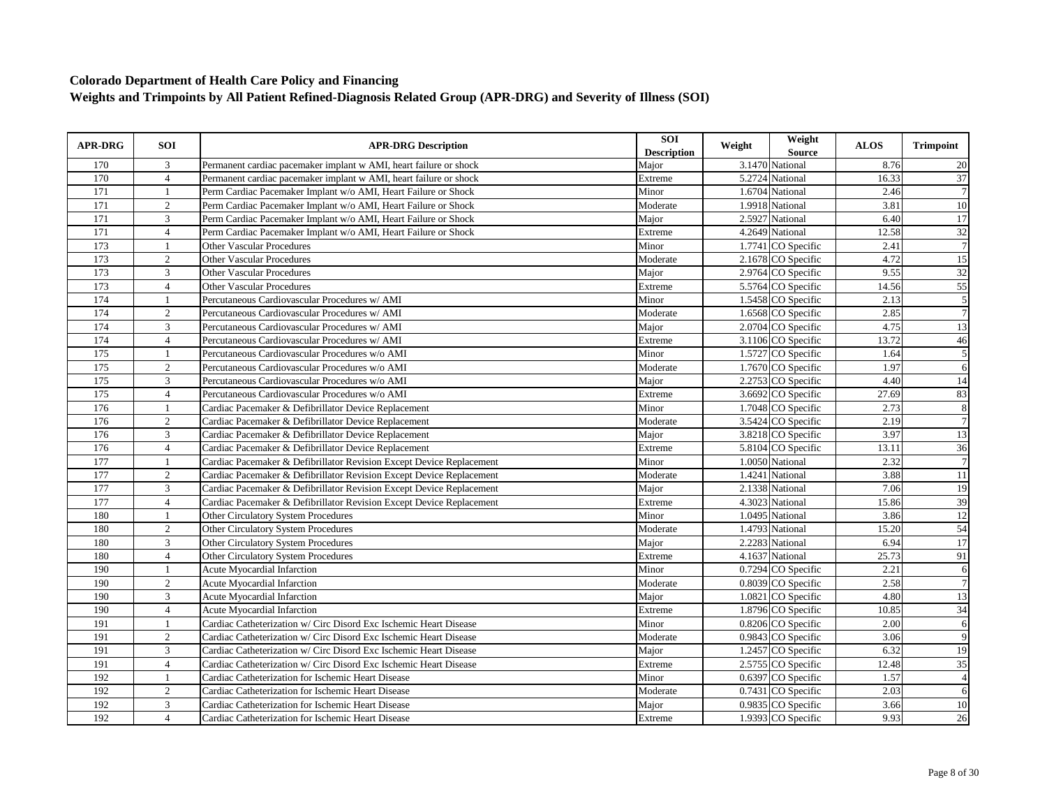## Colorado Department of Health Care Policy and Financing

## Weights and Trimpoints by All Patient Refined-Diagnosis Related Group (APR-DRG) and Severity of Illness (SOI)

| APR-DRG | SOI | APR-DRG Description | SOI Description | Weight | Weight Source | ALOS | Trimpoint |
|---|---|---|---|---|---|---|---|
| 170 | 3 | Permanent cardiac pacemaker implant w AMI, heart failure or shock | Major | 3.1470 | National | 8.76 | 20 |
| 170 | 4 | Permanent cardiac pacemaker implant w AMI, heart failure or shock | Extreme | 5.2724 | National | 16.33 | 37 |
| 171 | 1 | Perm Cardiac Pacemaker Implant w/o AMI, Heart Failure or Shock | Minor | 1.6704 | National | 2.46 | 7 |
| 171 | 2 | Perm Cardiac Pacemaker Implant w/o AMI, Heart Failure or Shock | Moderate | 1.9918 | National | 3.81 | 10 |
| 171 | 3 | Perm Cardiac Pacemaker Implant w/o AMI, Heart Failure or Shock | Major | 2.5927 | National | 6.40 | 17 |
| 171 | 4 | Perm Cardiac Pacemaker Implant w/o AMI, Heart Failure or Shock | Extreme | 4.2649 | National | 12.58 | 32 |
| 173 | 1 | Other Vascular Procedures | Minor | 1.7741 | CO Specific | 2.41 | 7 |
| 173 | 2 | Other Vascular Procedures | Moderate | 2.1678 | CO Specific | 4.72 | 15 |
| 173 | 3 | Other Vascular Procedures | Major | 2.9764 | CO Specific | 9.55 | 32 |
| 173 | 4 | Other Vascular Procedures | Extreme | 5.5764 | CO Specific | 14.56 | 55 |
| 174 | 1 | Percutaneous Cardiovascular Procedures w/ AMI | Minor | 1.5458 | CO Specific | 2.13 | 5 |
| 174 | 2 | Percutaneous Cardiovascular Procedures w/ AMI | Moderate | 1.6568 | CO Specific | 2.85 | 7 |
| 174 | 3 | Percutaneous Cardiovascular Procedures w/ AMI | Major | 2.0704 | CO Specific | 4.75 | 13 |
| 174 | 4 | Percutaneous Cardiovascular Procedures w/ AMI | Extreme | 3.1106 | CO Specific | 13.72 | 46 |
| 175 | 1 | Percutaneous Cardiovascular Procedures w/o AMI | Minor | 1.5727 | CO Specific | 1.64 | 5 |
| 175 | 2 | Percutaneous Cardiovascular Procedures w/o AMI | Moderate | 1.7670 | CO Specific | 1.97 | 6 |
| 175 | 3 | Percutaneous Cardiovascular Procedures w/o AMI | Major | 2.2753 | CO Specific | 4.40 | 14 |
| 175 | 4 | Percutaneous Cardiovascular Procedures w/o AMI | Extreme | 3.6692 | CO Specific | 27.69 | 83 |
| 176 | 1 | Cardiac Pacemaker & Defibrillator Device Replacement | Minor | 1.7048 | CO Specific | 2.73 | 8 |
| 176 | 2 | Cardiac Pacemaker & Defibrillator Device Replacement | Moderate | 3.5424 | CO Specific | 2.19 | 7 |
| 176 | 3 | Cardiac Pacemaker & Defibrillator Device Replacement | Major | 3.8218 | CO Specific | 3.97 | 13 |
| 176 | 4 | Cardiac Pacemaker & Defibrillator Device Replacement | Extreme | 5.8104 | CO Specific | 13.11 | 36 |
| 177 | 1 | Cardiac Pacemaker & Defibrillator Revision Except Device Replacement | Minor | 1.0050 | National | 2.32 | 7 |
| 177 | 2 | Cardiac Pacemaker & Defibrillator Revision Except Device Replacement | Moderate | 1.4241 | National | 3.88 | 11 |
| 177 | 3 | Cardiac Pacemaker & Defibrillator Revision Except Device Replacement | Major | 2.1338 | National | 7.06 | 19 |
| 177 | 4 | Cardiac Pacemaker & Defibrillator Revision Except Device Replacement | Extreme | 4.3023 | National | 15.86 | 39 |
| 180 | 1 | Other Circulatory System Procedures | Minor | 1.0495 | National | 3.86 | 12 |
| 180 | 2 | Other Circulatory System Procedures | Moderate | 1.4793 | National | 15.20 | 54 |
| 180 | 3 | Other Circulatory System Procedures | Major | 2.2283 | National | 6.94 | 17 |
| 180 | 4 | Other Circulatory System Procedures | Extreme | 4.1637 | National | 25.73 | 91 |
| 190 | 1 | Acute Myocardial Infarction | Minor | 0.7294 | CO Specific | 2.21 | 6 |
| 190 | 2 | Acute Myocardial Infarction | Moderate | 0.8039 | CO Specific | 2.58 | 7 |
| 190 | 3 | Acute Myocardial Infarction | Major | 1.0821 | CO Specific | 4.80 | 13 |
| 190 | 4 | Acute Myocardial Infarction | Extreme | 1.8796 | CO Specific | 10.85 | 34 |
| 191 | 1 | Cardiac Catheterization w/ Circ Disord Exc Ischemic Heart Disease | Minor | 0.8206 | CO Specific | 2.00 | 6 |
| 191 | 2 | Cardiac Catheterization w/ Circ Disord Exc Ischemic Heart Disease | Moderate | 0.9843 | CO Specific | 3.06 | 9 |
| 191 | 3 | Cardiac Catheterization w/ Circ Disord Exc Ischemic Heart Disease | Major | 1.2457 | CO Specific | 6.32 | 19 |
| 191 | 4 | Cardiac Catheterization w/ Circ Disord Exc Ischemic Heart Disease | Extreme | 2.5755 | CO Specific | 12.48 | 35 |
| 192 | 1 | Cardiac Catheterization for Ischemic Heart Disease | Minor | 0.6397 | CO Specific | 1.57 | 4 |
| 192 | 2 | Cardiac Catheterization for Ischemic Heart Disease | Moderate | 0.7431 | CO Specific | 2.03 | 6 |
| 192 | 3 | Cardiac Catheterization for Ischemic Heart Disease | Major | 0.9835 | CO Specific | 3.66 | 10 |
| 192 | 4 | Cardiac Catheterization for Ischemic Heart Disease | Extreme | 1.9393 | CO Specific | 9.93 | 26 |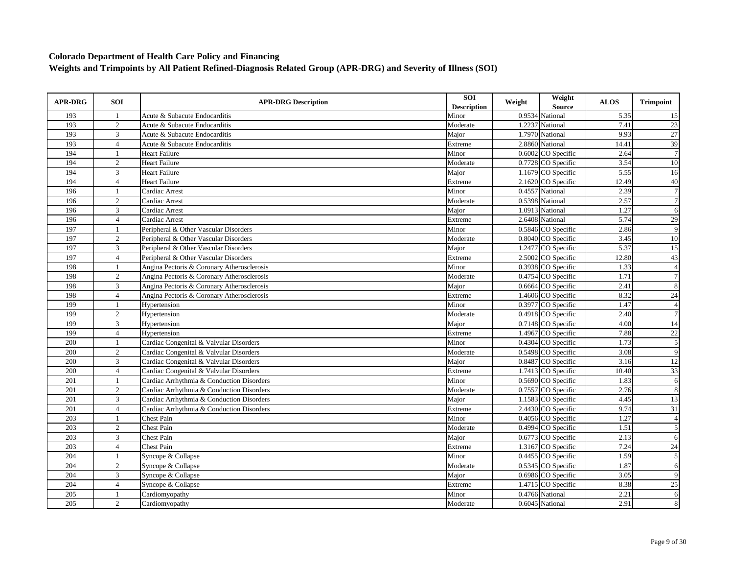## Colorado Department of Health Care Policy and Financing
## Weights and Trimpoints by All Patient Refined-Diagnosis Related Group (APR-DRG) and Severity of Illness (SOI)

| APR-DRG | SOI | APR-DRG Description | SOI Description | Weight | Weight Source | ALOS | Trimpoint |
|---|---|---|---|---|---|---|---|
| 193 | 1 | Acute & Subacute Endocarditis | Minor | 0.9534 | National | 5.35 | 15 |
| 193 | 2 | Acute & Subacute Endocarditis | Moderate | 1.2237 | National | 7.41 | 23 |
| 193 | 3 | Acute & Subacute Endocarditis | Major | 1.7970 | National | 9.93 | 27 |
| 193 | 4 | Acute & Subacute Endocarditis | Extreme | 2.8860 | National | 14.41 | 39 |
| 194 | 1 | Heart Failure | Minor | 0.6002 | CO Specific | 2.64 | 7 |
| 194 | 2 | Heart Failure | Moderate | 0.7728 | CO Specific | 3.54 | 10 |
| 194 | 3 | Heart Failure | Major | 1.1679 | CO Specific | 5.55 | 16 |
| 194 | 4 | Heart Failure | Extreme | 2.1620 | CO Specific | 12.49 | 40 |
| 196 | 1 | Cardiac Arrest | Minor | 0.4557 | National | 2.39 | 7 |
| 196 | 2 | Cardiac Arrest | Moderate | 0.5398 | National | 2.57 | 7 |
| 196 | 3 | Cardiac Arrest | Major | 1.0913 | National | 1.27 | 6 |
| 196 | 4 | Cardiac Arrest | Extreme | 2.6408 | National | 5.74 | 29 |
| 197 | 1 | Peripheral & Other Vascular Disorders | Minor | 0.5846 | CO Specific | 2.86 | 9 |
| 197 | 2 | Peripheral & Other Vascular Disorders | Moderate | 0.8040 | CO Specific | 3.45 | 10 |
| 197 | 3 | Peripheral & Other Vascular Disorders | Major | 1.2477 | CO Specific | 5.37 | 15 |
| 197 | 4 | Peripheral & Other Vascular Disorders | Extreme | 2.5002 | CO Specific | 12.80 | 43 |
| 198 | 1 | Angina Pectoris & Coronary Atherosclerosis | Minor | 0.3938 | CO Specific | 1.33 | 4 |
| 198 | 2 | Angina Pectoris & Coronary Atherosclerosis | Moderate | 0.4754 | CO Specific | 1.71 | 7 |
| 198 | 3 | Angina Pectoris & Coronary Atherosclerosis | Major | 0.6664 | CO Specific | 2.41 | 8 |
| 198 | 4 | Angina Pectoris & Coronary Atherosclerosis | Extreme | 1.4606 | CO Specific | 8.32 | 24 |
| 199 | 1 | Hypertension | Minor | 0.3977 | CO Specific | 1.47 | 4 |
| 199 | 2 | Hypertension | Moderate | 0.4918 | CO Specific | 2.40 | 7 |
| 199 | 3 | Hypertension | Major | 0.7148 | CO Specific | 4.00 | 14 |
| 199 | 4 | Hypertension | Extreme | 1.4967 | CO Specific | 7.88 | 22 |
| 200 | 1 | Cardiac Congenital & Valvular Disorders | Minor | 0.4304 | CO Specific | 1.73 | 5 |
| 200 | 2 | Cardiac Congenital & Valvular Disorders | Moderate | 0.5498 | CO Specific | 3.08 | 9 |
| 200 | 3 | Cardiac Congenital & Valvular Disorders | Major | 0.8487 | CO Specific | 3.16 | 12 |
| 200 | 4 | Cardiac Congenital & Valvular Disorders | Extreme | 1.7413 | CO Specific | 10.40 | 33 |
| 201 | 1 | Cardiac Arrhythmia & Conduction Disorders | Minor | 0.5690 | CO Specific | 1.83 | 6 |
| 201 | 2 | Cardiac Arrhythmia & Conduction Disorders | Moderate | 0.7557 | CO Specific | 2.76 | 8 |
| 201 | 3 | Cardiac Arrhythmia & Conduction Disorders | Major | 1.1583 | CO Specific | 4.45 | 13 |
| 201 | 4 | Cardiac Arrhythmia & Conduction Disorders | Extreme | 2.4430 | CO Specific | 9.74 | 31 |
| 203 | 1 | Chest Pain | Minor | 0.4056 | CO Specific | 1.27 | 4 |
| 203 | 2 | Chest Pain | Moderate | 0.4994 | CO Specific | 1.51 | 5 |
| 203 | 3 | Chest Pain | Major | 0.6773 | CO Specific | 2.13 | 6 |
| 203 | 4 | Chest Pain | Extreme | 1.3167 | CO Specific | 7.24 | 24 |
| 204 | 1 | Syncope & Collapse | Minor | 0.4455 | CO Specific | 1.59 | 5 |
| 204 | 2 | Syncope & Collapse | Moderate | 0.5345 | CO Specific | 1.87 | 6 |
| 204 | 3 | Syncope & Collapse | Major | 0.6986 | CO Specific | 3.05 | 9 |
| 204 | 4 | Syncope & Collapse | Extreme | 1.4715 | CO Specific | 8.38 | 25 |
| 205 | 1 | Cardiomyopathy | Minor | 0.4766 | National | 2.21 | 6 |
| 205 | 2 | Cardiomyopathy | Moderate | 0.6045 | National | 2.91 | 8 |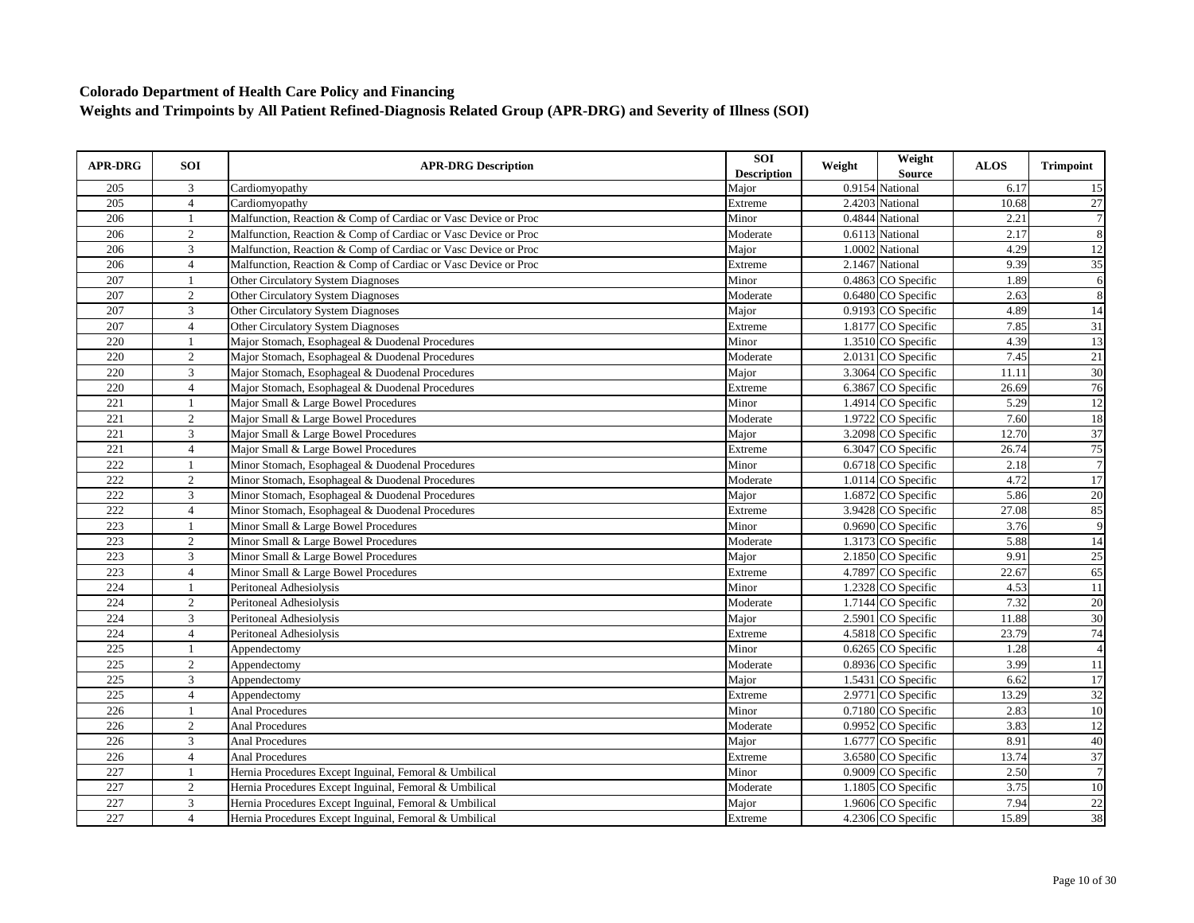**Colorado Department of Health Care Policy and Financing**
**Weights and Trimpoints by All Patient Refined-Diagnosis Related Group (APR-DRG) and Severity of Illness (SOI)**

| APR-DRG | SOI | APR-DRG Description | SOI Description | Weight | Weight Source | ALOS | Trimpoint |
|---|---|---|---|---|---|---|---|
| 205 | 3 | Cardiomyopathy | Major | 0.9154 | National | 6.17 | 15 |
| 205 | 4 | Cardiomyopathy | Extreme | 2.4203 | National | 10.68 | 27 |
| 206 | 1 | Malfunction, Reaction & Comp of Cardiac or Vasc Device or Proc | Minor | 0.4844 | National | 2.21 | 7 |
| 206 | 2 | Malfunction, Reaction & Comp of Cardiac or Vasc Device or Proc | Moderate | 0.6113 | National | 2.17 | 8 |
| 206 | 3 | Malfunction, Reaction & Comp of Cardiac or Vasc Device or Proc | Major | 1.0002 | National | 4.29 | 12 |
| 206 | 4 | Malfunction, Reaction & Comp of Cardiac or Vasc Device or Proc | Extreme | 2.1467 | National | 9.39 | 35 |
| 207 | 1 | Other Circulatory System Diagnoses | Minor | 0.4863 | CO Specific | 1.89 | 6 |
| 207 | 2 | Other Circulatory System Diagnoses | Moderate | 0.6480 | CO Specific | 2.63 | 8 |
| 207 | 3 | Other Circulatory System Diagnoses | Major | 0.9193 | CO Specific | 4.89 | 14 |
| 207 | 4 | Other Circulatory System Diagnoses | Extreme | 1.8177 | CO Specific | 7.85 | 31 |
| 220 | 1 | Major Stomach, Esophageal & Duodenal Procedures | Minor | 1.3510 | CO Specific | 4.39 | 13 |
| 220 | 2 | Major Stomach, Esophageal & Duodenal Procedures | Moderate | 2.0131 | CO Specific | 7.45 | 21 |
| 220 | 3 | Major Stomach, Esophageal & Duodenal Procedures | Major | 3.3064 | CO Specific | 11.11 | 30 |
| 220 | 4 | Major Stomach, Esophageal & Duodenal Procedures | Extreme | 6.3867 | CO Specific | 26.69 | 76 |
| 221 | 1 | Major Small & Large Bowel Procedures | Minor | 1.4914 | CO Specific | 5.29 | 12 |
| 221 | 2 | Major Small & Large Bowel Procedures | Moderate | 1.9722 | CO Specific | 7.60 | 18 |
| 221 | 3 | Major Small & Large Bowel Procedures | Major | 3.2098 | CO Specific | 12.70 | 37 |
| 221 | 4 | Major Small & Large Bowel Procedures | Extreme | 6.3047 | CO Specific | 26.74 | 75 |
| 222 | 1 | Minor Stomach, Esophageal & Duodenal Procedures | Minor | 0.6718 | CO Specific | 2.18 | 7 |
| 222 | 2 | Minor Stomach, Esophageal & Duodenal Procedures | Moderate | 1.0114 | CO Specific | 4.72 | 17 |
| 222 | 3 | Minor Stomach, Esophageal & Duodenal Procedures | Major | 1.6872 | CO Specific | 5.86 | 20 |
| 222 | 4 | Minor Stomach, Esophageal & Duodenal Procedures | Extreme | 3.9428 | CO Specific | 27.08 | 85 |
| 223 | 1 | Minor Small & Large Bowel Procedures | Minor | 0.9690 | CO Specific | 3.76 | 9 |
| 223 | 2 | Minor Small & Large Bowel Procedures | Moderate | 1.3173 | CO Specific | 5.88 | 14 |
| 223 | 3 | Minor Small & Large Bowel Procedures | Major | 2.1850 | CO Specific | 9.91 | 25 |
| 223 | 4 | Minor Small & Large Bowel Procedures | Extreme | 4.7897 | CO Specific | 22.67 | 65 |
| 224 | 1 | Peritoneal Adhesiolysis | Minor | 1.2328 | CO Specific | 4.53 | 11 |
| 224 | 2 | Peritoneal Adhesiolysis | Moderate | 1.7144 | CO Specific | 7.32 | 20 |
| 224 | 3 | Peritoneal Adhesiolysis | Major | 2.5901 | CO Specific | 11.88 | 30 |
| 224 | 4 | Peritoneal Adhesiolysis | Extreme | 4.5818 | CO Specific | 23.79 | 74 |
| 225 | 1 | Appendectomy | Minor | 0.6265 | CO Specific | 1.28 | 4 |
| 225 | 2 | Appendectomy | Moderate | 0.8936 | CO Specific | 3.99 | 11 |
| 225 | 3 | Appendectomy | Major | 1.5431 | CO Specific | 6.62 | 17 |
| 225 | 4 | Appendectomy | Extreme | 2.9771 | CO Specific | 13.29 | 32 |
| 226 | 1 | Anal Procedures | Minor | 0.7180 | CO Specific | 2.83 | 10 |
| 226 | 2 | Anal Procedures | Moderate | 0.9952 | CO Specific | 3.83 | 12 |
| 226 | 3 | Anal Procedures | Major | 1.6777 | CO Specific | 8.91 | 40 |
| 226 | 4 | Anal Procedures | Extreme | 3.6580 | CO Specific | 13.74 | 37 |
| 227 | 1 | Hernia Procedures Except Inguinal, Femoral & Umbilical | Minor | 0.9009 | CO Specific | 2.50 | 7 |
| 227 | 2 | Hernia Procedures Except Inguinal, Femoral & Umbilical | Moderate | 1.1805 | CO Specific | 3.75 | 10 |
| 227 | 3 | Hernia Procedures Except Inguinal, Femoral & Umbilical | Major | 1.9606 | CO Specific | 7.94 | 22 |
| 227 | 4 | Hernia Procedures Except Inguinal, Femoral & Umbilical | Extreme | 4.2306 | CO Specific | 15.89 | 38 |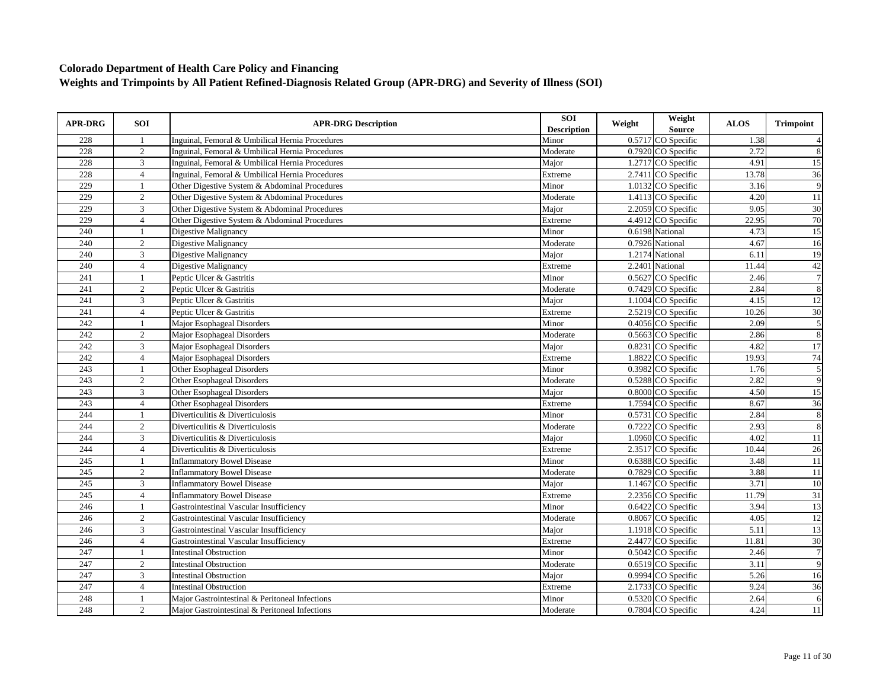**Colorado Department of Health Care Policy and Financing**
**Weights and Trimpoints by All Patient Refined-Diagnosis Related Group (APR-DRG) and Severity of Illness (SOI)**

| APR-DRG | SOI | APR-DRG Description | SOI Description | Weight | Weight Source | ALOS | Trimpoint |
|---|---|---|---|---|---|---|---|
| 228 | 1 | Inguinal, Femoral & Umbilical Hernia Procedures | Minor | 0.5717 | CO Specific | 1.38 | 4 |
| 228 | 2 | Inguinal, Femoral & Umbilical Hernia Procedures | Moderate | 0.7920 | CO Specific | 2.72 | 8 |
| 228 | 3 | Inguinal, Femoral & Umbilical Hernia Procedures | Major | 1.2717 | CO Specific | 4.91 | 15 |
| 228 | 4 | Inguinal, Femoral & Umbilical Hernia Procedures | Extreme | 2.7411 | CO Specific | 13.78 | 36 |
| 229 | 1 | Other Digestive System & Abdominal Procedures | Minor | 1.0132 | CO Specific | 3.16 | 9 |
| 229 | 2 | Other Digestive System & Abdominal Procedures | Moderate | 1.4113 | CO Specific | 4.20 | 11 |
| 229 | 3 | Other Digestive System & Abdominal Procedures | Major | 2.2059 | CO Specific | 9.05 | 30 |
| 229 | 4 | Other Digestive System & Abdominal Procedures | Extreme | 4.4912 | CO Specific | 22.95 | 70 |
| 240 | 1 | Digestive Malignancy | Minor | 0.6198 | National | 4.73 | 15 |
| 240 | 2 | Digestive Malignancy | Moderate | 0.7926 | National | 4.67 | 16 |
| 240 | 3 | Digestive Malignancy | Major | 1.2174 | National | 6.11 | 19 |
| 240 | 4 | Digestive Malignancy | Extreme | 2.2401 | National | 11.44 | 42 |
| 241 | 1 | Peptic Ulcer & Gastritis | Minor | 0.5627 | CO Specific | 2.46 | 7 |
| 241 | 2 | Peptic Ulcer & Gastritis | Moderate | 0.7429 | CO Specific | 2.84 | 8 |
| 241 | 3 | Peptic Ulcer & Gastritis | Major | 1.1004 | CO Specific | 4.15 | 12 |
| 241 | 4 | Peptic Ulcer & Gastritis | Extreme | 2.5219 | CO Specific | 10.26 | 30 |
| 242 | 1 | Major Esophageal Disorders | Minor | 0.4056 | CO Specific | 2.09 | 5 |
| 242 | 2 | Major Esophageal Disorders | Moderate | 0.5663 | CO Specific | 2.86 | 8 |
| 242 | 3 | Major Esophageal Disorders | Major | 0.8231 | CO Specific | 4.82 | 17 |
| 242 | 4 | Major Esophageal Disorders | Extreme | 1.8822 | CO Specific | 19.93 | 74 |
| 243 | 1 | Other Esophageal Disorders | Minor | 0.3982 | CO Specific | 1.76 | 5 |
| 243 | 2 | Other Esophageal Disorders | Moderate | 0.5288 | CO Specific | 2.82 | 9 |
| 243 | 3 | Other Esophageal Disorders | Major | 0.8000 | CO Specific | 4.50 | 15 |
| 243 | 4 | Other Esophageal Disorders | Extreme | 1.7594 | CO Specific | 8.67 | 36 |
| 244 | 1 | Diverticulitis & Diverticulosis | Minor | 0.5731 | CO Specific | 2.84 | 8 |
| 244 | 2 | Diverticulitis & Diverticulosis | Moderate | 0.7222 | CO Specific | 2.93 | 8 |
| 244 | 3 | Diverticulitis & Diverticulosis | Major | 1.0960 | CO Specific | 4.02 | 11 |
| 244 | 4 | Diverticulitis & Diverticulosis | Extreme | 2.3517 | CO Specific | 10.44 | 26 |
| 245 | 1 | Inflammatory Bowel Disease | Minor | 0.6388 | CO Specific | 3.48 | 11 |
| 245 | 2 | Inflammatory Bowel Disease | Moderate | 0.7829 | CO Specific | 3.88 | 11 |
| 245 | 3 | Inflammatory Bowel Disease | Major | 1.1467 | CO Specific | 3.71 | 10 |
| 245 | 4 | Inflammatory Bowel Disease | Extreme | 2.2356 | CO Specific | 11.79 | 31 |
| 246 | 1 | Gastrointestinal Vascular Insufficiency | Minor | 0.6422 | CO Specific | 3.94 | 13 |
| 246 | 2 | Gastrointestinal Vascular Insufficiency | Moderate | 0.8067 | CO Specific | 4.05 | 12 |
| 246 | 3 | Gastrointestinal Vascular Insufficiency | Major | 1.1918 | CO Specific | 5.11 | 13 |
| 246 | 4 | Gastrointestinal Vascular Insufficiency | Extreme | 2.4477 | CO Specific | 11.81 | 30 |
| 247 | 1 | Intestinal Obstruction | Minor | 0.5042 | CO Specific | 2.46 | 7 |
| 247 | 2 | Intestinal Obstruction | Moderate | 0.6519 | CO Specific | 3.11 | 9 |
| 247 | 3 | Intestinal Obstruction | Major | 0.9994 | CO Specific | 5.26 | 16 |
| 247 | 4 | Intestinal Obstruction | Extreme | 2.1733 | CO Specific | 9.24 | 36 |
| 248 | 1 | Major Gastrointestinal & Peritoneal Infections | Minor | 0.5320 | CO Specific | 2.64 | 6 |
| 248 | 2 | Major Gastrointestinal & Peritoneal Infections | Moderate | 0.7804 | CO Specific | 4.24 | 11 |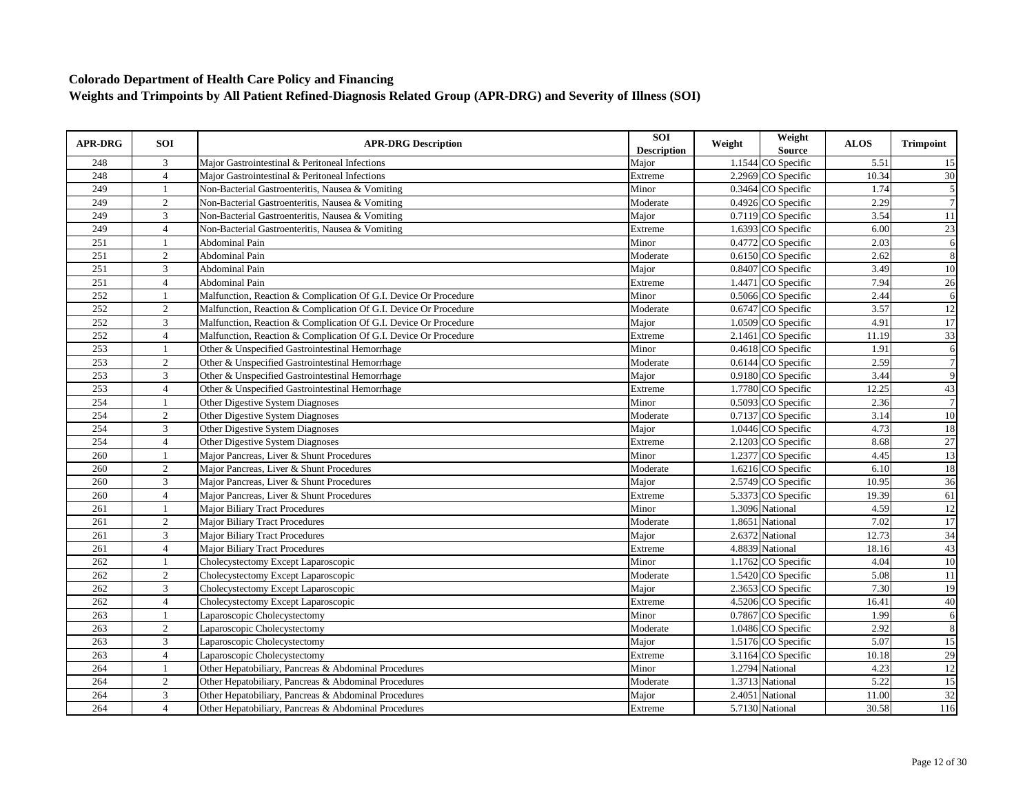**Colorado Department of Health Care Policy and Financing**

**Weights and Trimpoints by All Patient Refined-Diagnosis Related Group (APR-DRG) and Severity of Illness (SOI)**

| APR-DRG | SOI | APR-DRG Description | SOI Description | Weight | Weight Source | ALOS | Trimpoint |
|---|---|---|---|---|---|---|---|
| 248 | 3 | Major Gastrointestinal & Peritoneal Infections | Major | 1.1544 | CO Specific | 5.51 | 15 |
| 248 | 4 | Major Gastrointestinal & Peritoneal Infections | Extreme | 2.2969 | CO Specific | 10.34 | 30 |
| 249 | 1 | Non-Bacterial Gastroenteritis, Nausea & Vomiting | Minor | 0.3464 | CO Specific | 1.74 | 5 |
| 249 | 2 | Non-Bacterial Gastroenteritis, Nausea & Vomiting | Moderate | 0.4926 | CO Specific | 2.29 | 7 |
| 249 | 3 | Non-Bacterial Gastroenteritis, Nausea & Vomiting | Major | 0.7119 | CO Specific | 3.54 | 11 |
| 249 | 4 | Non-Bacterial Gastroenteritis, Nausea & Vomiting | Extreme | 1.6393 | CO Specific | 6.00 | 23 |
| 251 | 1 | Abdominal Pain | Minor | 0.4772 | CO Specific | 2.03 | 6 |
| 251 | 2 | Abdominal Pain | Moderate | 0.6150 | CO Specific | 2.62 | 8 |
| 251 | 3 | Abdominal Pain | Major | 0.8407 | CO Specific | 3.49 | 10 |
| 251 | 4 | Abdominal Pain | Extreme | 1.4471 | CO Specific | 7.94 | 26 |
| 252 | 1 | Malfunction, Reaction & Complication Of G.I. Device Or Procedure | Minor | 0.5066 | CO Specific | 2.44 | 6 |
| 252 | 2 | Malfunction, Reaction & Complication Of G.I. Device Or Procedure | Moderate | 0.6747 | CO Specific | 3.57 | 12 |
| 252 | 3 | Malfunction, Reaction & Complication Of G.I. Device Or Procedure | Major | 1.0509 | CO Specific | 4.91 | 17 |
| 252 | 4 | Malfunction, Reaction & Complication Of G.I. Device Or Procedure | Extreme | 2.1461 | CO Specific | 11.19 | 33 |
| 253 | 1 | Other & Unspecified Gastrointestinal Hemorrhage | Minor | 0.4618 | CO Specific | 1.91 | 6 |
| 253 | 2 | Other & Unspecified Gastrointestinal Hemorrhage | Moderate | 0.6144 | CO Specific | 2.59 | 7 |
| 253 | 3 | Other & Unspecified Gastrointestinal Hemorrhage | Major | 0.9180 | CO Specific | 3.44 | 9 |
| 253 | 4 | Other & Unspecified Gastrointestinal Hemorrhage | Extreme | 1.7780 | CO Specific | 12.25 | 43 |
| 254 | 1 | Other Digestive System Diagnoses | Minor | 0.5093 | CO Specific | 2.36 | 7 |
| 254 | 2 | Other Digestive System Diagnoses | Moderate | 0.7137 | CO Specific | 3.14 | 10 |
| 254 | 3 | Other Digestive System Diagnoses | Major | 1.0446 | CO Specific | 4.73 | 18 |
| 254 | 4 | Other Digestive System Diagnoses | Extreme | 2.1203 | CO Specific | 8.68 | 27 |
| 260 | 1 | Major Pancreas, Liver & Shunt Procedures | Minor | 1.2377 | CO Specific | 4.45 | 13 |
| 260 | 2 | Major Pancreas, Liver & Shunt Procedures | Moderate | 1.6216 | CO Specific | 6.10 | 18 |
| 260 | 3 | Major Pancreas, Liver & Shunt Procedures | Major | 2.5749 | CO Specific | 10.95 | 36 |
| 260 | 4 | Major Pancreas, Liver & Shunt Procedures | Extreme | 5.3373 | CO Specific | 19.39 | 61 |
| 261 | 1 | Major Biliary Tract Procedures | Minor | 1.3096 | National | 4.59 | 12 |
| 261 | 2 | Major Biliary Tract Procedures | Moderate | 1.8651 | National | 7.02 | 17 |
| 261 | 3 | Major Biliary Tract Procedures | Major | 2.6372 | National | 12.73 | 34 |
| 261 | 4 | Major Biliary Tract Procedures | Extreme | 4.8839 | National | 18.16 | 43 |
| 262 | 1 | Cholecystectomy Except Laparoscopic | Minor | 1.1762 | CO Specific | 4.04 | 10 |
| 262 | 2 | Cholecystectomy Except Laparoscopic | Moderate | 1.5420 | CO Specific | 5.08 | 11 |
| 262 | 3 | Cholecystectomy Except Laparoscopic | Major | 2.3653 | CO Specific | 7.30 | 19 |
| 262 | 4 | Cholecystectomy Except Laparoscopic | Extreme | 4.5206 | CO Specific | 16.41 | 40 |
| 263 | 1 | Laparoscopic Cholecystectomy | Minor | 0.7867 | CO Specific | 1.99 | 6 |
| 263 | 2 | Laparoscopic Cholecystectomy | Moderate | 1.0486 | CO Specific | 2.92 | 8 |
| 263 | 3 | Laparoscopic Cholecystectomy | Major | 1.5176 | CO Specific | 5.07 | 15 |
| 263 | 4 | Laparoscopic Cholecystectomy | Extreme | 3.1164 | CO Specific | 10.18 | 29 |
| 264 | 1 | Other Hepatobiliary, Pancreas & Abdominal Procedures | Minor | 1.2794 | National | 4.23 | 12 |
| 264 | 2 | Other Hepatobiliary, Pancreas & Abdominal Procedures | Moderate | 1.3713 | National | 5.22 | 15 |
| 264 | 3 | Other Hepatobiliary, Pancreas & Abdominal Procedures | Major | 2.4051 | National | 11.00 | 32 |
| 264 | 4 | Other Hepatobiliary, Pancreas & Abdominal Procedures | Extreme | 5.7130 | National | 30.58 | 116 |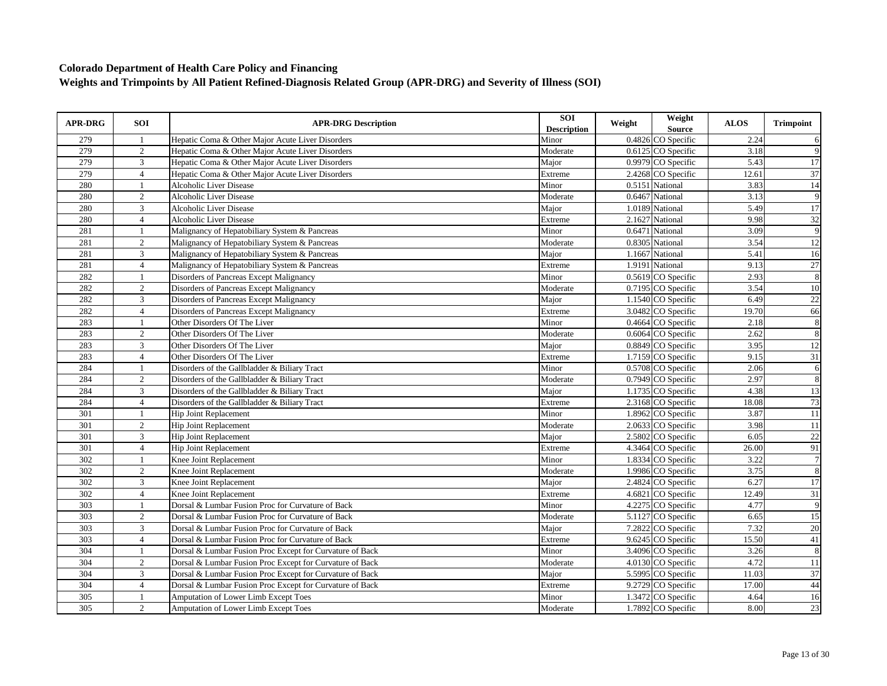# Colorado Department of Health Care Policy and Financing

## Weights and Trimpoints by All Patient Refined-Diagnosis Related Group (APR-DRG) and Severity of Illness (SOI)

| APR-DRG | SOI | APR-DRG Description | SOI Description | Weight | Weight Source | ALOS | Trimpoint |
|---|---|---|---|---|---|---|---|
| 279 | 1 | Hepatic Coma & Other Major Acute Liver Disorders | Minor | 0.4826 | CO Specific | 2.24 | 6 |
| 279 | 2 | Hepatic Coma & Other Major Acute Liver Disorders | Moderate | 0.6125 | CO Specific | 3.18 | 9 |
| 279 | 3 | Hepatic Coma & Other Major Acute Liver Disorders | Major | 0.9979 | CO Specific | 5.43 | 17 |
| 279 | 4 | Hepatic Coma & Other Major Acute Liver Disorders | Extreme | 2.4268 | CO Specific | 12.61 | 37 |
| 280 | 1 | Alcoholic Liver Disease | Minor | 0.5151 | National | 3.83 | 14 |
| 280 | 2 | Alcoholic Liver Disease | Moderate | 0.6467 | National | 3.13 | 9 |
| 280 | 3 | Alcoholic Liver Disease | Major | 1.0189 | National | 5.49 | 17 |
| 280 | 4 | Alcoholic Liver Disease | Extreme | 2.1627 | National | 9.98 | 32 |
| 281 | 1 | Malignancy of Hepatobiliary System & Pancreas | Minor | 0.6471 | National | 3.09 | 9 |
| 281 | 2 | Malignancy of Hepatobiliary System & Pancreas | Moderate | 0.8305 | National | 3.54 | 12 |
| 281 | 3 | Malignancy of Hepatobiliary System & Pancreas | Major | 1.1667 | National | 5.41 | 16 |
| 281 | 4 | Malignancy of Hepatobiliary System & Pancreas | Extreme | 1.9191 | National | 9.13 | 27 |
| 282 | 1 | Disorders of Pancreas Except Malignancy | Minor | 0.5619 | CO Specific | 2.93 | 8 |
| 282 | 2 | Disorders of Pancreas Except Malignancy | Moderate | 0.7195 | CO Specific | 3.54 | 10 |
| 282 | 3 | Disorders of Pancreas Except Malignancy | Major | 1.1540 | CO Specific | 6.49 | 22 |
| 282 | 4 | Disorders of Pancreas Except Malignancy | Extreme | 3.0482 | CO Specific | 19.70 | 66 |
| 283 | 1 | Other Disorders Of The Liver | Minor | 0.4664 | CO Specific | 2.18 | 8 |
| 283 | 2 | Other Disorders Of The Liver | Moderate | 0.6064 | CO Specific | 2.62 | 8 |
| 283 | 3 | Other Disorders Of The Liver | Major | 0.8849 | CO Specific | 3.95 | 12 |
| 283 | 4 | Other Disorders Of The Liver | Extreme | 1.7159 | CO Specific | 9.15 | 31 |
| 284 | 1 | Disorders of the Gallbladder & Biliary Tract | Minor | 0.5708 | CO Specific | 2.06 | 6 |
| 284 | 2 | Disorders of the Gallbladder & Biliary Tract | Moderate | 0.7949 | CO Specific | 2.97 | 8 |
| 284 | 3 | Disorders of the Gallbladder & Biliary Tract | Major | 1.1735 | CO Specific | 4.38 | 13 |
| 284 | 4 | Disorders of the Gallbladder & Biliary Tract | Extreme | 2.3168 | CO Specific | 18.08 | 73 |
| 301 | 1 | Hip Joint Replacement | Minor | 1.8962 | CO Specific | 3.87 | 11 |
| 301 | 2 | Hip Joint Replacement | Moderate | 2.0633 | CO Specific | 3.98 | 11 |
| 301 | 3 | Hip Joint Replacement | Major | 2.5802 | CO Specific | 6.05 | 22 |
| 301 | 4 | Hip Joint Replacement | Extreme | 4.3464 | CO Specific | 26.00 | 91 |
| 302 | 1 | Knee Joint Replacement | Minor | 1.8334 | CO Specific | 3.22 | 7 |
| 302 | 2 | Knee Joint Replacement | Moderate | 1.9986 | CO Specific | 3.75 | 8 |
| 302 | 3 | Knee Joint Replacement | Major | 2.4824 | CO Specific | 6.27 | 17 |
| 302 | 4 | Knee Joint Replacement | Extreme | 4.6821 | CO Specific | 12.49 | 31 |
| 303 | 1 | Dorsal & Lumbar Fusion Proc for Curvature of Back | Minor | 4.2275 | CO Specific | 4.77 | 9 |
| 303 | 2 | Dorsal & Lumbar Fusion Proc for Curvature of Back | Moderate | 5.1127 | CO Specific | 6.65 | 15 |
| 303 | 3 | Dorsal & Lumbar Fusion Proc for Curvature of Back | Major | 7.2822 | CO Specific | 7.32 | 20 |
| 303 | 4 | Dorsal & Lumbar Fusion Proc for Curvature of Back | Extreme | 9.6245 | CO Specific | 15.50 | 41 |
| 304 | 1 | Dorsal & Lumbar Fusion Proc Except for Curvature of Back | Minor | 3.4096 | CO Specific | 3.26 | 8 |
| 304 | 2 | Dorsal & Lumbar Fusion Proc Except for Curvature of Back | Moderate | 4.0130 | CO Specific | 4.72 | 11 |
| 304 | 3 | Dorsal & Lumbar Fusion Proc Except for Curvature of Back | Major | 5.5995 | CO Specific | 11.03 | 37 |
| 304 | 4 | Dorsal & Lumbar Fusion Proc Except for Curvature of Back | Extreme | 9.2729 | CO Specific | 17.00 | 44 |
| 305 | 1 | Amputation of Lower Limb Except Toes | Minor | 1.3472 | CO Specific | 4.64 | 16 |
| 305 | 2 | Amputation of Lower Limb Except Toes | Moderate | 1.7892 | CO Specific | 8.00 | 23 |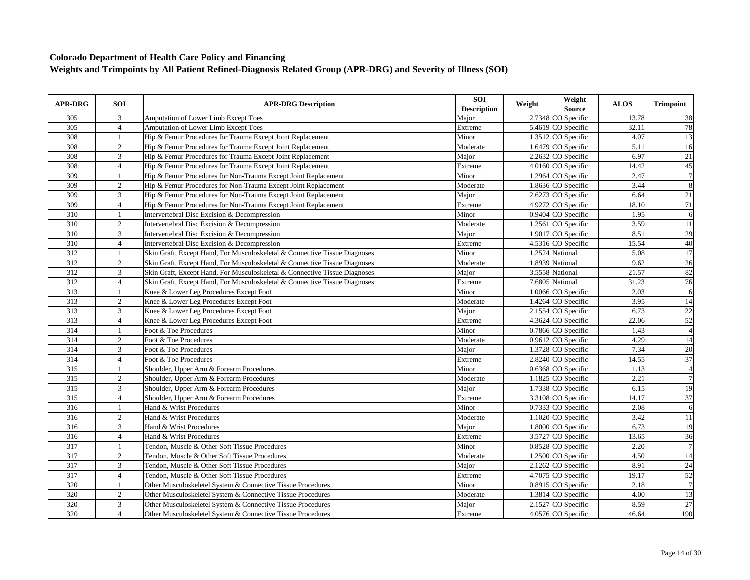**Colorado Department of Health Care Policy and Financing**
**Weights and Trimpoints by All Patient Refined-Diagnosis Related Group (APR-DRG) and Severity of Illness (SOI)**

| APR-DRG | SOI | APR-DRG Description | SOI Description | Weight | Weight Source | ALOS | Trimpoint |
|---|---|---|---|---|---|---|---|
| 305 | 3 | Amputation of Lower Limb Except Toes | Major | 2.7348 | CO Specific | 13.78 | 38 |
| 305 | 4 | Amputation of Lower Limb Except Toes | Extreme | 5.4619 | CO Specific | 32.11 | 78 |
| 308 | 1 | Hip & Femur Procedures for Trauma Except Joint Replacement | Minor | 1.3512 | CO Specific | 4.07 | 13 |
| 308 | 2 | Hip & Femur Procedures for Trauma Except Joint Replacement | Moderate | 1.6479 | CO Specific | 5.11 | 16 |
| 308 | 3 | Hip & Femur Procedures for Trauma Except Joint Replacement | Major | 2.2632 | CO Specific | 6.97 | 21 |
| 308 | 4 | Hip & Femur Procedures for Trauma Except Joint Replacement | Extreme | 4.0160 | CO Specific | 14.42 | 45 |
| 309 | 1 | Hip & Femur Procedures for Non-Trauma Except Joint Replacement | Minor | 1.2964 | CO Specific | 2.47 | 7 |
| 309 | 2 | Hip & Femur Procedures for Non-Trauma Except Joint Replacement | Moderate | 1.8636 | CO Specific | 3.44 | 8 |
| 309 | 3 | Hip & Femur Procedures for Non-Trauma Except Joint Replacement | Major | 2.6273 | CO Specific | 6.64 | 21 |
| 309 | 4 | Hip & Femur Procedures for Non-Trauma Except Joint Replacement | Extreme | 4.9272 | CO Specific | 18.10 | 71 |
| 310 | 1 | Intervertebral Disc Excision & Decompression | Minor | 0.9404 | CO Specific | 1.95 | 6 |
| 310 | 2 | Intervertebral Disc Excision & Decompression | Moderate | 1.2561 | CO Specific | 3.59 | 11 |
| 310 | 3 | Intervertebral Disc Excision & Decompression | Major | 1.9017 | CO Specific | 8.51 | 29 |
| 310 | 4 | Intervertebral Disc Excision & Decompression | Extreme | 4.5316 | CO Specific | 15.54 | 40 |
| 312 | 1 | Skin Graft, Except Hand, For Musculoskeletal & Connective Tissue Diagnoses | Minor | 1.2524 | National | 5.08 | 17 |
| 312 | 2 | Skin Graft, Except Hand, For Musculoskeletal & Connective Tissue Diagnoses | Moderate | 1.8939 | National | 9.62 | 26 |
| 312 | 3 | Skin Graft, Except Hand, For Musculoskeletal & Connective Tissue Diagnoses | Major | 3.5558 | National | 21.57 | 82 |
| 312 | 4 | Skin Graft, Except Hand, For Musculoskeletal & Connective Tissue Diagnoses | Extreme | 7.6805 | National | 31.23 | 76 |
| 313 | 1 | Knee & Lower Leg Procedures Except Foot | Minor | 1.0066 | CO Specific | 2.03 | 6 |
| 313 | 2 | Knee & Lower Leg Procedures Except Foot | Moderate | 1.4264 | CO Specific | 3.95 | 14 |
| 313 | 3 | Knee & Lower Leg Procedures Except Foot | Major | 2.1554 | CO Specific | 6.73 | 22 |
| 313 | 4 | Knee & Lower Leg Procedures Except Foot | Extreme | 4.3624 | CO Specific | 22.06 | 52 |
| 314 | 1 | Foot & Toe Procedures | Minor | 0.7866 | CO Specific | 1.43 | 4 |
| 314 | 2 | Foot & Toe Procedures | Moderate | 0.9612 | CO Specific | 4.29 | 14 |
| 314 | 3 | Foot & Toe Procedures | Major | 1.3728 | CO Specific | 7.34 | 20 |
| 314 | 4 | Foot & Toe Procedures | Extreme | 2.8240 | CO Specific | 14.55 | 37 |
| 315 | 1 | Shoulder, Upper Arm & Forearm Procedures | Minor | 0.6368 | CO Specific | 1.13 | 4 |
| 315 | 2 | Shoulder, Upper Arm & Forearm Procedures | Moderate | 1.1825 | CO Specific | 2.21 | 7 |
| 315 | 3 | Shoulder, Upper Arm & Forearm Procedures | Major | 1.7338 | CO Specific | 6.15 | 19 |
| 315 | 4 | Shoulder, Upper Arm & Forearm Procedures | Extreme | 3.3108 | CO Specific | 14.17 | 37 |
| 316 | 1 | Hand & Wrist Procedures | Minor | 0.7333 | CO Specific | 2.08 | 6 |
| 316 | 2 | Hand & Wrist Procedures | Moderate | 1.1020 | CO Specific | 3.42 | 11 |
| 316 | 3 | Hand & Wrist Procedures | Major | 1.8000 | CO Specific | 6.73 | 19 |
| 316 | 4 | Hand & Wrist Procedures | Extreme | 3.5727 | CO Specific | 13.65 | 36 |
| 317 | 1 | Tendon, Muscle & Other Soft Tissue Procedures | Minor | 0.8528 | CO Specific | 2.20 | 7 |
| 317 | 2 | Tendon, Muscle & Other Soft Tissue Procedures | Moderate | 1.2500 | CO Specific | 4.50 | 14 |
| 317 | 3 | Tendon, Muscle & Other Soft Tissue Procedures | Major | 2.1262 | CO Specific | 8.91 | 24 |
| 317 | 4 | Tendon, Muscle & Other Soft Tissue Procedures | Extreme | 4.7075 | CO Specific | 19.17 | 52 |
| 320 | 1 | Other Musculoskeletel System & Connective Tissue Procedures | Minor | 0.8915 | CO Specific | 2.18 | 7 |
| 320 | 2 | Other Musculoskeletel System & Connective Tissue Procedures | Moderate | 1.3814 | CO Specific | 4.00 | 13 |
| 320 | 3 | Other Musculoskeletel System & Connective Tissue Procedures | Major | 2.1527 | CO Specific | 8.59 | 27 |
| 320 | 4 | Other Musculoskeletel System & Connective Tissue Procedures | Extreme | 4.0576 | CO Specific | 46.64 | 190 |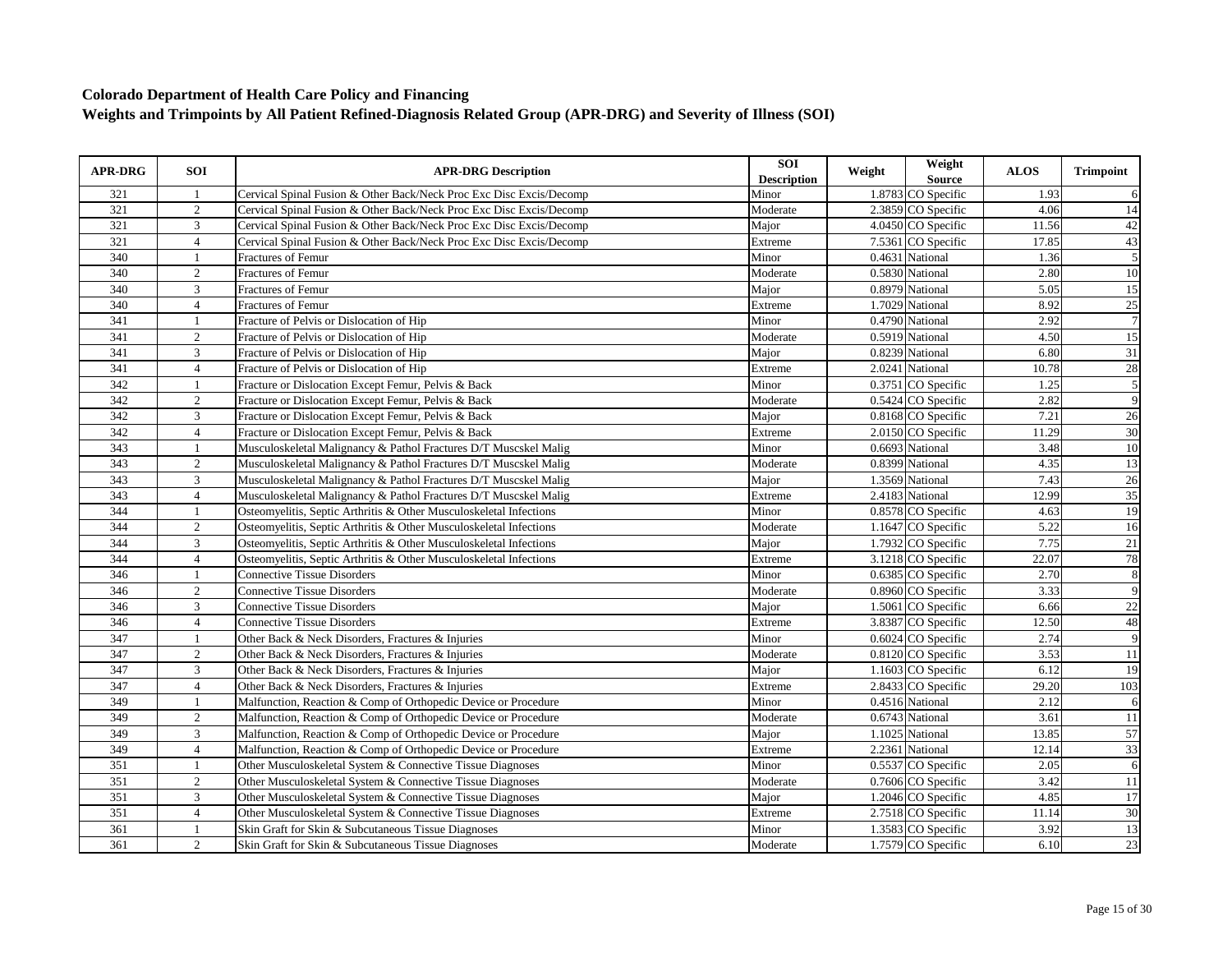**Colorado Department of Health Care Policy and Financing**
**Weights and Trimpoints by All Patient Refined-Diagnosis Related Group (APR-DRG) and Severity of Illness (SOI)**

| APR-DRG | SOI | APR-DRG Description | SOI Description | Weight | Weight Source | ALOS | Trimpoint |
|---|---|---|---|---|---|---|---|
| 321 | 1 | Cervical Spinal Fusion & Other Back/Neck Proc Exc Disc Excis/Decomp | Minor | 1.8783 | CO Specific | 1.93 | 6 |
| 321 | 2 | Cervical Spinal Fusion & Other Back/Neck Proc Exc Disc Excis/Decomp | Moderate | 2.3859 | CO Specific | 4.06 | 14 |
| 321 | 3 | Cervical Spinal Fusion & Other Back/Neck Proc Exc Disc Excis/Decomp | Major | 4.0450 | CO Specific | 11.56 | 42 |
| 321 | 4 | Cervical Spinal Fusion & Other Back/Neck Proc Exc Disc Excis/Decomp | Extreme | 7.5361 | CO Specific | 17.85 | 43 |
| 340 | 1 | Fractures of Femur | Minor | 0.4631 | National | 1.36 | 5 |
| 340 | 2 | Fractures of Femur | Moderate | 0.5830 | National | 2.80 | 10 |
| 340 | 3 | Fractures of Femur | Major | 0.8979 | National | 5.05 | 15 |
| 340 | 4 | Fractures of Femur | Extreme | 1.7029 | National | 8.92 | 25 |
| 341 | 1 | Fracture of Pelvis or Dislocation of Hip | Minor | 0.4790 | National | 2.92 | 7 |
| 341 | 2 | Fracture of Pelvis or Dislocation of Hip | Moderate | 0.5919 | National | 4.50 | 15 |
| 341 | 3 | Fracture of Pelvis or Dislocation of Hip | Major | 0.8239 | National | 6.80 | 31 |
| 341 | 4 | Fracture of Pelvis or Dislocation of Hip | Extreme | 2.0241 | National | 10.78 | 28 |
| 342 | 1 | Fracture or Dislocation Except Femur, Pelvis & Back | Minor | 0.3751 | CO Specific | 1.25 | 5 |
| 342 | 2 | Fracture or Dislocation Except Femur, Pelvis & Back | Moderate | 0.5424 | CO Specific | 2.82 | 9 |
| 342 | 3 | Fracture or Dislocation Except Femur, Pelvis & Back | Major | 0.8168 | CO Specific | 7.21 | 26 |
| 342 | 4 | Fracture or Dislocation Except Femur, Pelvis & Back | Extreme | 2.0150 | CO Specific | 11.29 | 30 |
| 343 | 1 | Musculoskeletal Malignancy & Pathol Fractures D/T Muscskel Malig | Minor | 0.6693 | National | 3.48 | 10 |
| 343 | 2 | Musculoskeletal Malignancy & Pathol Fractures D/T Muscskel Malig | Moderate | 0.8399 | National | 4.35 | 13 |
| 343 | 3 | Musculoskeletal Malignancy & Pathol Fractures D/T Muscskel Malig | Major | 1.3569 | National | 7.43 | 26 |
| 343 | 4 | Musculoskeletal Malignancy & Pathol Fractures D/T Muscskel Malig | Extreme | 2.4183 | National | 12.99 | 35 |
| 344 | 1 | Osteomyelitis, Septic Arthritis & Other Musculoskeletal Infections | Minor | 0.8578 | CO Specific | 4.63 | 19 |
| 344 | 2 | Osteomyelitis, Septic Arthritis & Other Musculoskeletal Infections | Moderate | 1.1647 | CO Specific | 5.22 | 16 |
| 344 | 3 | Osteomyelitis, Septic Arthritis & Other Musculoskeletal Infections | Major | 1.7932 | CO Specific | 7.75 | 21 |
| 344 | 4 | Osteomyelitis, Septic Arthritis & Other Musculoskeletal Infections | Extreme | 3.1218 | CO Specific | 22.07 | 78 |
| 346 | 1 | Connective Tissue Disorders | Minor | 0.6385 | CO Specific | 2.70 | 8 |
| 346 | 2 | Connective Tissue Disorders | Moderate | 0.8960 | CO Specific | 3.33 | 9 |
| 346 | 3 | Connective Tissue Disorders | Major | 1.5061 | CO Specific | 6.66 | 22 |
| 346 | 4 | Connective Tissue Disorders | Extreme | 3.8387 | CO Specific | 12.50 | 48 |
| 347 | 1 | Other Back & Neck Disorders, Fractures & Injuries | Minor | 0.6024 | CO Specific | 2.74 | 9 |
| 347 | 2 | Other Back & Neck Disorders, Fractures & Injuries | Moderate | 0.8120 | CO Specific | 3.53 | 11 |
| 347 | 3 | Other Back & Neck Disorders, Fractures & Injuries | Major | 1.1603 | CO Specific | 6.12 | 19 |
| 347 | 4 | Other Back & Neck Disorders, Fractures & Injuries | Extreme | 2.8433 | CO Specific | 29.20 | 103 |
| 349 | 1 | Malfunction, Reaction & Comp of Orthopedic Device or Procedure | Minor | 0.4516 | National | 2.12 | 6 |
| 349 | 2 | Malfunction, Reaction & Comp of Orthopedic Device or Procedure | Moderate | 0.6743 | National | 3.61 | 11 |
| 349 | 3 | Malfunction, Reaction & Comp of Orthopedic Device or Procedure | Major | 1.1025 | National | 13.85 | 57 |
| 349 | 4 | Malfunction, Reaction & Comp of Orthopedic Device or Procedure | Extreme | 2.2361 | National | 12.14 | 33 |
| 351 | 1 | Other Musculoskeletal System & Connective Tissue Diagnoses | Minor | 0.5537 | CO Specific | 2.05 | 6 |
| 351 | 2 | Other Musculoskeletal System & Connective Tissue Diagnoses | Moderate | 0.7606 | CO Specific | 3.42 | 11 |
| 351 | 3 | Other Musculoskeletal System & Connective Tissue Diagnoses | Major | 1.2046 | CO Specific | 4.85 | 17 |
| 351 | 4 | Other Musculoskeletal System & Connective Tissue Diagnoses | Extreme | 2.7518 | CO Specific | 11.14 | 30 |
| 361 | 1 | Skin Graft for Skin & Subcutaneous Tissue Diagnoses | Minor | 1.3583 | CO Specific | 3.92 | 13 |
| 361 | 2 | Skin Graft for Skin & Subcutaneous Tissue Diagnoses | Moderate | 1.7579 | CO Specific | 6.10 | 23 |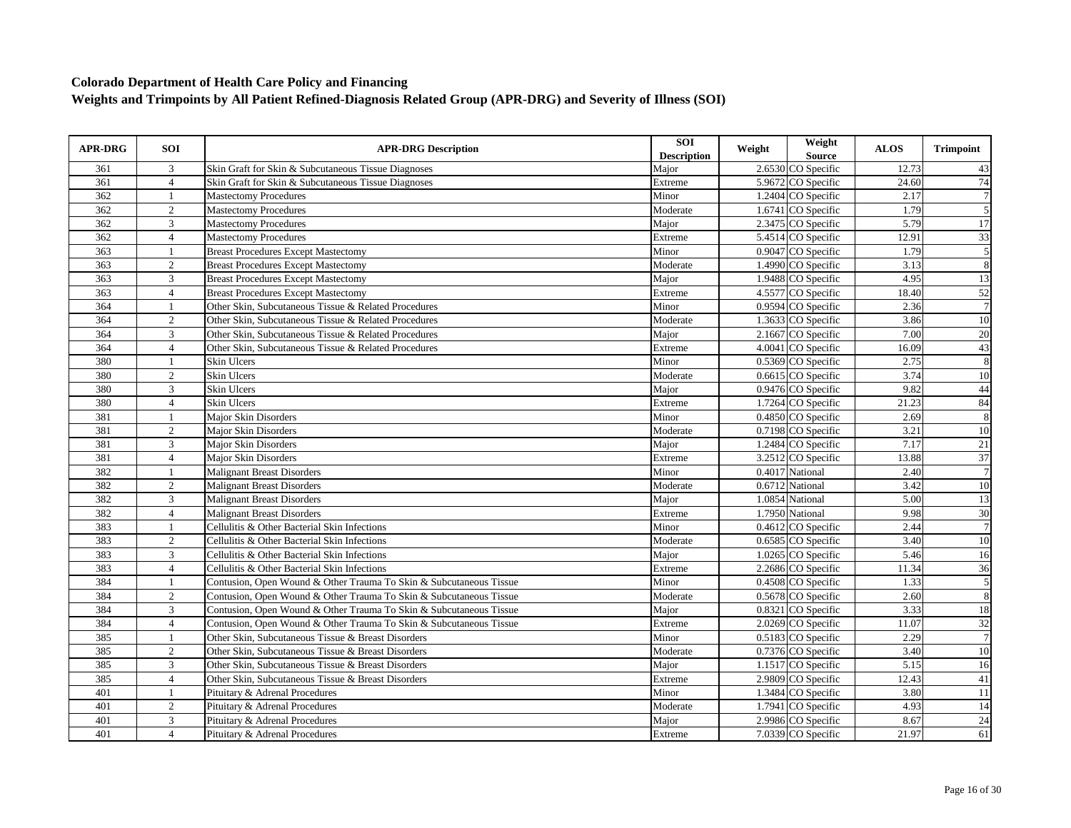**Colorado Department of Health Care Policy and Financing**
**Weights and Trimpoints by All Patient Refined-Diagnosis Related Group (APR-DRG) and Severity of Illness (SOI)**

| APR-DRG | SOI | APR-DRG Description | SOI Description | Weight | Weight Source | ALOS | Trimpoint |
|---|---|---|---|---|---|---|---|
| 361 | 3 | Skin Graft for Skin & Subcutaneous Tissue Diagnoses | Major | 2.6530 | CO Specific | 12.73 | 43 |
| 361 | 4 | Skin Graft for Skin & Subcutaneous Tissue Diagnoses | Extreme | 5.9672 | CO Specific | 24.60 | 74 |
| 362 | 1 | Mastectomy Procedures | Minor | 1.2404 | CO Specific | 2.17 | 7 |
| 362 | 2 | Mastectomy Procedures | Moderate | 1.6741 | CO Specific | 1.79 | 5 |
| 362 | 3 | Mastectomy Procedures | Major | 2.3475 | CO Specific | 5.79 | 17 |
| 362 | 4 | Mastectomy Procedures | Extreme | 5.4514 | CO Specific | 12.91 | 33 |
| 363 | 1 | Breast Procedures Except Mastectomy | Minor | 0.9047 | CO Specific | 1.79 | 5 |
| 363 | 2 | Breast Procedures Except Mastectomy | Moderate | 1.4990 | CO Specific | 3.13 | 8 |
| 363 | 3 | Breast Procedures Except Mastectomy | Major | 1.9488 | CO Specific | 4.95 | 13 |
| 363 | 4 | Breast Procedures Except Mastectomy | Extreme | 4.5577 | CO Specific | 18.40 | 52 |
| 364 | 1 | Other Skin, Subcutaneous Tissue & Related Procedures | Minor | 0.9594 | CO Specific | 2.36 | 7 |
| 364 | 2 | Other Skin, Subcutaneous Tissue & Related Procedures | Moderate | 1.3633 | CO Specific | 3.86 | 10 |
| 364 | 3 | Other Skin, Subcutaneous Tissue & Related Procedures | Major | 2.1667 | CO Specific | 7.00 | 20 |
| 364 | 4 | Other Skin, Subcutaneous Tissue & Related Procedures | Extreme | 4.0041 | CO Specific | 16.09 | 43 |
| 380 | 1 | Skin Ulcers | Minor | 0.5369 | CO Specific | 2.75 | 8 |
| 380 | 2 | Skin Ulcers | Moderate | 0.6615 | CO Specific | 3.74 | 10 |
| 380 | 3 | Skin Ulcers | Major | 0.9476 | CO Specific | 9.82 | 44 |
| 380 | 4 | Skin Ulcers | Extreme | 1.7264 | CO Specific | 21.23 | 84 |
| 381 | 1 | Major Skin Disorders | Minor | 0.4850 | CO Specific | 2.69 | 8 |
| 381 | 2 | Major Skin Disorders | Moderate | 0.7198 | CO Specific | 3.21 | 10 |
| 381 | 3 | Major Skin Disorders | Major | 1.2484 | CO Specific | 7.17 | 21 |
| 381 | 4 | Major Skin Disorders | Extreme | 3.2512 | CO Specific | 13.88 | 37 |
| 382 | 1 | Malignant Breast Disorders | Minor | 0.4017 | National | 2.40 | 7 |
| 382 | 2 | Malignant Breast Disorders | Moderate | 0.6712 | National | 3.42 | 10 |
| 382 | 3 | Malignant Breast Disorders | Major | 1.0854 | National | 5.00 | 13 |
| 382 | 4 | Malignant Breast Disorders | Extreme | 1.7950 | National | 9.98 | 30 |
| 383 | 1 | Cellulitis & Other Bacterial Skin Infections | Minor | 0.4612 | CO Specific | 2.44 | 7 |
| 383 | 2 | Cellulitis & Other Bacterial Skin Infections | Moderate | 0.6585 | CO Specific | 3.40 | 10 |
| 383 | 3 | Cellulitis & Other Bacterial Skin Infections | Major | 1.0265 | CO Specific | 5.46 | 16 |
| 383 | 4 | Cellulitis & Other Bacterial Skin Infections | Extreme | 2.2686 | CO Specific | 11.34 | 36 |
| 384 | 1 | Contusion, Open Wound & Other Trauma To Skin & Subcutaneous Tissue | Minor | 0.4508 | CO Specific | 1.33 | 5 |
| 384 | 2 | Contusion, Open Wound & Other Trauma To Skin & Subcutaneous Tissue | Moderate | 0.5678 | CO Specific | 2.60 | 8 |
| 384 | 3 | Contusion, Open Wound & Other Trauma To Skin & Subcutaneous Tissue | Major | 0.8321 | CO Specific | 3.33 | 18 |
| 384 | 4 | Contusion, Open Wound & Other Trauma To Skin & Subcutaneous Tissue | Extreme | 2.0269 | CO Specific | 11.07 | 32 |
| 385 | 1 | Other Skin, Subcutaneous Tissue & Breast Disorders | Minor | 0.5183 | CO Specific | 2.29 | 7 |
| 385 | 2 | Other Skin, Subcutaneous Tissue & Breast Disorders | Moderate | 0.7376 | CO Specific | 3.40 | 10 |
| 385 | 3 | Other Skin, Subcutaneous Tissue & Breast Disorders | Major | 1.1517 | CO Specific | 5.15 | 16 |
| 385 | 4 | Other Skin, Subcutaneous Tissue & Breast Disorders | Extreme | 2.9809 | CO Specific | 12.43 | 41 |
| 401 | 1 | Pituitary & Adrenal Procedures | Minor | 1.3484 | CO Specific | 3.80 | 11 |
| 401 | 2 | Pituitary & Adrenal Procedures | Moderate | 1.7941 | CO Specific | 4.93 | 14 |
| 401 | 3 | Pituitary & Adrenal Procedures | Major | 2.9986 | CO Specific | 8.67 | 24 |
| 401 | 4 | Pituitary & Adrenal Procedures | Extreme | 7.0339 | CO Specific | 21.97 | 61 |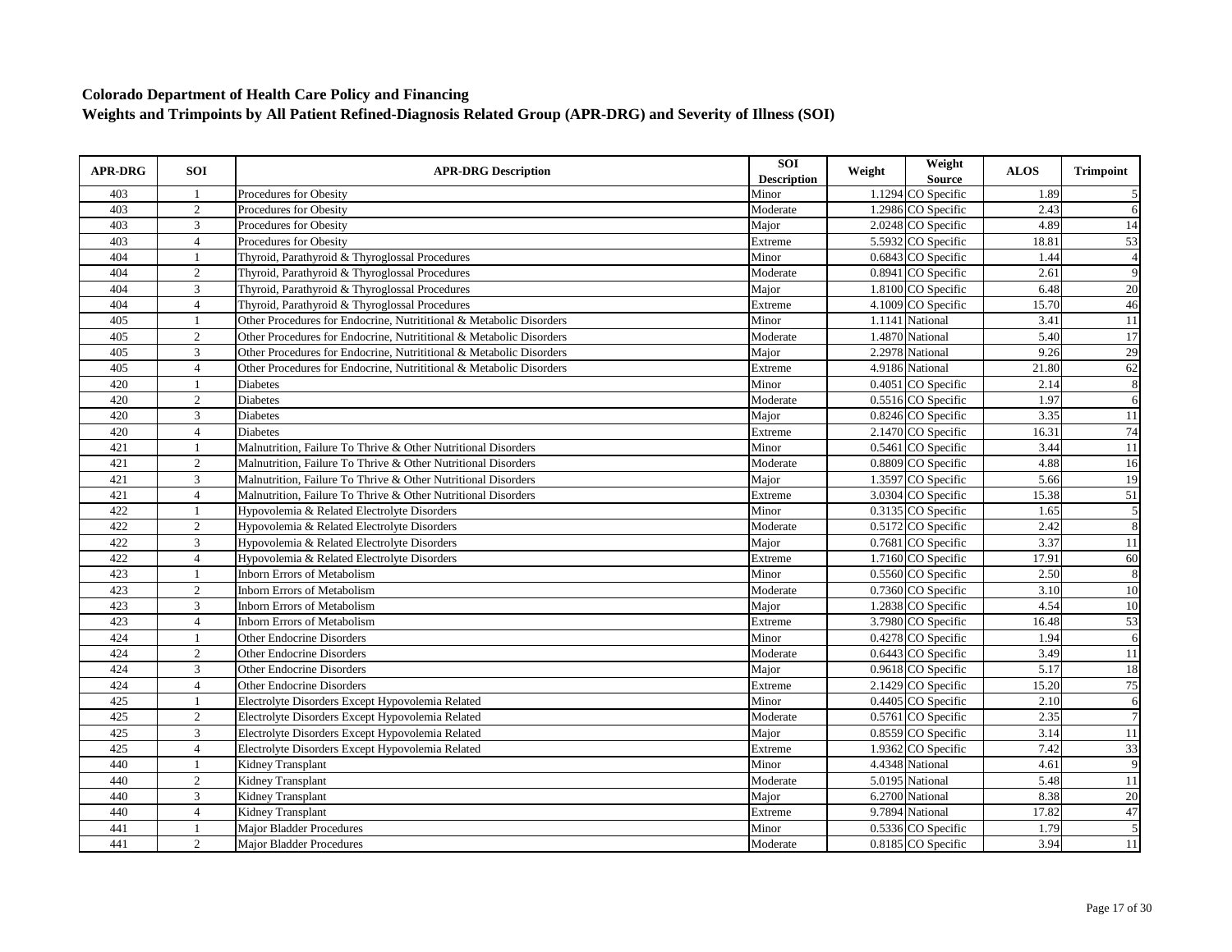**Colorado Department of Health Care Policy and Financing**
**Weights and Trimpoints by All Patient Refined-Diagnosis Related Group (APR-DRG) and Severity of Illness (SOI)**

| APR-DRG | SOI | APR-DRG Description | SOI Description | Weight | Weight Source | ALOS | Trimpoint |
|---|---|---|---|---|---|---|---|
| 403 | 1 | Procedures for Obesity | Minor | 1.1294 | CO Specific | 1.89 | 5 |
| 403 | 2 | Procedures for Obesity | Moderate | 1.2986 | CO Specific | 2.43 | 6 |
| 403 | 3 | Procedures for Obesity | Major | 2.0248 | CO Specific | 4.89 | 14 |
| 403 | 4 | Procedures for Obesity | Extreme | 5.5932 | CO Specific | 18.81 | 53 |
| 404 | 1 | Thyroid, Parathyroid & Thyroglossal Procedures | Minor | 0.6843 | CO Specific | 1.44 | 4 |
| 404 | 2 | Thyroid, Parathyroid & Thyroglossal Procedures | Moderate | 0.8941 | CO Specific | 2.61 | 9 |
| 404 | 3 | Thyroid, Parathyroid & Thyroglossal Procedures | Major | 1.8100 | CO Specific | 6.48 | 20 |
| 404 | 4 | Thyroid, Parathyroid & Thyroglossal Procedures | Extreme | 4.1009 | CO Specific | 15.70 | 46 |
| 405 | 1 | Other Procedures for Endocrine, Nutritional & Metabolic Disorders | Minor | 1.1141 | National | 3.41 | 11 |
| 405 | 2 | Other Procedures for Endocrine, Nutritional & Metabolic Disorders | Moderate | 1.4870 | National | 5.40 | 17 |
| 405 | 3 | Other Procedures for Endocrine, Nutritional & Metabolic Disorders | Major | 2.2978 | National | 9.26 | 29 |
| 405 | 4 | Other Procedures for Endocrine, Nutritional & Metabolic Disorders | Extreme | 4.9186 | National | 21.80 | 62 |
| 420 | 1 | Diabetes | Minor | 0.4051 | CO Specific | 2.14 | 8 |
| 420 | 2 | Diabetes | Moderate | 0.5516 | CO Specific | 1.97 | 6 |
| 420 | 3 | Diabetes | Major | 0.8246 | CO Specific | 3.35 | 11 |
| 420 | 4 | Diabetes | Extreme | 2.1470 | CO Specific | 16.31 | 74 |
| 421 | 1 | Malnutrition, Failure To Thrive & Other Nutritional Disorders | Minor | 0.5461 | CO Specific | 3.44 | 11 |
| 421 | 2 | Malnutrition, Failure To Thrive & Other Nutritional Disorders | Moderate | 0.8809 | CO Specific | 4.88 | 16 |
| 421 | 3 | Malnutrition, Failure To Thrive & Other Nutritional Disorders | Major | 1.3597 | CO Specific | 5.66 | 19 |
| 421 | 4 | Malnutrition, Failure To Thrive & Other Nutritional Disorders | Extreme | 3.0304 | CO Specific | 15.38 | 51 |
| 422 | 1 | Hypovolemia & Related Electrolyte Disorders | Minor | 0.3135 | CO Specific | 1.65 | 5 |
| 422 | 2 | Hypovolemia & Related Electrolyte Disorders | Moderate | 0.5172 | CO Specific | 2.42 | 8 |
| 422 | 3 | Hypovolemia & Related Electrolyte Disorders | Major | 0.7681 | CO Specific | 3.37 | 11 |
| 422 | 4 | Hypovolemia & Related Electrolyte Disorders | Extreme | 1.7160 | CO Specific | 17.91 | 60 |
| 423 | 1 | Inborn Errors of Metabolism | Minor | 0.5560 | CO Specific | 2.50 | 8 |
| 423 | 2 | Inborn Errors of Metabolism | Moderate | 0.7360 | CO Specific | 3.10 | 10 |
| 423 | 3 | Inborn Errors of Metabolism | Major | 1.2838 | CO Specific | 4.54 | 10 |
| 423 | 4 | Inborn Errors of Metabolism | Extreme | 3.7980 | CO Specific | 16.48 | 53 |
| 424 | 1 | Other Endocrine Disorders | Minor | 0.4278 | CO Specific | 1.94 | 6 |
| 424 | 2 | Other Endocrine Disorders | Moderate | 0.6443 | CO Specific | 3.49 | 11 |
| 424 | 3 | Other Endocrine Disorders | Major | 0.9618 | CO Specific | 5.17 | 18 |
| 424 | 4 | Other Endocrine Disorders | Extreme | 2.1429 | CO Specific | 15.20 | 75 |
| 425 | 1 | Electrolyte Disorders Except Hypovolemia Related | Minor | 0.4405 | CO Specific | 2.10 | 6 |
| 425 | 2 | Electrolyte Disorders Except Hypovolemia Related | Moderate | 0.5761 | CO Specific | 2.35 | 7 |
| 425 | 3 | Electrolyte Disorders Except Hypovolemia Related | Major | 0.8559 | CO Specific | 3.14 | 11 |
| 425 | 4 | Electrolyte Disorders Except Hypovolemia Related | Extreme | 1.9362 | CO Specific | 7.42 | 33 |
| 440 | 1 | Kidney Transplant | Minor | 4.4348 | National | 4.61 | 9 |
| 440 | 2 | Kidney Transplant | Moderate | 5.0195 | National | 5.48 | 11 |
| 440 | 3 | Kidney Transplant | Major | 6.2700 | National | 8.38 | 20 |
| 440 | 4 | Kidney Transplant | Extreme | 9.7894 | National | 17.82 | 47 |
| 441 | 1 | Major Bladder Procedures | Minor | 0.5336 | CO Specific | 1.79 | 5 |
| 441 | 2 | Major Bladder Procedures | Moderate | 0.8185 | CO Specific | 3.94 | 11 |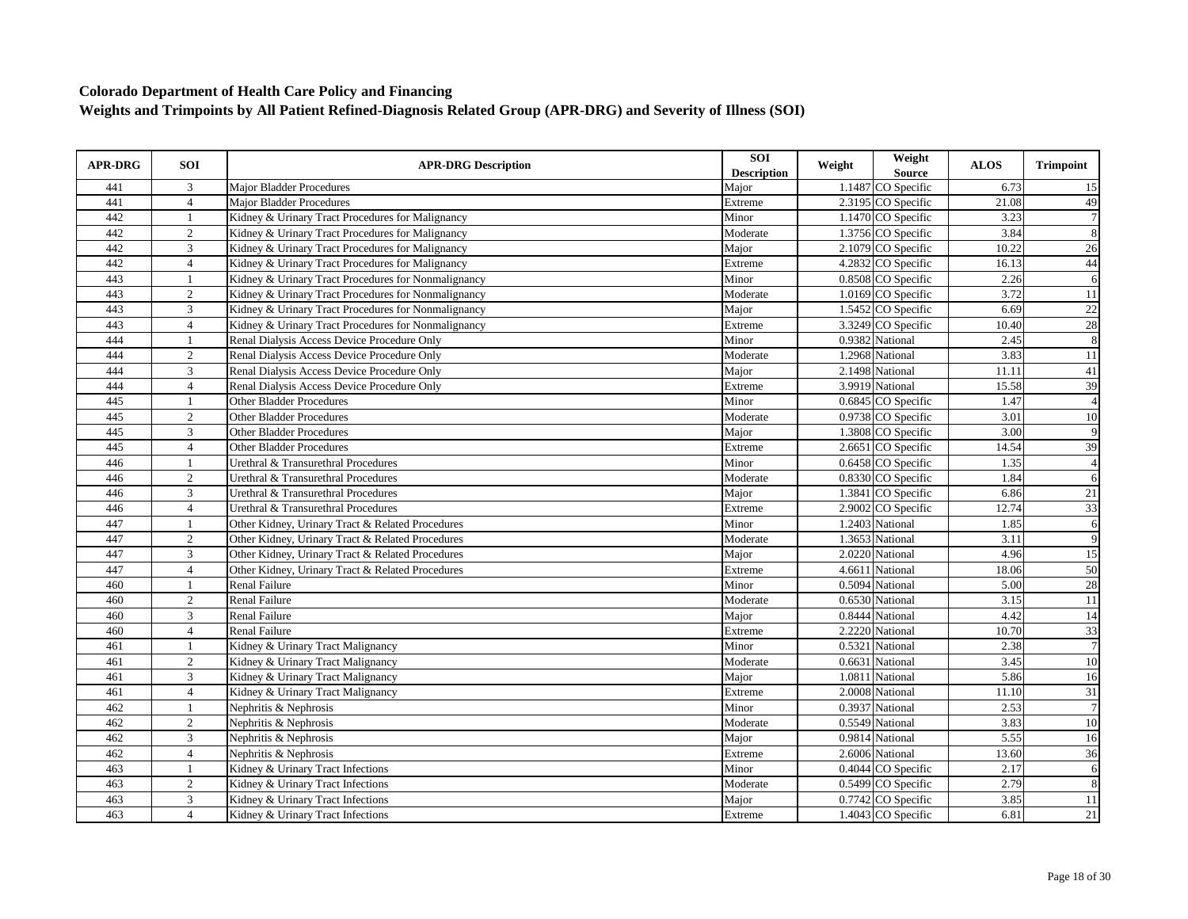**Colorado Department of Health Care Policy and Financing**
**Weights and Trimpoints by All Patient Refined-Diagnosis Related Group (APR-DRG) and Severity of Illness (SOI)**

| APR-DRG | SOI | APR-DRG Description | SOI Description | Weight | Weight Source | ALOS | Trimpoint |
|---|---|---|---|---|---|---|---|
| 441 | 3 | Major Bladder Procedures | Major | 1.1487 | CO Specific | 6.73 | 15 |
| 441 | 4 | Major Bladder Procedures | Extreme | 2.3195 | CO Specific | 21.08 | 49 |
| 442 | 1 | Kidney & Urinary Tract Procedures for Malignancy | Minor | 1.1470 | CO Specific | 3.23 | 7 |
| 442 | 2 | Kidney & Urinary Tract Procedures for Malignancy | Moderate | 1.3756 | CO Specific | 3.84 | 8 |
| 442 | 3 | Kidney & Urinary Tract Procedures for Malignancy | Major | 2.1079 | CO Specific | 10.22 | 26 |
| 442 | 4 | Kidney & Urinary Tract Procedures for Malignancy | Extreme | 4.2832 | CO Specific | 16.13 | 44 |
| 443 | 1 | Kidney & Urinary Tract Procedures for Nonmalignancy | Minor | 0.8508 | CO Specific | 2.26 | 6 |
| 443 | 2 | Kidney & Urinary Tract Procedures for Nonmalignancy | Moderate | 1.0169 | CO Specific | 3.72 | 11 |
| 443 | 3 | Kidney & Urinary Tract Procedures for Nonmalignancy | Major | 1.5452 | CO Specific | 6.69 | 22 |
| 443 | 4 | Kidney & Urinary Tract Procedures for Nonmalignancy | Extreme | 3.3249 | CO Specific | 10.40 | 28 |
| 444 | 1 | Renal Dialysis Access Device Procedure Only | Minor | 0.9382 | National | 2.45 | 8 |
| 444 | 2 | Renal Dialysis Access Device Procedure Only | Moderate | 1.2968 | National | 3.83 | 11 |
| 444 | 3 | Renal Dialysis Access Device Procedure Only | Major | 2.1498 | National | 11.11 | 41 |
| 444 | 4 | Renal Dialysis Access Device Procedure Only | Extreme | 3.9919 | National | 15.58 | 39 |
| 445 | 1 | Other Bladder Procedures | Minor | 0.6845 | CO Specific | 1.47 | 4 |
| 445 | 2 | Other Bladder Procedures | Moderate | 0.9738 | CO Specific | 3.01 | 10 |
| 445 | 3 | Other Bladder Procedures | Major | 1.3808 | CO Specific | 3.00 | 9 |
| 445 | 4 | Other Bladder Procedures | Extreme | 2.6651 | CO Specific | 14.54 | 39 |
| 446 | 1 | Urethral & Transurethral Procedures | Minor | 0.6458 | CO Specific | 1.35 | 4 |
| 446 | 2 | Urethral & Transurethral Procedures | Moderate | 0.8330 | CO Specific | 1.84 | 6 |
| 446 | 3 | Urethral & Transurethral Procedures | Major | 1.3841 | CO Specific | 6.86 | 21 |
| 446 | 4 | Urethral & Transurethral Procedures | Extreme | 2.9002 | CO Specific | 12.74 | 33 |
| 447 | 1 | Other Kidney, Urinary Tract & Related Procedures | Minor | 1.2403 | National | 1.85 | 6 |
| 447 | 2 | Other Kidney, Urinary Tract & Related Procedures | Moderate | 1.3653 | National | 3.11 | 9 |
| 447 | 3 | Other Kidney, Urinary Tract & Related Procedures | Major | 2.0220 | National | 4.96 | 15 |
| 447 | 4 | Other Kidney, Urinary Tract & Related Procedures | Extreme | 4.6611 | National | 18.06 | 50 |
| 460 | 1 | Renal Failure | Minor | 0.5094 | National | 5.00 | 28 |
| 460 | 2 | Renal Failure | Moderate | 0.6530 | National | 3.15 | 11 |
| 460 | 3 | Renal Failure | Major | 0.8444 | National | 4.42 | 14 |
| 460 | 4 | Renal Failure | Extreme | 2.2220 | National | 10.70 | 33 |
| 461 | 1 | Kidney & Urinary Tract Malignancy | Minor | 0.5321 | National | 2.38 | 7 |
| 461 | 2 | Kidney & Urinary Tract Malignancy | Moderate | 0.6631 | National | 3.45 | 10 |
| 461 | 3 | Kidney & Urinary Tract Malignancy | Major | 1.0811 | National | 5.86 | 16 |
| 461 | 4 | Kidney & Urinary Tract Malignancy | Extreme | 2.0008 | National | 11.10 | 31 |
| 462 | 1 | Nephritis & Nephrosis | Minor | 0.3937 | National | 2.53 | 7 |
| 462 | 2 | Nephritis & Nephrosis | Moderate | 0.5549 | National | 3.83 | 10 |
| 462 | 3 | Nephritis & Nephrosis | Major | 0.9814 | National | 5.55 | 16 |
| 462 | 4 | Nephritis & Nephrosis | Extreme | 2.6006 | National | 13.60 | 36 |
| 463 | 1 | Kidney & Urinary Tract Infections | Minor | 0.4044 | CO Specific | 2.17 | 6 |
| 463 | 2 | Kidney & Urinary Tract Infections | Moderate | 0.5499 | CO Specific | 2.79 | 8 |
| 463 | 3 | Kidney & Urinary Tract Infections | Major | 0.7742 | CO Specific | 3.85 | 11 |
| 463 | 4 | Kidney & Urinary Tract Infections | Extreme | 1.4043 | CO Specific | 6.81 | 21 |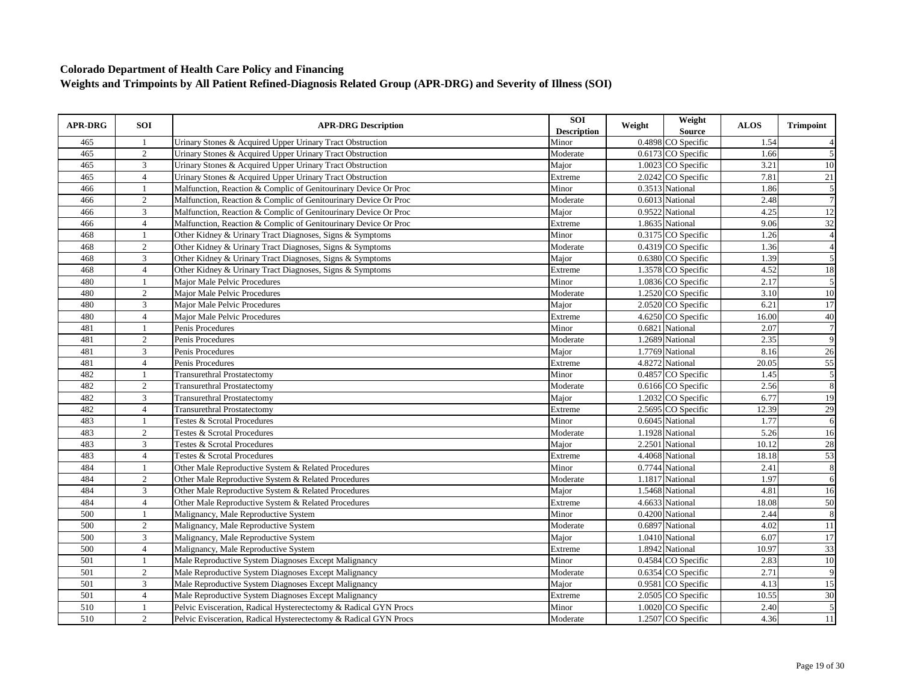**Colorado Department of Health Care Policy and Financing**
**Weights and Trimpoints by All Patient Refined-Diagnosis Related Group (APR-DRG) and Severity of Illness (SOI)**

| APR-DRG | SOI | APR-DRG Description | SOI Description | Weight | Weight Source | ALOS | Trimpoint |
|---|---|---|---|---|---|---|---|
| 465 | 1 | Urinary Stones & Acquired Upper Urinary Tract Obstruction | Minor | 0.4898 | CO Specific | 1.54 | 4 |
| 465 | 2 | Urinary Stones & Acquired Upper Urinary Tract Obstruction | Moderate | 0.6173 | CO Specific | 1.66 | 5 |
| 465 | 3 | Urinary Stones & Acquired Upper Urinary Tract Obstruction | Major | 1.0023 | CO Specific | 3.21 | 10 |
| 465 | 4 | Urinary Stones & Acquired Upper Urinary Tract Obstruction | Extreme | 2.0242 | CO Specific | 7.81 | 21 |
| 466 | 1 | Malfunction, Reaction & Complic of Genitourinary Device Or Proc | Minor | 0.3513 | National | 1.86 | 5 |
| 466 | 2 | Malfunction, Reaction & Complic of Genitourinary Device Or Proc | Moderate | 0.6013 | National | 2.48 | 7 |
| 466 | 3 | Malfunction, Reaction & Complic of Genitourinary Device Or Proc | Major | 0.9522 | National | 4.25 | 12 |
| 466 | 4 | Malfunction, Reaction & Complic of Genitourinary Device Or Proc | Extreme | 1.8635 | National | 9.06 | 32 |
| 468 | 1 | Other Kidney & Urinary Tract Diagnoses, Signs & Symptoms | Minor | 0.3175 | CO Specific | 1.26 | 4 |
| 468 | 2 | Other Kidney & Urinary Tract Diagnoses, Signs & Symptoms | Moderate | 0.4319 | CO Specific | 1.36 | 4 |
| 468 | 3 | Other Kidney & Urinary Tract Diagnoses, Signs & Symptoms | Major | 0.6380 | CO Specific | 1.39 | 5 |
| 468 | 4 | Other Kidney & Urinary Tract Diagnoses, Signs & Symptoms | Extreme | 1.3578 | CO Specific | 4.52 | 18 |
| 480 | 1 | Major Male Pelvic Procedures | Minor | 1.0836 | CO Specific | 2.17 | 5 |
| 480 | 2 | Major Male Pelvic Procedures | Moderate | 1.2520 | CO Specific | 3.10 | 10 |
| 480 | 3 | Major Male Pelvic Procedures | Major | 2.0520 | CO Specific | 6.21 | 17 |
| 480 | 4 | Major Male Pelvic Procedures | Extreme | 4.6250 | CO Specific | 16.00 | 40 |
| 481 | 1 | Penis Procedures | Minor | 0.6821 | National | 2.07 | 7 |
| 481 | 2 | Penis Procedures | Moderate | 1.2689 | National | 2.35 | 9 |
| 481 | 3 | Penis Procedures | Major | 1.7769 | National | 8.16 | 26 |
| 481 | 4 | Penis Procedures | Extreme | 4.8272 | National | 20.05 | 55 |
| 482 | 1 | Transurethral Prostatectomy | Minor | 0.4857 | CO Specific | 1.45 | 5 |
| 482 | 2 | Transurethral Prostatectomy | Moderate | 0.6166 | CO Specific | 2.56 | 8 |
| 482 | 3 | Transurethral Prostatectomy | Major | 1.2032 | CO Specific | 6.77 | 19 |
| 482 | 4 | Transurethral Prostatectomy | Extreme | 2.5695 | CO Specific | 12.39 | 29 |
| 483 | 1 | Testes & Scrotal Procedures | Minor | 0.6045 | National | 1.77 | 6 |
| 483 | 2 | Testes & Scrotal Procedures | Moderate | 1.1928 | National | 5.26 | 16 |
| 483 | 3 | Testes & Scrotal Procedures | Major | 2.2501 | National | 10.12 | 28 |
| 483 | 4 | Testes & Scrotal Procedures | Extreme | 4.4068 | National | 18.18 | 53 |
| 484 | 1 | Other Male Reproductive System & Related Procedures | Minor | 0.7744 | National | 2.41 | 8 |
| 484 | 2 | Other Male Reproductive System & Related Procedures | Moderate | 1.1817 | National | 1.97 | 6 |
| 484 | 3 | Other Male Reproductive System & Related Procedures | Major | 1.5468 | National | 4.81 | 16 |
| 484 | 4 | Other Male Reproductive System & Related Procedures | Extreme | 4.6633 | National | 18.08 | 50 |
| 500 | 1 | Malignancy, Male Reproductive System | Minor | 0.4200 | National | 2.44 | 8 |
| 500 | 2 | Malignancy, Male Reproductive System | Moderate | 0.6897 | National | 4.02 | 11 |
| 500 | 3 | Malignancy, Male Reproductive System | Major | 1.0410 | National | 6.07 | 17 |
| 500 | 4 | Malignancy, Male Reproductive System | Extreme | 1.8942 | National | 10.97 | 33 |
| 501 | 1 | Male Reproductive System Diagnoses Except Malignancy | Minor | 0.4584 | CO Specific | 2.83 | 10 |
| 501 | 2 | Male Reproductive System Diagnoses Except Malignancy | Moderate | 0.6354 | CO Specific | 2.71 | 9 |
| 501 | 3 | Male Reproductive System Diagnoses Except Malignancy | Major | 0.9581 | CO Specific | 4.13 | 15 |
| 501 | 4 | Male Reproductive System Diagnoses Except Malignancy | Extreme | 2.0505 | CO Specific | 10.55 | 30 |
| 510 | 1 | Pelvic Evisceration, Radical Hysterectomy & Radical GYN Procs | Minor | 1.0020 | CO Specific | 2.40 | 5 |
| 510 | 2 | Pelvic Evisceration, Radical Hysterectomy & Radical GYN Procs | Moderate | 1.2507 | CO Specific | 4.36 | 11 |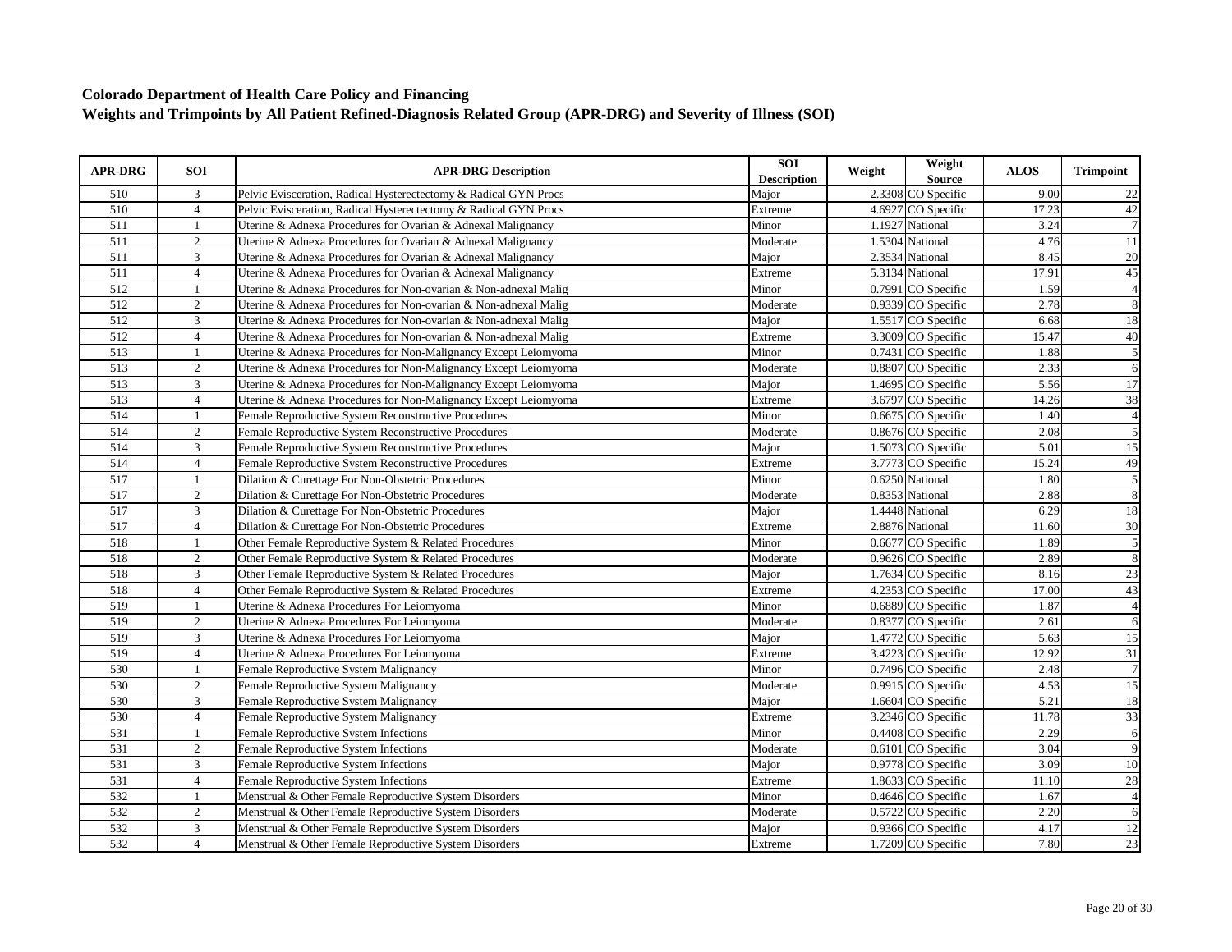**Colorado Department of Health Care Policy and Financing**
**Weights and Trimpoints by All Patient Refined-Diagnosis Related Group (APR-DRG) and Severity of Illness (SOI)**

| APR-DRG | SOI | APR-DRG Description | SOI Description | Weight | Weight Source | ALOS | Trimpoint |
|---|---|---|---|---|---|---|---|
| 510 | 3 | Pelvic Evisceration, Radical Hysterectectomy & Radical GYN Procs | Major | 2.3308 | CO Specific | 9.00 | 22 |
| 510 | 4 | Pelvic Evisceration, Radical Hysterectectomy & Radical GYN Procs | Extreme | 4.6927 | CO Specific | 17.23 | 42 |
| 511 | 1 | Uterine & Adnexa Procedures for Ovarian & Adnexal Malignancy | Minor | 1.1927 | National | 3.24 | 7 |
| 511 | 2 | Uterine & Adnexa Procedures for Ovarian & Adnexal Malignancy | Moderate | 1.5304 | National | 4.76 | 11 |
| 511 | 3 | Uterine & Adnexa Procedures for Ovarian & Adnexal Malignancy | Major | 2.3534 | National | 8.45 | 20 |
| 511 | 4 | Uterine & Adnexa Procedures for Ovarian & Adnexal Malignancy | Extreme | 5.3134 | National | 17.91 | 45 |
| 512 | 1 | Uterine & Adnexa Procedures for Non-ovarian & Non-adnexal Malig | Minor | 0.7991 | CO Specific | 1.59 | 4 |
| 512 | 2 | Uterine & Adnexa Procedures for Non-ovarian & Non-adnexal Malig | Moderate | 0.9339 | CO Specific | 2.78 | 8 |
| 512 | 3 | Uterine & Adnexa Procedures for Non-ovarian & Non-adnexal Malig | Major | 1.5517 | CO Specific | 6.68 | 18 |
| 512 | 4 | Uterine & Adnexa Procedures for Non-ovarian & Non-adnexal Malig | Extreme | 3.3009 | CO Specific | 15.47 | 40 |
| 513 | 1 | Uterine & Adnexa Procedures for Non-Malignancy Except Leiomyoma | Minor | 0.7431 | CO Specific | 1.88 | 5 |
| 513 | 2 | Uterine & Adnexa Procedures for Non-Malignancy Except Leiomyoma | Moderate | 0.8807 | CO Specific | 2.33 | 6 |
| 513 | 3 | Uterine & Adnexa Procedures for Non-Malignancy Except Leiomyoma | Major | 1.4695 | CO Specific | 5.56 | 17 |
| 513 | 4 | Uterine & Adnexa Procedures for Non-Malignancy Except Leiomyoma | Extreme | 3.6797 | CO Specific | 14.26 | 38 |
| 514 | 1 | Female Reproductive System Reconstructive Procedures | Minor | 0.6675 | CO Specific | 1.40 | 4 |
| 514 | 2 | Female Reproductive System Reconstructive Procedures | Moderate | 0.8676 | CO Specific | 2.08 | 5 |
| 514 | 3 | Female Reproductive System Reconstructive Procedures | Major | 1.5073 | CO Specific | 5.01 | 15 |
| 514 | 4 | Female Reproductive System Reconstructive Procedures | Extreme | 3.7773 | CO Specific | 15.24 | 49 |
| 517 | 1 | Dilation & Curettage For Non-Obstetric Procedures | Minor | 0.6250 | National | 1.80 | 5 |
| 517 | 2 | Dilation & Curettage For Non-Obstetric Procedures | Moderate | 0.8353 | National | 2.88 | 8 |
| 517 | 3 | Dilation & Curettage For Non-Obstetric Procedures | Major | 1.4448 | National | 6.29 | 18 |
| 517 | 4 | Dilation & Curettage For Non-Obstetric Procedures | Extreme | 2.8876 | National | 11.60 | 30 |
| 518 | 1 | Other Female Reproductive System & Related Procedures | Minor | 0.6677 | CO Specific | 1.89 | 5 |
| 518 | 2 | Other Female Reproductive System & Related Procedures | Moderate | 0.9626 | CO Specific | 2.89 | 8 |
| 518 | 3 | Other Female Reproductive System & Related Procedures | Major | 1.7634 | CO Specific | 8.16 | 23 |
| 518 | 4 | Other Female Reproductive System & Related Procedures | Extreme | 4.2353 | CO Specific | 17.00 | 43 |
| 519 | 1 | Uterine & Adnexa Procedures For Leiomyoma | Minor | 0.6889 | CO Specific | 1.87 | 4 |
| 519 | 2 | Uterine & Adnexa Procedures For Leiomyoma | Moderate | 0.8377 | CO Specific | 2.61 | 6 |
| 519 | 3 | Uterine & Adnexa Procedures For Leiomyoma | Major | 1.4772 | CO Specific | 5.63 | 15 |
| 519 | 4 | Uterine & Adnexa Procedures For Leiomyoma | Extreme | 3.4223 | CO Specific | 12.92 | 31 |
| 530 | 1 | Female Reproductive System Malignancy | Minor | 0.7496 | CO Specific | 2.48 | 7 |
| 530 | 2 | Female Reproductive System Malignancy | Moderate | 0.9915 | CO Specific | 4.53 | 15 |
| 530 | 3 | Female Reproductive System Malignancy | Major | 1.6604 | CO Specific | 5.21 | 18 |
| 530 | 4 | Female Reproductive System Malignancy | Extreme | 3.2346 | CO Specific | 11.78 | 33 |
| 531 | 1 | Female Reproductive System Infections | Minor | 0.4408 | CO Specific | 2.29 | 6 |
| 531 | 2 | Female Reproductive System Infections | Moderate | 0.6101 | CO Specific | 3.04 | 9 |
| 531 | 3 | Female Reproductive System Infections | Major | 0.9778 | CO Specific | 3.09 | 10 |
| 531 | 4 | Female Reproductive System Infections | Extreme | 1.8633 | CO Specific | 11.10 | 28 |
| 532 | 1 | Menstrual & Other Female Reproductive System Disorders | Minor | 0.4646 | CO Specific | 1.67 | 4 |
| 532 | 2 | Menstrual & Other Female Reproductive System Disorders | Moderate | 0.5722 | CO Specific | 2.20 | 6 |
| 532 | 3 | Menstrual & Other Female Reproductive System Disorders | Major | 0.9366 | CO Specific | 4.17 | 12 |
| 532 | 4 | Menstrual & Other Female Reproductive System Disorders | Extreme | 1.7209 | CO Specific | 7.80 | 23 |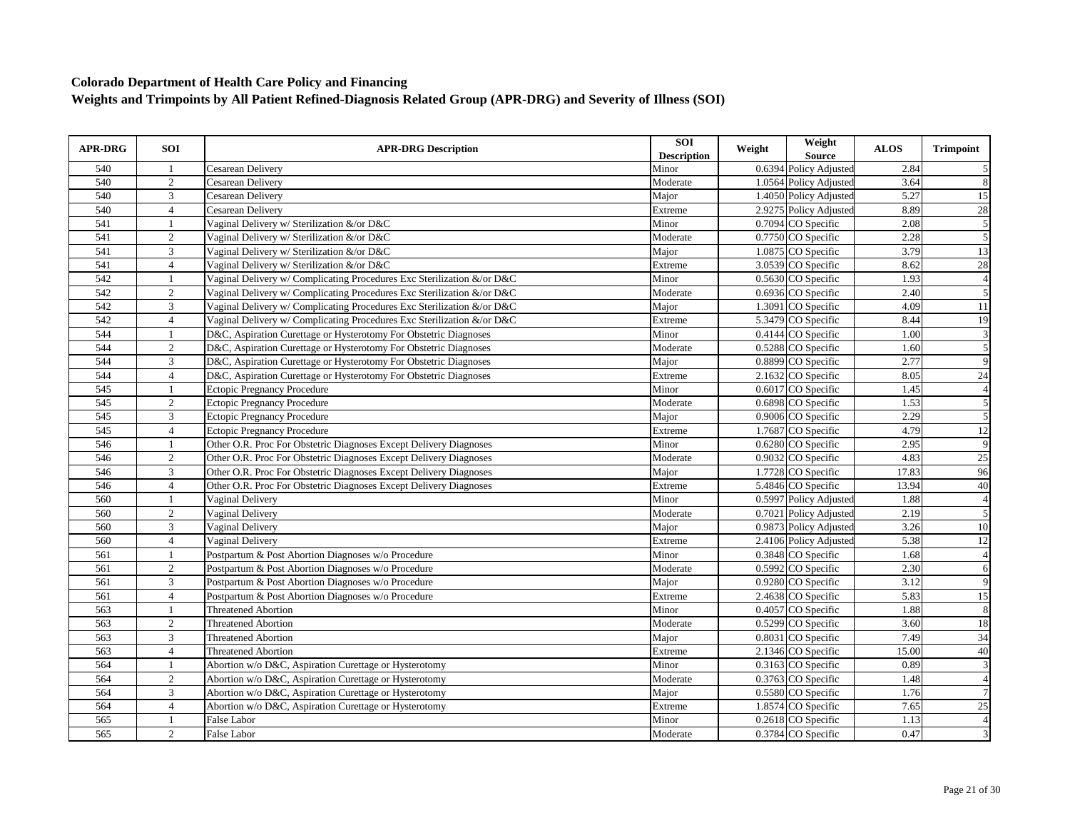**Colorado Department of Health Care Policy and Financing**
**Weights and Trimpoints by All Patient Refined-Diagnosis Related Group (APR-DRG) and Severity of Illness (SOI)**

| APR-DRG | SOI | APR-DRG Description | SOI Description | Weight | Weight Source | ALOS | Trimpoint |
|---|---|---|---|---|---|---|---|
| 540 | 1 | Cesarean Delivery | Minor | 0.6394 | Policy Adjusted | 2.84 | 5 |
| 540 | 2 | Cesarean Delivery | Moderate | 1.0564 | Policy Adjusted | 3.64 | 8 |
| 540 | 3 | Cesarean Delivery | Major | 1.4050 | Policy Adjusted | 5.27 | 15 |
| 540 | 4 | Cesarean Delivery | Extreme | 2.9275 | Policy Adjusted | 8.89 | 28 |
| 541 | 1 | Vaginal Delivery w/ Sterilization &/or D&C | Minor | 0.7094 | CO Specific | 2.08 | 5 |
| 541 | 2 | Vaginal Delivery w/ Sterilization &/or D&C | Moderate | 0.7750 | CO Specific | 2.28 | 5 |
| 541 | 3 | Vaginal Delivery w/ Sterilization &/or D&C | Major | 1.0875 | CO Specific | 3.79 | 13 |
| 541 | 4 | Vaginal Delivery w/ Sterilization &/or D&C | Extreme | 3.0539 | CO Specific | 8.62 | 28 |
| 542 | 1 | Vaginal Delivery w/ Complicating Procedures Exc Sterilization &/or D&C | Minor | 0.5630 | CO Specific | 1.93 | 4 |
| 542 | 2 | Vaginal Delivery w/ Complicating Procedures Exc Sterilization &/or D&C | Moderate | 0.6936 | CO Specific | 2.40 | 5 |
| 542 | 3 | Vaginal Delivery w/ Complicating Procedures Exc Sterilization &/or D&C | Major | 1.3091 | CO Specific | 4.09 | 11 |
| 542 | 4 | Vaginal Delivery w/ Complicating Procedures Exc Sterilization &/or D&C | Extreme | 5.3479 | CO Specific | 8.44 | 19 |
| 544 | 1 | D&C, Aspiration Curettage or Hysterotomy For Obstetric Diagnoses | Minor | 0.4144 | CO Specific | 1.00 | 3 |
| 544 | 2 | D&C, Aspiration Curettage or Hysterotomy For Obstetric Diagnoses | Moderate | 0.5288 | CO Specific | 1.60 | 5 |
| 544 | 3 | D&C, Aspiration Curettage or Hysterotomy For Obstetric Diagnoses | Major | 0.8899 | CO Specific | 2.77 | 9 |
| 544 | 4 | D&C, Aspiration Curettage or Hysterotomy For Obstetric Diagnoses | Extreme | 2.1632 | CO Specific | 8.05 | 24 |
| 545 | 1 | Ectopic Pregnancy Procedure | Minor | 0.6017 | CO Specific | 1.45 | 4 |
| 545 | 2 | Ectopic Pregnancy Procedure | Moderate | 0.6898 | CO Specific | 1.53 | 5 |
| 545 | 3 | Ectopic Pregnancy Procedure | Major | 0.9006 | CO Specific | 2.29 | 5 |
| 545 | 4 | Ectopic Pregnancy Procedure | Extreme | 1.7687 | CO Specific | 4.79 | 12 |
| 546 | 1 | Other O.R. Proc For Obstetric Diagnoses Except Delivery Diagnoses | Minor | 0.6280 | CO Specific | 2.95 | 9 |
| 546 | 2 | Other O.R. Proc For Obstetric Diagnoses Except Delivery Diagnoses | Moderate | 0.9032 | CO Specific | 4.83 | 25 |
| 546 | 3 | Other O.R. Proc For Obstetric Diagnoses Except Delivery Diagnoses | Major | 1.7728 | CO Specific | 17.83 | 96 |
| 546 | 4 | Other O.R. Proc For Obstetric Diagnoses Except Delivery Diagnoses | Extreme | 5.4846 | CO Specific | 13.94 | 40 |
| 560 | 1 | Vaginal Delivery | Minor | 0.5997 | Policy Adjusted | 1.88 | 4 |
| 560 | 2 | Vaginal Delivery | Moderate | 0.7021 | Policy Adjusted | 2.19 | 5 |
| 560 | 3 | Vaginal Delivery | Major | 0.9873 | Policy Adjusted | 3.26 | 10 |
| 560 | 4 | Vaginal Delivery | Extreme | 2.4106 | Policy Adjusted | 5.38 | 12 |
| 561 | 1 | Postpartum & Post Abortion Diagnoses w/o Procedure | Minor | 0.3848 | CO Specific | 1.68 | 4 |
| 561 | 2 | Postpartum & Post Abortion Diagnoses w/o Procedure | Moderate | 0.5992 | CO Specific | 2.30 | 6 |
| 561 | 3 | Postpartum & Post Abortion Diagnoses w/o Procedure | Major | 0.9280 | CO Specific | 3.12 | 9 |
| 561 | 4 | Postpartum & Post Abortion Diagnoses w/o Procedure | Extreme | 2.4638 | CO Specific | 5.83 | 15 |
| 563 | 1 | Threatened Abortion | Minor | 0.4057 | CO Specific | 1.88 | 8 |
| 563 | 2 | Threatened Abortion | Moderate | 0.5299 | CO Specific | 3.60 | 18 |
| 563 | 3 | Threatened Abortion | Major | 0.8031 | CO Specific | 7.49 | 34 |
| 563 | 4 | Threatened Abortion | Extreme | 2.1346 | CO Specific | 15.00 | 40 |
| 564 | 1 | Abortion w/o D&C, Aspiration Curettage or Hysterotomy | Minor | 0.3163 | CO Specific | 0.89 | 3 |
| 564 | 2 | Abortion w/o D&C, Aspiration Curettage or Hysterotomy | Moderate | 0.3763 | CO Specific | 1.48 | 4 |
| 564 | 3 | Abortion w/o D&C, Aspiration Curettage or Hysterotomy | Major | 0.5580 | CO Specific | 1.76 | 7 |
| 564 | 4 | Abortion w/o D&C, Aspiration Curettage or Hysterotomy | Extreme | 1.8574 | CO Specific | 7.65 | 25 |
| 565 | 1 | False Labor | Minor | 0.2618 | CO Specific | 1.13 | 4 |
| 565 | 2 | False Labor | Moderate | 0.3784 | CO Specific | 0.47 | 3 |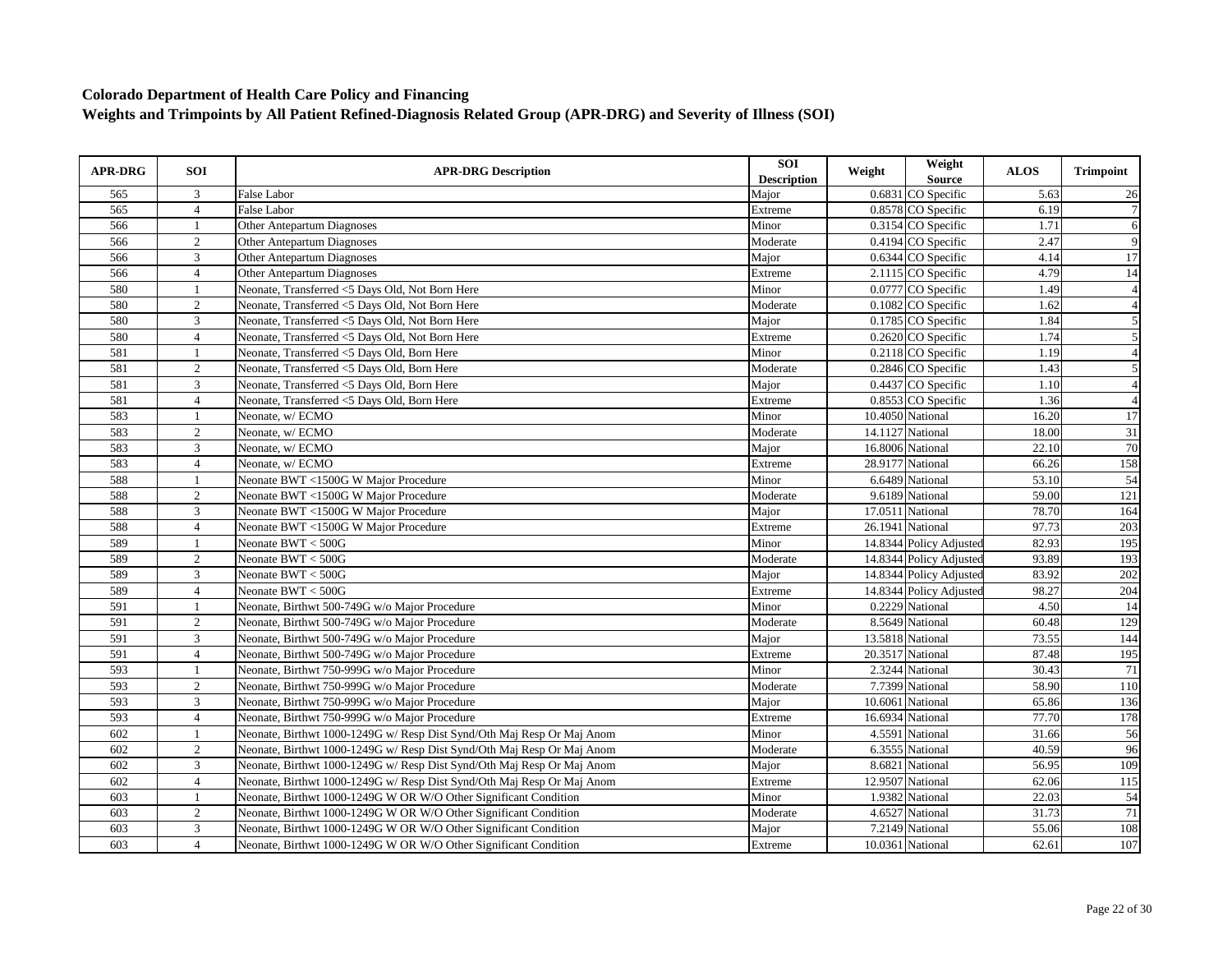**Colorado Department of Health Care Policy and Financing**
**Weights and Trimpoints by All Patient Refined-Diagnosis Related Group (APR-DRG) and Severity of Illness (SOI)**

| APR-DRG | SOI | APR-DRG Description | SOI Description | Weight | Weight Source | ALOS | Trimpoint |
|---|---|---|---|---|---|---|---|
| 565 | 3 | False Labor | Major | 0.6831 | CO Specific | 5.63 | 26 |
| 565 | 4 | False Labor | Extreme | 0.8578 | CO Specific | 6.19 | 7 |
| 566 | 1 | Other Antepartum Diagnoses | Minor | 0.3154 | CO Specific | 1.71 | 6 |
| 566 | 2 | Other Antepartum Diagnoses | Moderate | 0.4194 | CO Specific | 2.47 | 9 |
| 566 | 3 | Other Antepartum Diagnoses | Major | 0.6344 | CO Specific | 4.14 | 17 |
| 566 | 4 | Other Antepartum Diagnoses | Extreme | 2.1115 | CO Specific | 4.79 | 14 |
| 580 | 1 | Neonate, Transferred <5 Days Old, Not Born Here | Minor | 0.0777 | CO Specific | 1.49 | 4 |
| 580 | 2 | Neonate, Transferred <5 Days Old, Not Born Here | Moderate | 0.1082 | CO Specific | 1.62 | 4 |
| 580 | 3 | Neonate, Transferred <5 Days Old, Not Born Here | Major | 0.1785 | CO Specific | 1.84 | 5 |
| 580 | 4 | Neonate, Transferred <5 Days Old, Not Born Here | Extreme | 0.2620 | CO Specific | 1.74 | 5 |
| 581 | 1 | Neonate, Transferred <5 Days Old, Born Here | Minor | 0.2118 | CO Specific | 1.19 | 4 |
| 581 | 2 | Neonate, Transferred <5 Days Old, Born Here | Moderate | 0.2846 | CO Specific | 1.43 | 5 |
| 581 | 3 | Neonate, Transferred <5 Days Old, Born Here | Major | 0.4437 | CO Specific | 1.10 | 4 |
| 581 | 4 | Neonate, Transferred <5 Days Old, Born Here | Extreme | 0.8553 | CO Specific | 1.36 | 4 |
| 583 | 1 | Neonate, w/ ECMO | Minor | 10.4050 | National | 16.20 | 17 |
| 583 | 2 | Neonate, w/ ECMO | Moderate | 14.1127 | National | 18.00 | 31 |
| 583 | 3 | Neonate, w/ ECMO | Major | 16.8006 | National | 22.10 | 70 |
| 583 | 4 | Neonate, w/ ECMO | Extreme | 28.9177 | National | 66.26 | 158 |
| 588 | 1 | Neonate BWT <1500G W Major Procedure | Minor | 6.6489 | National | 53.10 | 54 |
| 588 | 2 | Neonate BWT <1500G W Major Procedure | Moderate | 9.6189 | National | 59.00 | 121 |
| 588 | 3 | Neonate BWT <1500G W Major Procedure | Major | 17.0511 | National | 78.70 | 164 |
| 588 | 4 | Neonate BWT <1500G W Major Procedure | Extreme | 26.1941 | National | 97.73 | 203 |
| 589 | 1 | Neonate BWT < 500G | Minor | 14.8344 | Policy Adjusted | 82.93 | 195 |
| 589 | 2 | Neonate BWT < 500G | Moderate | 14.8344 | Policy Adjusted | 93.89 | 193 |
| 589 | 3 | Neonate BWT < 500G | Major | 14.8344 | Policy Adjusted | 83.92 | 202 |
| 589 | 4 | Neonate BWT < 500G | Extreme | 14.8344 | Policy Adjusted | 98.27 | 204 |
| 591 | 1 | Neonate, Birthwt 500-749G w/o Major Procedure | Minor | 0.2229 | National | 4.50 | 14 |
| 591 | 2 | Neonate, Birthwt 500-749G w/o Major Procedure | Moderate | 8.5649 | National | 60.48 | 129 |
| 591 | 3 | Neonate, Birthwt 500-749G w/o Major Procedure | Major | 13.5818 | National | 73.55 | 144 |
| 591 | 4 | Neonate, Birthwt 500-749G w/o Major Procedure | Extreme | 20.3517 | National | 87.48 | 195 |
| 593 | 1 | Neonate, Birthwt 750-999G w/o Major Procedure | Minor | 2.3244 | National | 30.43 | 71 |
| 593 | 2 | Neonate, Birthwt 750-999G w/o Major Procedure | Moderate | 7.7399 | National | 58.90 | 110 |
| 593 | 3 | Neonate, Birthwt 750-999G w/o Major Procedure | Major | 10.6061 | National | 65.86 | 136 |
| 593 | 4 | Neonate, Birthwt 750-999G w/o Major Procedure | Extreme | 16.6934 | National | 77.70 | 178 |
| 602 | 1 | Neonate, Birthwt 1000-1249G w/ Resp Dist Synd/Oth Maj Resp Or Maj Anom | Minor | 4.5591 | National | 31.66 | 56 |
| 602 | 2 | Neonate, Birthwt 1000-1249G w/ Resp Dist Synd/Oth Maj Resp Or Maj Anom | Moderate | 6.3555 | National | 40.59 | 96 |
| 602 | 3 | Neonate, Birthwt 1000-1249G w/ Resp Dist Synd/Oth Maj Resp Or Maj Anom | Major | 8.6821 | National | 56.95 | 109 |
| 602 | 4 | Neonate, Birthwt 1000-1249G w/ Resp Dist Synd/Oth Maj Resp Or Maj Anom | Extreme | 12.9507 | National | 62.06 | 115 |
| 603 | 1 | Neonate, Birthwt 1000-1249G W OR W/O Other Significant Condition | Minor | 1.9382 | National | 22.03 | 54 |
| 603 | 2 | Neonate, Birthwt 1000-1249G W OR W/O Other Significant Condition | Moderate | 4.6527 | National | 31.73 | 71 |
| 603 | 3 | Neonate, Birthwt 1000-1249G W OR W/O Other Significant Condition | Major | 7.2149 | National | 55.06 | 108 |
| 603 | 4 | Neonate, Birthwt 1000-1249G W OR W/O Other Significant Condition | Extreme | 10.0361 | National | 62.61 | 107 |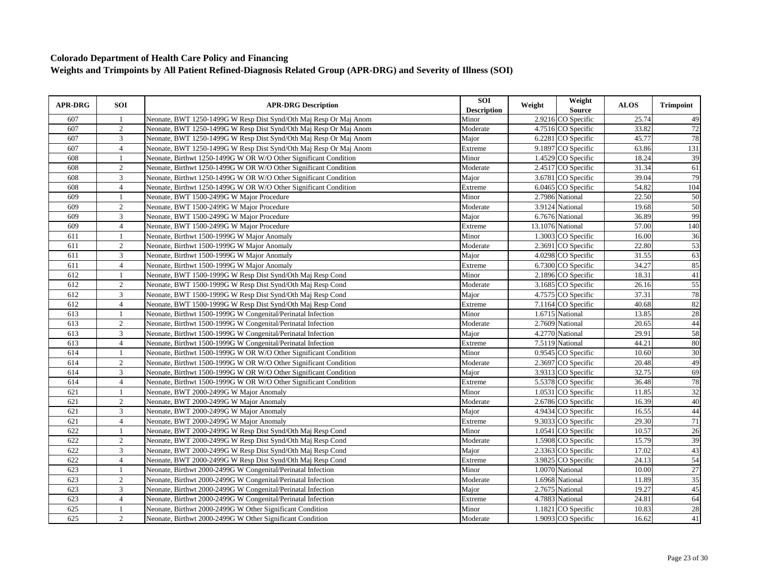**Colorado Department of Health Care Policy and Financing**

**Weights and Trimpoints by All Patient Refined-Diagnosis Related Group (APR-DRG) and Severity of Illness (SOI)**

| APR-DRG | SOI | APR-DRG Description | SOI Description | Weight | Weight Source | ALOS | Trimpoint |
|---|---|---|---|---|---|---|---|
| 607 | 1 | Neonate, BWT 1250-1499G W Resp Dist Synd/Oth Maj Resp Or Maj Anom | Minor | 2.9216 | CO Specific | 25.74 | 49 |
| 607 | 2 | Neonate, BWT 1250-1499G W Resp Dist Synd/Oth Maj Resp Or Maj Anom | Moderate | 4.7516 | CO Specific | 33.82 | 72 |
| 607 | 3 | Neonate, BWT 1250-1499G W Resp Dist Synd/Oth Maj Resp Or Maj Anom | Major | 6.2281 | CO Specific | 45.77 | 78 |
| 607 | 4 | Neonate, BWT 1250-1499G W Resp Dist Synd/Oth Maj Resp Or Maj Anom | Extreme | 9.1897 | CO Specific | 63.86 | 131 |
| 608 | 1 | Neonate, Birthwt 1250-1499G W OR W/O Other Significant Condition | Minor | 1.4529 | CO Specific | 18.24 | 39 |
| 608 | 2 | Neonate, Birthwt 1250-1499G W OR W/O Other Significant Condition | Moderate | 2.4517 | CO Specific | 31.34 | 61 |
| 608 | 3 | Neonate, Birthwt 1250-1499G W OR W/O Other Significant Condition | Major | 3.6781 | CO Specific | 39.04 | 79 |
| 608 | 4 | Neonate, Birthwt 1250-1499G W OR W/O Other Significant Condition | Extreme | 6.0465 | CO Specific | 54.82 | 104 |
| 609 | 1 | Neonate, BWT 1500-2499G W Major Procedure | Minor | 2.7986 | National | 22.50 | 50 |
| 609 | 2 | Neonate, BWT 1500-2499G W Major Procedure | Moderate | 3.9124 | National | 19.68 | 50 |
| 609 | 3 | Neonate, BWT 1500-2499G W Major Procedure | Major | 6.7676 | National | 36.89 | 99 |
| 609 | 4 | Neonate, BWT 1500-2499G W Major Procedure | Extreme | 13.1076 | National | 57.00 | 140 |
| 611 | 1 | Neonate, Birthwt 1500-1999G W Major Anomaly | Minor | 1.3003 | CO Specific | 16.00 | 36 |
| 611 | 2 | Neonate, Birthwt 1500-1999G W Major Anomaly | Moderate | 2.3691 | CO Specific | 22.80 | 53 |
| 611 | 3 | Neonate, Birthwt 1500-1999G W Major Anomaly | Major | 4.0298 | CO Specific | 31.55 | 63 |
| 611 | 4 | Neonate, Birthwt 1500-1999G W Major Anomaly | Extreme | 6.7300 | CO Specific | 34.27 | 85 |
| 612 | 1 | Neonate, BWT 1500-1999G W Resp Dist Synd/Oth Maj Resp Cond | Minor | 2.1896 | CO Specific | 18.31 | 41 |
| 612 | 2 | Neonate, BWT 1500-1999G W Resp Dist Synd/Oth Maj Resp Cond | Moderate | 3.1685 | CO Specific | 26.16 | 55 |
| 612 | 3 | Neonate, BWT 1500-1999G W Resp Dist Synd/Oth Maj Resp Cond | Major | 4.7575 | CO Specific | 37.31 | 78 |
| 612 | 4 | Neonate, BWT 1500-1999G W Resp Dist Synd/Oth Maj Resp Cond | Extreme | 7.1164 | CO Specific | 40.68 | 82 |
| 613 | 1 | Neonate, Birthwt 1500-1999G W Congenital/Perinatal Infection | Minor | 1.6715 | National | 13.85 | 28 |
| 613 | 2 | Neonate, Birthwt 1500-1999G W Congenital/Perinatal Infection | Moderate | 2.7609 | National | 20.65 | 44 |
| 613 | 3 | Neonate, Birthwt 1500-1999G W Congenital/Perinatal Infection | Major | 4.2770 | National | 29.91 | 58 |
| 613 | 4 | Neonate, Birthwt 1500-1999G W Congenital/Perinatal Infection | Extreme | 7.5119 | National | 44.21 | 80 |
| 614 | 1 | Neonate, Birthwt 1500-1999G W OR W/O Other Significant Condition | Minor | 0.9545 | CO Specific | 10.60 | 30 |
| 614 | 2 | Neonate, Birthwt 1500-1999G W OR W/O Other Significant Condition | Moderate | 2.3697 | CO Specific | 20.48 | 49 |
| 614 | 3 | Neonate, Birthwt 1500-1999G W OR W/O Other Significant Condition | Major | 3.9313 | CO Specific | 32.75 | 69 |
| 614 | 4 | Neonate, Birthwt 1500-1999G W OR W/O Other Significant Condition | Extreme | 5.5378 | CO Specific | 36.48 | 78 |
| 621 | 1 | Neonate, BWT 2000-2499G W Major Anomaly | Minor | 1.0531 | CO Specific | 11.85 | 32 |
| 621 | 2 | Neonate, BWT 2000-2499G W Major Anomaly | Moderate | 2.6786 | CO Specific | 16.39 | 40 |
| 621 | 3 | Neonate, BWT 2000-2499G W Major Anomaly | Major | 4.9434 | CO Specific | 16.55 | 44 |
| 621 | 4 | Neonate, BWT 2000-2499G W Major Anomaly | Extreme | 9.3033 | CO Specific | 29.30 | 71 |
| 622 | 1 | Neonate, BWT 2000-2499G W Resp Dist Synd/Oth Maj Resp Cond | Minor | 1.0541 | CO Specific | 10.57 | 26 |
| 622 | 2 | Neonate, BWT 2000-2499G W Resp Dist Synd/Oth Maj Resp Cond | Moderate | 1.5908 | CO Specific | 15.79 | 39 |
| 622 | 3 | Neonate, BWT 2000-2499G W Resp Dist Synd/Oth Maj Resp Cond | Major | 2.3363 | CO Specific | 17.02 | 43 |
| 622 | 4 | Neonate, BWT 2000-2499G W Resp Dist Synd/Oth Maj Resp Cond | Extreme | 3.9825 | CO Specific | 24.13 | 54 |
| 623 | 1 | Neonate, Birthwt 2000-2499G W Congenital/Perinatal Infection | Minor | 1.0070 | National | 10.00 | 27 |
| 623 | 2 | Neonate, Birthwt 2000-2499G W Congenital/Perinatal Infection | Moderate | 1.6968 | National | 11.89 | 35 |
| 623 | 3 | Neonate, Birthwt 2000-2499G W Congenital/Perinatal Infection | Major | 2.7675 | National | 19.27 | 45 |
| 623 | 4 | Neonate, Birthwt 2000-2499G W Congenital/Perinatal Infection | Extreme | 4.7883 | National | 24.81 | 64 |
| 625 | 1 | Neonate, Birthwt 2000-2499G W Other Significant Condition | Minor | 1.1821 | CO Specific | 10.83 | 28 |
| 625 | 2 | Neonate, Birthwt 2000-2499G W Other Significant Condition | Moderate | 1.9093 | CO Specific | 16.62 | 41 |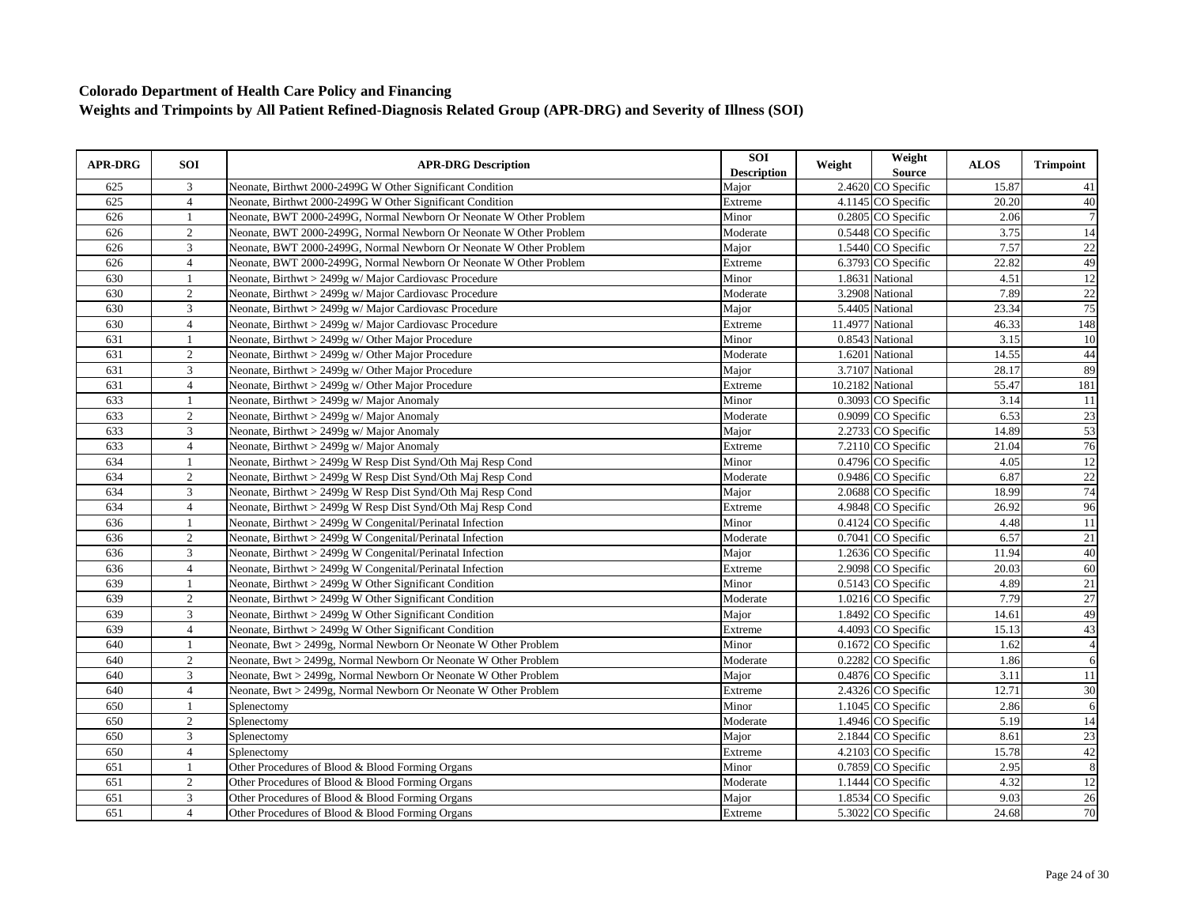**Colorado Department of Health Care Policy and Financing**
**Weights and Trimpoints by All Patient Refined-Diagnosis Related Group (APR-DRG) and Severity of Illness (SOI)**

| APR-DRG | SOI | APR-DRG Description | SOI Description | Weight | Weight Source | ALOS | Trimpoint |
|---|---|---|---|---|---|---|---|
| 625 | 3 | Neonate, Birthwt 2000-2499G W Other Significant Condition | Major | 2.4620 | CO Specific | 15.87 | 41 |
| 625 | 4 | Neonate, Birthwt 2000-2499G W Other Significant Condition | Extreme | 4.1145 | CO Specific | 20.20 | 40 |
| 626 | 1 | Neonate, BWT 2000-2499G, Normal Newborn Or Neonate W Other Problem | Minor | 0.2805 | CO Specific | 2.06 | 7 |
| 626 | 2 | Neonate, BWT 2000-2499G, Normal Newborn Or Neonate W Other Problem | Moderate | 0.5448 | CO Specific | 3.75 | 14 |
| 626 | 3 | Neonate, BWT 2000-2499G, Normal Newborn Or Neonate W Other Problem | Major | 1.5440 | CO Specific | 7.57 | 22 |
| 626 | 4 | Neonate, BWT 2000-2499G, Normal Newborn Or Neonate W Other Problem | Extreme | 6.3793 | CO Specific | 22.82 | 49 |
| 630 | 1 | Neonate, Birthwt > 2499g w/ Major Cardiovasc Procedure | Minor | 1.8631 | National | 4.51 | 12 |
| 630 | 2 | Neonate, Birthwt > 2499g w/ Major Cardiovasc Procedure | Moderate | 3.2908 | National | 7.89 | 22 |
| 630 | 3 | Neonate, Birthwt > 2499g w/ Major Cardiovasc Procedure | Major | 5.4405 | National | 23.34 | 75 |
| 630 | 4 | Neonate, Birthwt > 2499g w/ Major Cardiovasc Procedure | Extreme | 11.4977 | National | 46.33 | 148 |
| 631 | 1 | Neonate, Birthwt > 2499g w/ Other Major Procedure | Minor | 0.8543 | National | 3.15 | 10 |
| 631 | 2 | Neonate, Birthwt > 2499g w/ Other Major Procedure | Moderate | 1.6201 | National | 14.55 | 44 |
| 631 | 3 | Neonate, Birthwt > 2499g w/ Other Major Procedure | Major | 3.7107 | National | 28.17 | 89 |
| 631 | 4 | Neonate, Birthwt > 2499g w/ Other Major Procedure | Extreme | 10.2182 | National | 55.47 | 181 |
| 633 | 1 | Neonate, Birthwt > 2499g w/ Major Anomaly | Minor | 0.3093 | CO Specific | 3.14 | 11 |
| 633 | 2 | Neonate, Birthwt > 2499g w/ Major Anomaly | Moderate | 0.9099 | CO Specific | 6.53 | 23 |
| 633 | 3 | Neonate, Birthwt > 2499g w/ Major Anomaly | Major | 2.2733 | CO Specific | 14.89 | 53 |
| 633 | 4 | Neonate, Birthwt > 2499g w/ Major Anomaly | Extreme | 7.2110 | CO Specific | 21.04 | 76 |
| 634 | 1 | Neonate, Birthwt > 2499g W Resp Dist Synd/Oth Maj Resp Cond | Minor | 0.4796 | CO Specific | 4.05 | 12 |
| 634 | 2 | Neonate, Birthwt > 2499g W Resp Dist Synd/Oth Maj Resp Cond | Moderate | 0.9486 | CO Specific | 6.87 | 22 |
| 634 | 3 | Neonate, Birthwt > 2499g W Resp Dist Synd/Oth Maj Resp Cond | Major | 2.0688 | CO Specific | 18.99 | 74 |
| 634 | 4 | Neonate, Birthwt > 2499g W Resp Dist Synd/Oth Maj Resp Cond | Extreme | 4.9848 | CO Specific | 26.92 | 96 |
| 636 | 1 | Neonate, Birthwt > 2499g W Congenital/Perinatal Infection | Minor | 0.4124 | CO Specific | 4.48 | 11 |
| 636 | 2 | Neonate, Birthwt > 2499g W Congenital/Perinatal Infection | Moderate | 0.7041 | CO Specific | 6.57 | 21 |
| 636 | 3 | Neonate, Birthwt > 2499g W Congenital/Perinatal Infection | Major | 1.2636 | CO Specific | 11.94 | 40 |
| 636 | 4 | Neonate, Birthwt > 2499g W Congenital/Perinatal Infection | Extreme | 2.9098 | CO Specific | 20.03 | 60 |
| 639 | 1 | Neonate, Birthwt > 2499g W Other Significant Condition | Minor | 0.5143 | CO Specific | 4.89 | 21 |
| 639 | 2 | Neonate, Birthwt > 2499g W Other Significant Condition | Moderate | 1.0216 | CO Specific | 7.79 | 27 |
| 639 | 3 | Neonate, Birthwt > 2499g W Other Significant Condition | Major | 1.8492 | CO Specific | 14.61 | 49 |
| 639 | 4 | Neonate, Birthwt > 2499g W Other Significant Condition | Extreme | 4.4093 | CO Specific | 15.13 | 43 |
| 640 | 1 | Neonate, Bwt > 2499g, Normal Newborn Or Neonate W Other Problem | Minor | 0.1672 | CO Specific | 1.62 | 4 |
| 640 | 2 | Neonate, Bwt > 2499g, Normal Newborn Or Neonate W Other Problem | Moderate | 0.2282 | CO Specific | 1.86 | 6 |
| 640 | 3 | Neonate, Bwt > 2499g, Normal Newborn Or Neonate W Other Problem | Major | 0.4876 | CO Specific | 3.11 | 11 |
| 640 | 4 | Neonate, Bwt > 2499g, Normal Newborn Or Neonate W Other Problem | Extreme | 2.4326 | CO Specific | 12.71 | 30 |
| 650 | 1 | Splenectomy | Minor | 1.1045 | CO Specific | 2.86 | 6 |
| 650 | 2 | Splenectomy | Moderate | 1.4946 | CO Specific | 5.19 | 14 |
| 650 | 3 | Splenectomy | Major | 2.1844 | CO Specific | 8.61 | 23 |
| 650 | 4 | Splenectomy | Extreme | 4.2103 | CO Specific | 15.78 | 42 |
| 651 | 1 | Other Procedures of Blood & Blood Forming Organs | Minor | 0.7859 | CO Specific | 2.95 | 8 |
| 651 | 2 | Other Procedures of Blood & Blood Forming Organs | Moderate | 1.1444 | CO Specific | 4.32 | 12 |
| 651 | 3 | Other Procedures of Blood & Blood Forming Organs | Major | 1.8534 | CO Specific | 9.03 | 26 |
| 651 | 4 | Other Procedures of Blood & Blood Forming Organs | Extreme | 5.3022 | CO Specific | 24.68 | 70 |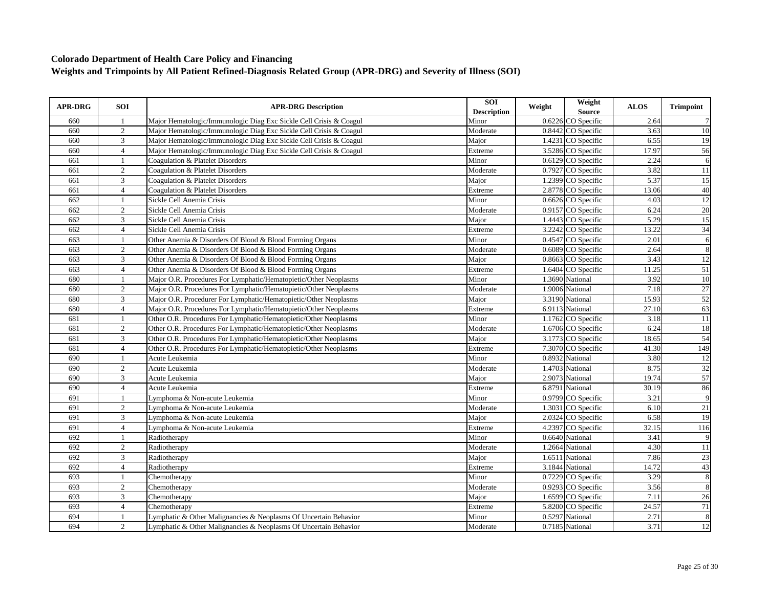**Colorado Department of Health Care Policy and Financing**

**Weights and Trimpoints by All Patient Refined-Diagnosis Related Group (APR-DRG) and Severity of Illness (SOI)**

| APR-DRG | SOI | APR-DRG Description | SOI Description | Weight | Weight Source | ALOS | Trimpoint |
|---|---|---|---|---|---|---|---|
| 660 | 1 | Major Hematologic/Immunologic Diag Exc Sickle Cell Crisis & Coagul | Minor | 0.6226 | CO Specific | 2.64 | 7 |
| 660 | 2 | Major Hematologic/Immunologic Diag Exc Sickle Cell Crisis & Coagul | Moderate | 0.8442 | CO Specific | 3.63 | 10 |
| 660 | 3 | Major Hematologic/Immunologic Diag Exc Sickle Cell Crisis & Coagul | Major | 1.4231 | CO Specific | 6.55 | 19 |
| 660 | 4 | Major Hematologic/Immunologic Diag Exc Sickle Cell Crisis & Coagul | Extreme | 3.5286 | CO Specific | 17.97 | 56 |
| 661 | 1 | Coagulation & Platelet Disorders | Minor | 0.6129 | CO Specific | 2.24 | 6 |
| 661 | 2 | Coagulation & Platelet Disorders | Moderate | 0.7927 | CO Specific | 3.82 | 11 |
| 661 | 3 | Coagulation & Platelet Disorders | Major | 1.2399 | CO Specific | 5.37 | 15 |
| 661 | 4 | Coagulation & Platelet Disorders | Extreme | 2.8778 | CO Specific | 13.06 | 40 |
| 662 | 1 | Sickle Cell Anemia Crisis | Minor | 0.6626 | CO Specific | 4.03 | 12 |
| 662 | 2 | Sickle Cell Anemia Crisis | Moderate | 0.9157 | CO Specific | 6.24 | 20 |
| 662 | 3 | Sickle Cell Anemia Crisis | Major | 1.4443 | CO Specific | 5.29 | 15 |
| 662 | 4 | Sickle Cell Anemia Crisis | Extreme | 3.2242 | CO Specific | 13.22 | 34 |
| 663 | 1 | Other Anemia & Disorders Of Blood & Blood Forming Organs | Minor | 0.4547 | CO Specific | 2.01 | 6 |
| 663 | 2 | Other Anemia & Disorders Of Blood & Blood Forming Organs | Moderate | 0.6089 | CO Specific | 2.64 | 8 |
| 663 | 3 | Other Anemia & Disorders Of Blood & Blood Forming Organs | Major | 0.8663 | CO Specific | 3.43 | 12 |
| 663 | 4 | Other Anemia & Disorders Of Blood & Blood Forming Organs | Extreme | 1.6404 | CO Specific | 11.25 | 51 |
| 680 | 1 | Major O.R. Procedures For Lymphatic/Hematopietic/Other Neoplasms | Minor | 1.3690 | National | 3.92 | 10 |
| 680 | 2 | Major O.R. Procedures For Lymphatic/Hematopietic/Other Neoplasms | Moderate | 1.9006 | National | 7.18 | 27 |
| 680 | 3 | Major O.R. Procedurer For Lymphatic/Hematopietic/Other Neoplasms | Major | 3.3190 | National | 15.93 | 52 |
| 680 | 4 | Major O.R. Procedures For Lymphatic/Hematopietic/Other Neoplasms | Extreme | 6.9113 | National | 27.10 | 63 |
| 681 | 1 | Other O.R. Procedures For Lymphatic/Hematopietic/Other Neoplasms | Minor | 1.1762 | CO Specific | 3.18 | 11 |
| 681 | 2 | Other O.R. Procedures For Lymphatic/Hematopietic/Other Neoplasms | Moderate | 1.6706 | CO Specific | 6.24 | 18 |
| 681 | 3 | Other O.R. Procedures For Lymphatic/Hematopietic/Other Neoplasms | Major | 3.1773 | CO Specific | 18.65 | 54 |
| 681 | 4 | Other O.R. Procedures For Lymphatic/Hematopietic/Other Neoplasms | Extreme | 7.3070 | CO Specific | 41.30 | 149 |
| 690 | 1 | Acute Leukemia | Minor | 0.8932 | National | 3.80 | 12 |
| 690 | 2 | Acute Leukemia | Moderate | 1.4703 | National | 8.75 | 32 |
| 690 | 3 | Acute Leukemia | Major | 2.9073 | National | 19.74 | 57 |
| 690 | 4 | Acute Leukemia | Extreme | 6.8791 | National | 30.19 | 86 |
| 691 | 1 | Lymphoma & Non-acute Leukemia | Minor | 0.9799 | CO Specific | 3.21 | 9 |
| 691 | 2 | Lymphoma & Non-acute Leukemia | Moderate | 1.3031 | CO Specific | 6.10 | 21 |
| 691 | 3 | Lymphoma & Non-acute Leukemia | Major | 2.0324 | CO Specific | 6.58 | 19 |
| 691 | 4 | Lymphoma & Non-acute Leukemia | Extreme | 4.2397 | CO Specific | 32.15 | 116 |
| 692 | 1 | Radiotherapy | Minor | 0.6640 | National | 3.41 | 9 |
| 692 | 2 | Radiotherapy | Moderate | 1.2664 | National | 4.30 | 11 |
| 692 | 3 | Radiotherapy | Major | 1.6511 | National | 7.86 | 23 |
| 692 | 4 | Radiotherapy | Extreme | 3.1844 | National | 14.72 | 43 |
| 693 | 1 | Chemotherapy | Minor | 0.7229 | CO Specific | 3.29 | 8 |
| 693 | 2 | Chemotherapy | Moderate | 0.9293 | CO Specific | 3.56 | 8 |
| 693 | 3 | Chemotherapy | Major | 1.6599 | CO Specific | 7.11 | 26 |
| 693 | 4 | Chemotherapy | Extreme | 5.8200 | CO Specific | 24.57 | 71 |
| 694 | 1 | Lymphatic & Other Malignancies & Neoplasms Of Uncertain Behavior | Minor | 0.5297 | National | 2.71 | 8 |
| 694 | 2 | Lymphatic & Other Malignancies & Neoplasms Of Uncertain Behavior | Moderate | 0.7185 | National | 3.71 | 12 |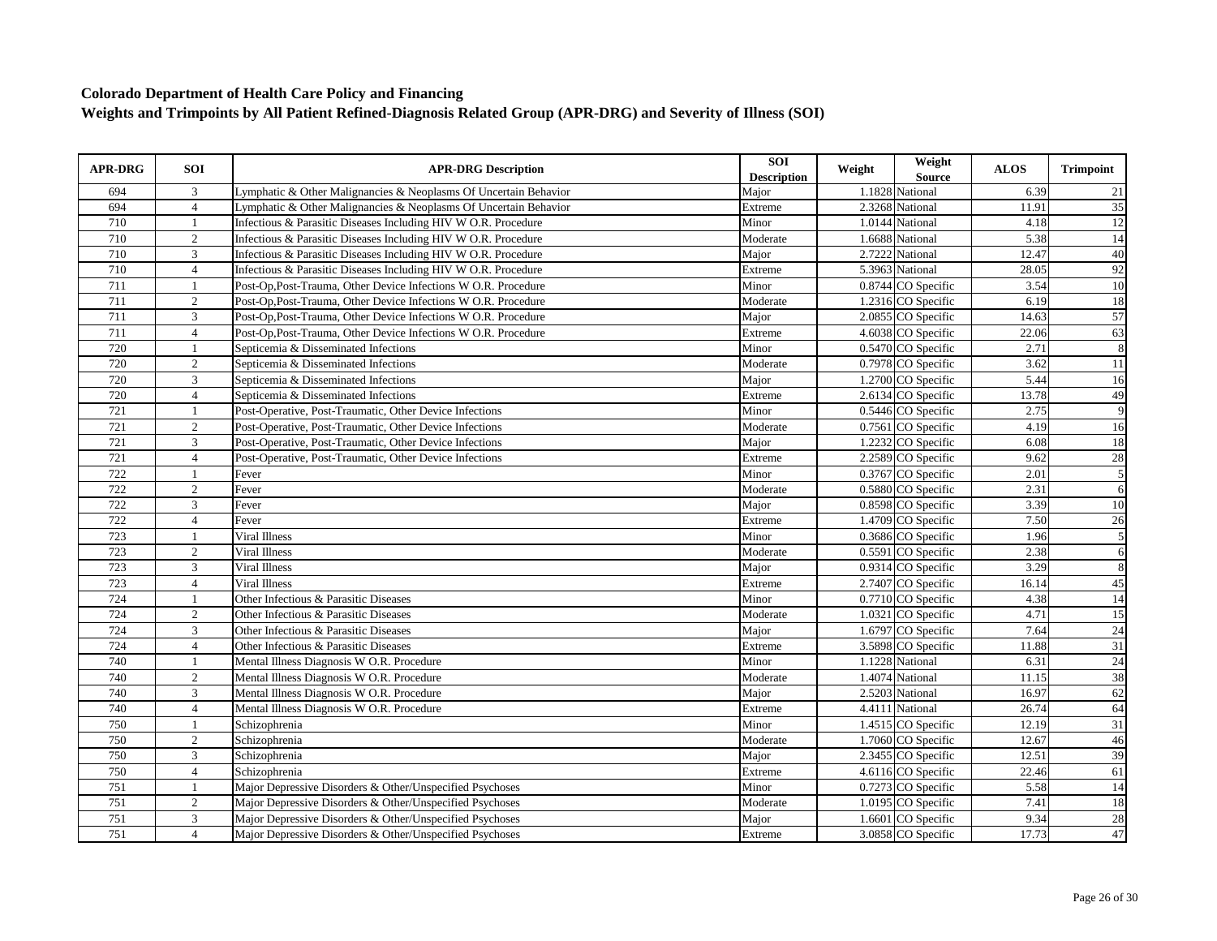**Colorado Department of Health Care Policy and Financing**
**Weights and Trimpoints by All Patient Refined-Diagnosis Related Group (APR-DRG) and Severity of Illness (SOI)**

| APR-DRG | SOI | APR-DRG Description | SOI Description | Weight | Weight Source | ALOS | Trimpoint |
|---|---|---|---|---|---|---|---|
| 694 | 3 | Lymphatic & Other Malignancies & Neoplasms Of Uncertain Behavior | Major | 1.1828 | National | 6.39 | 21 |
| 694 | 4 | Lymphatic & Other Malignancies & Neoplasms Of Uncertain Behavior | Extreme | 2.3268 | National | 11.91 | 35 |
| 710 | 1 | Infectious & Parasitic Diseases Including HIV W O.R. Procedure | Minor | 1.0144 | National | 4.18 | 12 |
| 710 | 2 | Infectious & Parasitic Diseases Including HIV W O.R. Procedure | Moderate | 1.6688 | National | 5.38 | 14 |
| 710 | 3 | Infectious & Parasitic Diseases Including HIV W O.R. Procedure | Major | 2.7222 | National | 12.47 | 40 |
| 710 | 4 | Infectious & Parasitic Diseases Including HIV W O.R. Procedure | Extreme | 5.3963 | National | 28.05 | 92 |
| 711 | 1 | Post-Op,Post-Trauma, Other Device Infections W O.R. Procedure | Minor | 0.8744 | CO Specific | 3.54 | 10 |
| 711 | 2 | Post-Op,Post-Trauma, Other Device Infections W O.R. Procedure | Moderate | 1.2316 | CO Specific | 6.19 | 18 |
| 711 | 3 | Post-Op,Post-Trauma, Other Device Infections W O.R. Procedure | Major | 2.0855 | CO Specific | 14.63 | 57 |
| 711 | 4 | Post-Op,Post-Trauma, Other Device Infections W O.R. Procedure | Extreme | 4.6038 | CO Specific | 22.06 | 63 |
| 720 | 1 | Septicemia & Disseminated Infections | Minor | 0.5470 | CO Specific | 2.71 | 8 |
| 720 | 2 | Septicemia & Disseminated Infections | Moderate | 0.7978 | CO Specific | 3.62 | 11 |
| 720 | 3 | Septicemia & Disseminated Infections | Major | 1.2700 | CO Specific | 5.44 | 16 |
| 720 | 4 | Septicemia & Disseminated Infections | Extreme | 2.6134 | CO Specific | 13.78 | 49 |
| 721 | 1 | Post-Operative, Post-Traumatic, Other Device Infections | Minor | 0.5446 | CO Specific | 2.75 | 9 |
| 721 | 2 | Post-Operative, Post-Traumatic, Other Device Infections | Moderate | 0.7561 | CO Specific | 4.19 | 16 |
| 721 | 3 | Post-Operative, Post-Traumatic, Other Device Infections | Major | 1.2232 | CO Specific | 6.08 | 18 |
| 721 | 4 | Post-Operative, Post-Traumatic, Other Device Infections | Extreme | 2.2589 | CO Specific | 9.62 | 28 |
| 722 | 1 | Fever | Minor | 0.3767 | CO Specific | 2.01 | 5 |
| 722 | 2 | Fever | Moderate | 0.5880 | CO Specific | 2.31 | 6 |
| 722 | 3 | Fever | Major | 0.8598 | CO Specific | 3.39 | 10 |
| 722 | 4 | Fever | Extreme | 1.4709 | CO Specific | 7.50 | 26 |
| 723 | 1 | Viral Illness | Minor | 0.3686 | CO Specific | 1.96 | 5 |
| 723 | 2 | Viral Illness | Moderate | 0.5591 | CO Specific | 2.38 | 6 |
| 723 | 3 | Viral Illness | Major | 0.9314 | CO Specific | 3.29 | 8 |
| 723 | 4 | Viral Illness | Extreme | 2.7407 | CO Specific | 16.14 | 45 |
| 724 | 1 | Other Infectious & Parasitic Diseases | Minor | 0.7710 | CO Specific | 4.38 | 14 |
| 724 | 2 | Other Infectious & Parasitic Diseases | Moderate | 1.0321 | CO Specific | 4.71 | 15 |
| 724 | 3 | Other Infectious & Parasitic Diseases | Major | 1.6797 | CO Specific | 7.64 | 24 |
| 724 | 4 | Other Infectious & Parasitic Diseases | Extreme | 3.5898 | CO Specific | 11.88 | 31 |
| 740 | 1 | Mental Illness Diagnosis W O.R. Procedure | Minor | 1.1228 | National | 6.31 | 24 |
| 740 | 2 | Mental Illness Diagnosis W O.R. Procedure | Moderate | 1.4074 | National | 11.15 | 38 |
| 740 | 3 | Mental Illness Diagnosis W O.R. Procedure | Major | 2.5203 | National | 16.97 | 62 |
| 740 | 4 | Mental Illness Diagnosis W O.R. Procedure | Extreme | 4.4111 | National | 26.74 | 64 |
| 750 | 1 | Schizophrenia | Minor | 1.4515 | CO Specific | 12.19 | 31 |
| 750 | 2 | Schizophrenia | Moderate | 1.7060 | CO Specific | 12.67 | 46 |
| 750 | 3 | Schizophrenia | Major | 2.3455 | CO Specific | 12.51 | 39 |
| 750 | 4 | Schizophrenia | Extreme | 4.6116 | CO Specific | 22.46 | 61 |
| 751 | 1 | Major Depressive Disorders & Other/Unspecified Psychoses | Minor | 0.7273 | CO Specific | 5.58 | 14 |
| 751 | 2 | Major Depressive Disorders & Other/Unspecified Psychoses | Moderate | 1.0195 | CO Specific | 7.41 | 18 |
| 751 | 3 | Major Depressive Disorders & Other/Unspecified Psychoses | Major | 1.6601 | CO Specific | 9.34 | 28 |
| 751 | 4 | Major Depressive Disorders & Other/Unspecified Psychoses | Extreme | 3.0858 | CO Specific | 17.73 | 47 |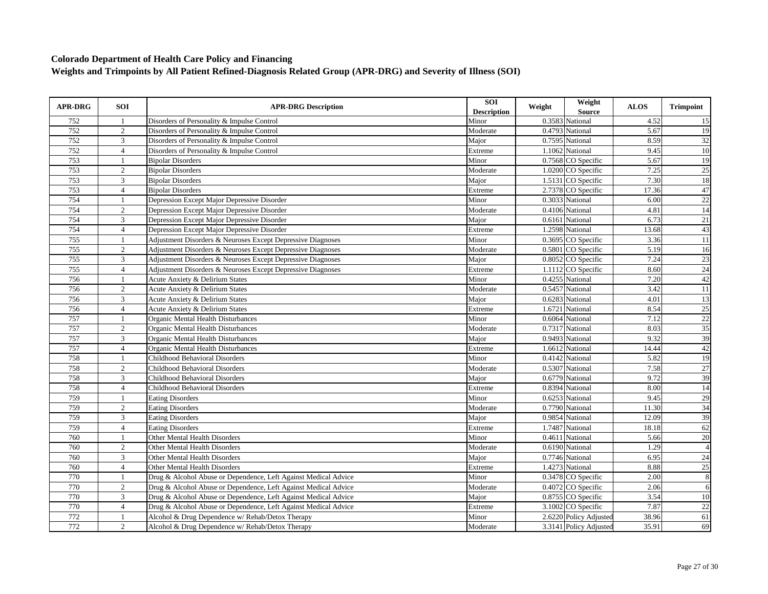**Colorado Department of Health Care Policy and Financing**

**Weights and Trimpoints by All Patient Refined-Diagnosis Related Group (APR-DRG) and Severity of Illness (SOI)**

| APR-DRG | SOI | APR-DRG Description | SOI Description | Weight | Weight Source | ALOS | Trimpoint |
|---|---|---|---|---|---|---|---|
| 752 | 1 | Disorders of Personality & Impulse Control | Minor | 0.3583 | National | 4.52 | 15 |
| 752 | 2 | Disorders of Personality & Impulse Control | Moderate | 0.4793 | National | 5.67 | 19 |
| 752 | 3 | Disorders of Personality & Impulse Control | Major | 0.7595 | National | 8.59 | 32 |
| 752 | 4 | Disorders of Personality & Impulse Control | Extreme | 1.1062 | National | 9.45 | 10 |
| 753 | 1 | Bipolar Disorders | Minor | 0.7568 | CO Specific | 5.67 | 19 |
| 753 | 2 | Bipolar Disorders | Moderate | 1.0200 | CO Specific | 7.25 | 25 |
| 753 | 3 | Bipolar Disorders | Major | 1.5131 | CO Specific | 7.30 | 18 |
| 753 | 4 | Bipolar Disorders | Extreme | 2.7378 | CO Specific | 17.36 | 47 |
| 754 | 1 | Depression Except Major Depressive Disorder | Minor | 0.3033 | National | 6.00 | 22 |
| 754 | 2 | Depression Except Major Depressive Disorder | Moderate | 0.4106 | National | 4.81 | 14 |
| 754 | 3 | Depression Except Major Depressive Disorder | Major | 0.6161 | National | 6.73 | 21 |
| 754 | 4 | Depression Except Major Depressive Disorder | Extreme | 1.2598 | National | 13.68 | 43 |
| 755 | 1 | Adjustment Disorders & Neuroses Except Depressive Diagnoses | Minor | 0.3695 | CO Specific | 3.36 | 11 |
| 755 | 2 | Adjustment Disorders & Neuroses Except Depressive Diagnoses | Moderate | 0.5801 | CO Specific | 5.19 | 16 |
| 755 | 3 | Adjustment Disorders & Neuroses Except Depressive Diagnoses | Major | 0.8052 | CO Specific | 7.24 | 23 |
| 755 | 4 | Adjustment Disorders & Neuroses Except Depressive Diagnoses | Extreme | 1.1112 | CO Specific | 8.60 | 24 |
| 756 | 1 | Acute Anxiety & Delirium States | Minor | 0.4255 | National | 7.20 | 42 |
| 756 | 2 | Acute Anxiety & Delirium States | Moderate | 0.5457 | National | 3.42 | 11 |
| 756 | 3 | Acute Anxiety & Delirium States | Major | 0.6283 | National | 4.01 | 13 |
| 756 | 4 | Acute Anxiety & Delirium States | Extreme | 1.6721 | National | 8.54 | 25 |
| 757 | 1 | Organic Mental Health Disturbances | Minor | 0.6064 | National | 7.12 | 22 |
| 757 | 2 | Organic Mental Health Disturbances | Moderate | 0.7317 | National | 8.03 | 35 |
| 757 | 3 | Organic Mental Health Disturbances | Major | 0.9493 | National | 9.32 | 39 |
| 757 | 4 | Organic Mental Health Disturbances | Extreme | 1.6612 | National | 14.44 | 42 |
| 758 | 1 | Childhood Behavioral Disorders | Minor | 0.4142 | National | 5.82 | 19 |
| 758 | 2 | Childhood Behavioral Disorders | Moderate | 0.5307 | National | 7.58 | 27 |
| 758 | 3 | Childhood Behavioral Disorders | Major | 0.6779 | National | 9.72 | 39 |
| 758 | 4 | Childhood Behavioral Disorders | Extreme | 0.8394 | National | 8.00 | 14 |
| 759 | 1 | Eating Disorders | Minor | 0.6253 | National | 9.45 | 29 |
| 759 | 2 | Eating Disorders | Moderate | 0.7790 | National | 11.30 | 34 |
| 759 | 3 | Eating Disorders | Major | 0.9854 | National | 12.09 | 39 |
| 759 | 4 | Eating Disorders | Extreme | 1.7487 | National | 18.18 | 62 |
| 760 | 1 | Other Mental Health Disorders | Minor | 0.4611 | National | 5.66 | 20 |
| 760 | 2 | Other Mental Health Disorders | Moderate | 0.6190 | National | 1.29 | 4 |
| 760 | 3 | Other Mental Health Disorders | Major | 0.7746 | National | 6.95 | 24 |
| 760 | 4 | Other Mental Health Disorders | Extreme | 1.4273 | National | 8.88 | 25 |
| 770 | 1 | Drug & Alcohol Abuse or Dependence, Left Against Medical Advice | Minor | 0.3478 | CO Specific | 2.00 | 8 |
| 770 | 2 | Drug & Alcohol Abuse or Dependence, Left Against Medical Advice | Moderate | 0.4072 | CO Specific | 2.06 | 6 |
| 770 | 3 | Drug & Alcohol Abuse or Dependence, Left Against Medical Advice | Major | 0.8755 | CO Specific | 3.54 | 10 |
| 770 | 4 | Drug & Alcohol Abuse or Dependence, Left Against Medical Advice | Extreme | 3.1002 | CO Specific | 7.87 | 22 |
| 772 | 1 | Alcohol & Drug Dependence w/ Rehab/Detox Therapy | Minor | 2.6220 | Policy Adjusted | 38.96 | 61 |
| 772 | 2 | Alcohol & Drug Dependence w/ Rehab/Detox Therapy | Moderate | 3.3141 | Policy Adjusted | 35.91 | 69 |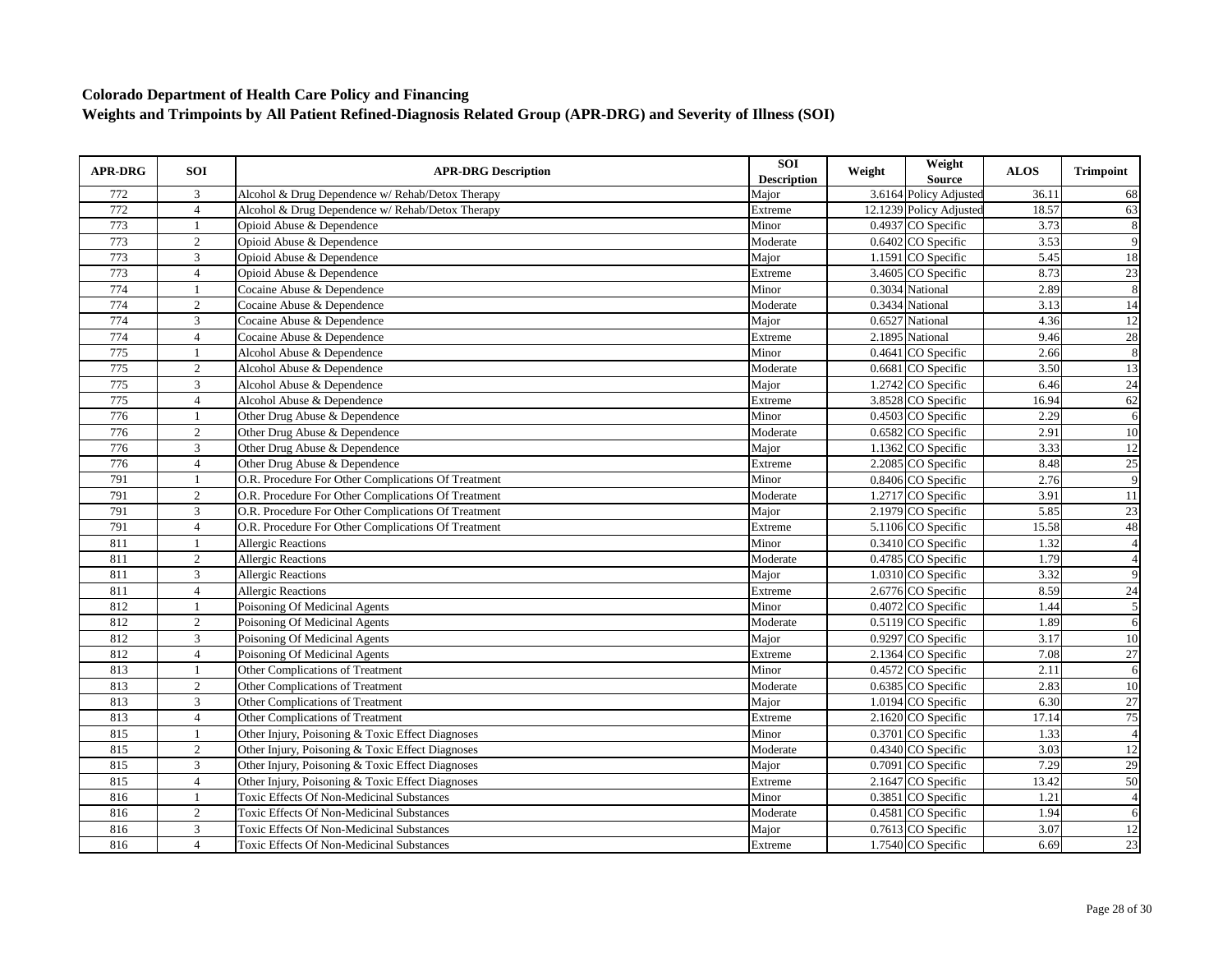## Colorado Department of Health Care Policy and Financing

## Weights and Trimpoints by All Patient Refined-Diagnosis Related Group (APR-DRG) and Severity of Illness (SOI)

| APR-DRG | SOI | APR-DRG Description | SOI Description | Weight | Weight Source | ALOS | Trimpoint |
|---|---|---|---|---|---|---|---|
| 772 | 3 | Alcohol & Drug Dependence w/ Rehab/Detox Therapy | Major | 3.6164 | Policy Adjusted | 36.11 | 68 |
| 772 | 4 | Alcohol & Drug Dependence w/ Rehab/Detox Therapy | Extreme | 12.1239 | Policy Adjusted | 18.57 | 63 |
| 773 | 1 | Opioid Abuse & Dependence | Minor | 0.4937 | CO Specific | 3.73 | 8 |
| 773 | 2 | Opioid Abuse & Dependence | Moderate | 0.6402 | CO Specific | 3.53 | 9 |
| 773 | 3 | Opioid Abuse & Dependence | Major | 1.1591 | CO Specific | 5.45 | 18 |
| 773 | 4 | Opioid Abuse & Dependence | Extreme | 3.4605 | CO Specific | 8.73 | 23 |
| 774 | 1 | Cocaine Abuse & Dependence | Minor | 0.3034 | National | 2.89 | 8 |
| 774 | 2 | Cocaine Abuse & Dependence | Moderate | 0.3434 | National | 3.13 | 14 |
| 774 | 3 | Cocaine Abuse & Dependence | Major | 0.6527 | National | 4.36 | 12 |
| 774 | 4 | Cocaine Abuse & Dependence | Extreme | 2.1895 | National | 9.46 | 28 |
| 775 | 1 | Alcohol Abuse & Dependence | Minor | 0.4641 | CO Specific | 2.66 | 8 |
| 775 | 2 | Alcohol Abuse & Dependence | Moderate | 0.6681 | CO Specific | 3.50 | 13 |
| 775 | 3 | Alcohol Abuse & Dependence | Major | 1.2742 | CO Specific | 6.46 | 24 |
| 775 | 4 | Alcohol Abuse & Dependence | Extreme | 3.8528 | CO Specific | 16.94 | 62 |
| 776 | 1 | Other Drug Abuse & Dependence | Minor | 0.4503 | CO Specific | 2.29 | 6 |
| 776 | 2 | Other Drug Abuse & Dependence | Moderate | 0.6582 | CO Specific | 2.91 | 10 |
| 776 | 3 | Other Drug Abuse & Dependence | Major | 1.1362 | CO Specific | 3.33 | 12 |
| 776 | 4 | Other Drug Abuse & Dependence | Extreme | 2.2085 | CO Specific | 8.48 | 25 |
| 791 | 1 | O.R. Procedure For Other Complications Of Treatment | Minor | 0.8406 | CO Specific | 2.76 | 9 |
| 791 | 2 | O.R. Procedure For Other Complications Of Treatment | Moderate | 1.2717 | CO Specific | 3.91 | 11 |
| 791 | 3 | O.R. Procedure For Other Complications Of Treatment | Major | 2.1979 | CO Specific | 5.85 | 23 |
| 791 | 4 | O.R. Procedure For Other Complications Of Treatment | Extreme | 5.1106 | CO Specific | 15.58 | 48 |
| 811 | 1 | Allergic Reactions | Minor | 0.3410 | CO Specific | 1.32 | 4 |
| 811 | 2 | Allergic Reactions | Moderate | 0.4785 | CO Specific | 1.79 | 4 |
| 811 | 3 | Allergic Reactions | Major | 1.0310 | CO Specific | 3.32 | 9 |
| 811 | 4 | Allergic Reactions | Extreme | 2.6776 | CO Specific | 8.59 | 24 |
| 812 | 1 | Poisoning Of Medicinal Agents | Minor | 0.4072 | CO Specific | 1.44 | 5 |
| 812 | 2 | Poisoning Of Medicinal Agents | Moderate | 0.5119 | CO Specific | 1.89 | 6 |
| 812 | 3 | Poisoning Of Medicinal Agents | Major | 0.9297 | CO Specific | 3.17 | 10 |
| 812 | 4 | Poisoning Of Medicinal Agents | Extreme | 2.1364 | CO Specific | 7.08 | 27 |
| 813 | 1 | Other Complications of Treatment | Minor | 0.4572 | CO Specific | 2.11 | 6 |
| 813 | 2 | Other Complications of Treatment | Moderate | 0.6385 | CO Specific | 2.83 | 10 |
| 813 | 3 | Other Complications of Treatment | Major | 1.0194 | CO Specific | 6.30 | 27 |
| 813 | 4 | Other Complications of Treatment | Extreme | 2.1620 | CO Specific | 17.14 | 75 |
| 815 | 1 | Other Injury, Poisoning & Toxic Effect Diagnoses | Minor | 0.3701 | CO Specific | 1.33 | 4 |
| 815 | 2 | Other Injury, Poisoning & Toxic Effect Diagnoses | Moderate | 0.4340 | CO Specific | 3.03 | 12 |
| 815 | 3 | Other Injury, Poisoning & Toxic Effect Diagnoses | Major | 0.7091 | CO Specific | 7.29 | 29 |
| 815 | 4 | Other Injury, Poisoning & Toxic Effect Diagnoses | Extreme | 2.1647 | CO Specific | 13.42 | 50 |
| 816 | 1 | Toxic Effects Of Non-Medicinal Substances | Minor | 0.3851 | CO Specific | 1.21 | 4 |
| 816 | 2 | Toxic Effects Of Non-Medicinal Substances | Moderate | 0.4581 | CO Specific | 1.94 | 6 |
| 816 | 3 | Toxic Effects Of Non-Medicinal Substances | Major | 0.7613 | CO Specific | 3.07 | 12 |
| 816 | 4 | Toxic Effects Of Non-Medicinal Substances | Extreme | 1.7540 | CO Specific | 6.69 | 23 |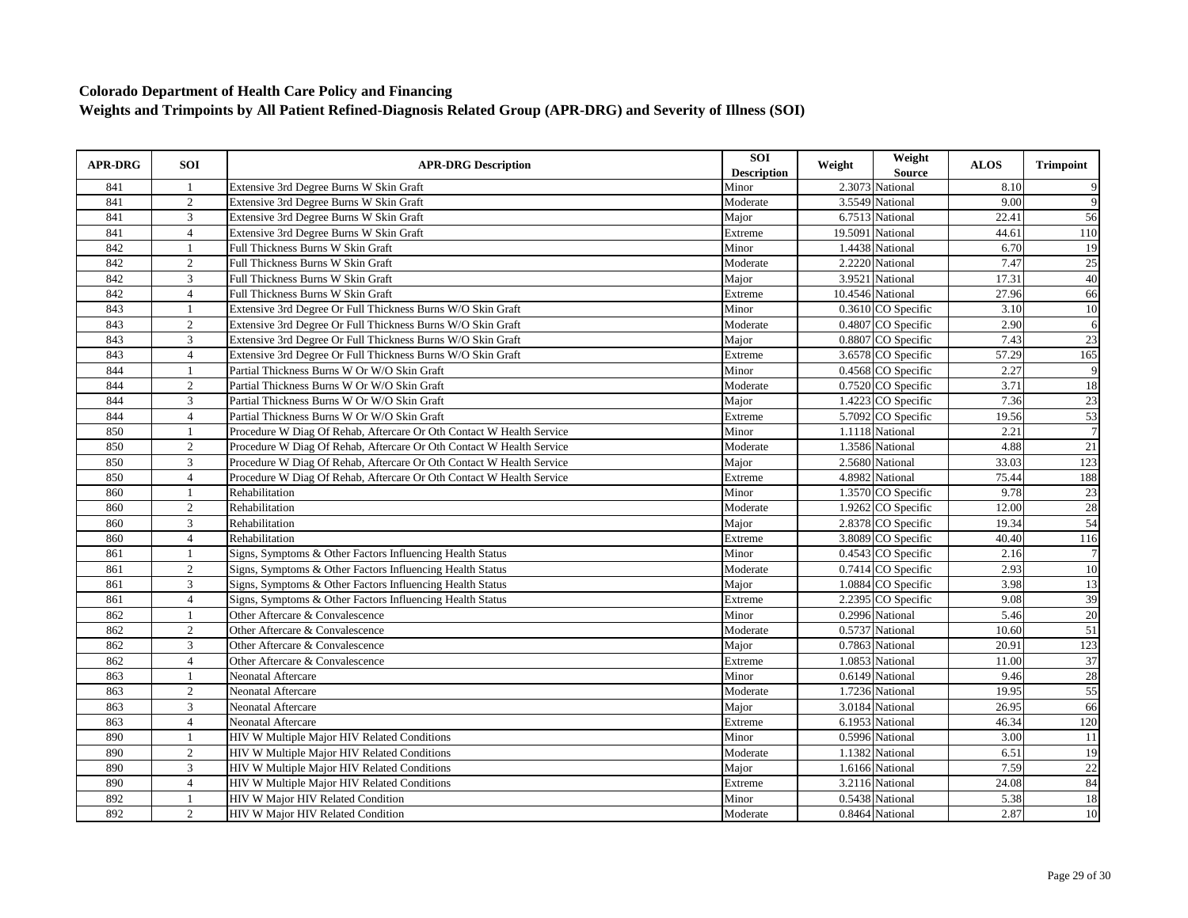**Colorado Department of Health Care Policy and Financing**
**Weights and Trimpoints by All Patient Refined-Diagnosis Related Group (APR-DRG) and Severity of Illness (SOI)**

| APR-DRG | SOI | APR-DRG Description | SOI Description | Weight | Weight Source | ALOS | Trimpoint |
|---|---|---|---|---|---|---|---|
| 841 | 1 | Extensive 3rd Degree Burns W Skin Graft | Minor | 2.3073 | National | 8.10 | 9 |
| 841 | 2 | Extensive 3rd Degree Burns W Skin Graft | Moderate | 3.5549 | National | 9.00 | 9 |
| 841 | 3 | Extensive 3rd Degree Burns W Skin Graft | Major | 6.7513 | National | 22.41 | 56 |
| 841 | 4 | Extensive 3rd Degree Burns W Skin Graft | Extreme | 19.5091 | National | 44.61 | 110 |
| 842 | 1 | Full Thickness Burns W Skin Graft | Minor | 1.4438 | National | 6.70 | 19 |
| 842 | 2 | Full Thickness Burns W Skin Graft | Moderate | 2.2220 | National | 7.47 | 25 |
| 842 | 3 | Full Thickness Burns W Skin Graft | Major | 3.9521 | National | 17.31 | 40 |
| 842 | 4 | Full Thickness Burns W Skin Graft | Extreme | 10.4546 | National | 27.96 | 66 |
| 843 | 1 | Extensive 3rd Degree Or Full Thickness Burns W/O Skin Graft | Minor | 0.3610 | CO Specific | 3.10 | 10 |
| 843 | 2 | Extensive 3rd Degree Or Full Thickness Burns W/O Skin Graft | Moderate | 0.4807 | CO Specific | 2.90 | 6 |
| 843 | 3 | Extensive 3rd Degree Or Full Thickness Burns W/O Skin Graft | Major | 0.8807 | CO Specific | 7.43 | 23 |
| 843 | 4 | Extensive 3rd Degree Or Full Thickness Burns W/O Skin Graft | Extreme | 3.6578 | CO Specific | 57.29 | 165 |
| 844 | 1 | Partial Thickness Burns W Or W/O Skin Graft | Minor | 0.4568 | CO Specific | 2.27 | 9 |
| 844 | 2 | Partial Thickness Burns W Or W/O Skin Graft | Moderate | 0.7520 | CO Specific | 3.71 | 18 |
| 844 | 3 | Partial Thickness Burns W Or W/O Skin Graft | Major | 1.4223 | CO Specific | 7.36 | 23 |
| 844 | 4 | Partial Thickness Burns W Or W/O Skin Graft | Extreme | 5.7092 | CO Specific | 19.56 | 53 |
| 850 | 1 | Procedure W Diag Of Rehab, Aftercare Or Oth Contact W Health Service | Minor | 1.1118 | National | 2.21 | 7 |
| 850 | 2 | Procedure W Diag Of Rehab, Aftercare Or Oth Contact W Health Service | Moderate | 1.3586 | National | 4.88 | 21 |
| 850 | 3 | Procedure W Diag Of Rehab, Aftercare Or Oth Contact W Health Service | Major | 2.5680 | National | 33.03 | 123 |
| 850 | 4 | Procedure W Diag Of Rehab, Aftercare Or Oth Contact W Health Service | Extreme | 4.8982 | National | 75.44 | 188 |
| 860 | 1 | Rehabilitation | Minor | 1.3570 | CO Specific | 9.78 | 23 |
| 860 | 2 | Rehabilitation | Moderate | 1.9262 | CO Specific | 12.00 | 28 |
| 860 | 3 | Rehabilitation | Major | 2.8378 | CO Specific | 19.34 | 54 |
| 860 | 4 | Rehabilitation | Extreme | 3.8089 | CO Specific | 40.40 | 116 |
| 861 | 1 | Signs, Symptoms & Other Factors Influencing Health Status | Minor | 0.4543 | CO Specific | 2.16 | 7 |
| 861 | 2 | Signs, Symptoms & Other Factors Influencing Health Status | Moderate | 0.7414 | CO Specific | 2.93 | 10 |
| 861 | 3 | Signs, Symptoms & Other Factors Influencing Health Status | Major | 1.0884 | CO Specific | 3.98 | 13 |
| 861 | 4 | Signs, Symptoms & Other Factors Influencing Health Status | Extreme | 2.2395 | CO Specific | 9.08 | 39 |
| 862 | 1 | Other Aftercare & Convalescence | Minor | 0.2996 | National | 5.46 | 20 |
| 862 | 2 | Other Aftercare & Convalescence | Moderate | 0.5737 | National | 10.60 | 51 |
| 862 | 3 | Other Aftercare & Convalescence | Major | 0.7863 | National | 20.91 | 123 |
| 862 | 4 | Other Aftercare & Convalescence | Extreme | 1.0853 | National | 11.00 | 37 |
| 863 | 1 | Neonatal Aftercare | Minor | 0.6149 | National | 9.46 | 28 |
| 863 | 2 | Neonatal Aftercare | Moderate | 1.7236 | National | 19.95 | 55 |
| 863 | 3 | Neonatal Aftercare | Major | 3.0184 | National | 26.95 | 66 |
| 863 | 4 | Neonatal Aftercare | Extreme | 6.1953 | National | 46.34 | 120 |
| 890 | 1 | HIV W Multiple Major HIV Related Conditions | Minor | 0.5996 | National | 3.00 | 11 |
| 890 | 2 | HIV W Multiple Major HIV Related Conditions | Moderate | 1.1382 | National | 6.51 | 19 |
| 890 | 3 | HIV W Multiple Major HIV Related Conditions | Major | 1.6166 | National | 7.59 | 22 |
| 890 | 4 | HIV W Multiple Major HIV Related Conditions | Extreme | 3.2116 | National | 24.08 | 84 |
| 892 | 1 | HIV W Major HIV Related Condition | Minor | 0.5438 | National | 5.38 | 18 |
| 892 | 2 | HIV W Major HIV Related Condition | Moderate | 0.8464 | National | 2.87 | 10 |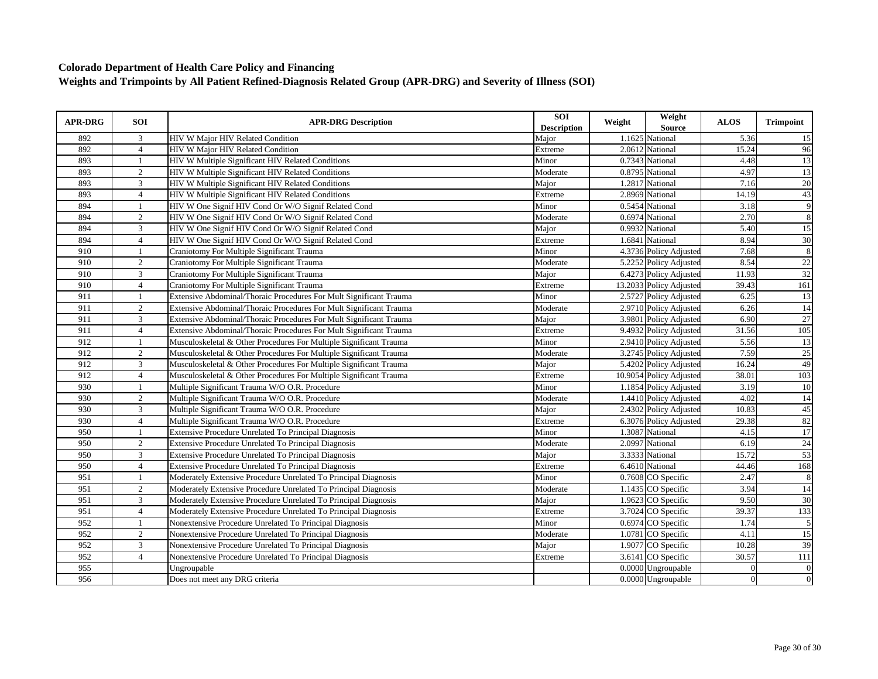**Colorado Department of Health Care Policy and Financing**
**Weights and Trimpoints by All Patient Refined-Diagnosis Related Group (APR-DRG) and Severity of Illness (SOI)**

| APR-DRG | SOI | APR-DRG Description | SOI Description | Weight | Weight Source | ALOS | Trimpoint |
|---|---|---|---|---|---|---|---|
| 892 | 3 | HIV W Major HIV Related Condition | Major | 1.1625 | National | 5.36 | 15 |
| 892 | 4 | HIV W Major HIV Related Condition | Extreme | 2.0612 | National | 15.24 | 96 |
| 893 | 1 | HIV W Multiple Significant HIV Related Conditions | Minor | 0.7343 | National | 4.48 | 13 |
| 893 | 2 | HIV W Multiple Significant HIV Related Conditions | Moderate | 0.8795 | National | 4.97 | 13 |
| 893 | 3 | HIV W Multiple Significant HIV Related Conditions | Major | 1.2817 | National | 7.16 | 20 |
| 893 | 4 | HIV W Multiple Significant HIV Related Conditions | Extreme | 2.8969 | National | 14.19 | 43 |
| 894 | 1 | HIV W One Signif HIV Cond Or W/O Signif Related Cond | Minor | 0.5454 | National | 3.18 | 9 |
| 894 | 2 | HIV W One Signif HIV Cond Or W/O Signif Related Cond | Moderate | 0.6974 | National | 2.70 | 8 |
| 894 | 3 | HIV W One Signif HIV Cond Or W/O Signif Related Cond | Major | 0.9932 | National | 5.40 | 15 |
| 894 | 4 | HIV W One Signif HIV Cond Or W/O Signif Related Cond | Extreme | 1.6841 | National | 8.94 | 30 |
| 910 | 1 | Craniotomy For Multiple Significant Trauma | Minor | 4.3736 | Policy Adjusted | 7.68 | 8 |
| 910 | 2 | Craniotomy For Multiple Significant Trauma | Moderate | 5.2252 | Policy Adjusted | 8.54 | 22 |
| 910 | 3 | Craniotomy For Multiple Significant Trauma | Major | 6.4273 | Policy Adjusted | 11.93 | 32 |
| 910 | 4 | Craniotomy For Multiple Significant Trauma | Extreme | 13.2033 | Policy Adjusted | 39.43 | 161 |
| 911 | 1 | Extensive Abdominal/Thoracic Procedures For Mult Significant Trauma | Minor | 2.5727 | Policy Adjusted | 6.25 | 13 |
| 911 | 2 | Extensive Abdominal/Thoracic Procedures For Mult Significant Trauma | Moderate | 2.9710 | Policy Adjusted | 6.26 | 14 |
| 911 | 3 | Extensive Abdominal/Thoracic Procedures For Mult Significant Trauma | Major | 3.9801 | Policy Adjusted | 6.90 | 27 |
| 911 | 4 | Extensive Abdominal/Thoracic Procedures For Mult Significant Trauma | Extreme | 9.4932 | Policy Adjusted | 31.56 | 105 |
| 912 | 1 | Musculoskeletal & Other Procedures For Multiple Significant Trauma | Minor | 2.9410 | Policy Adjusted | 5.56 | 13 |
| 912 | 2 | Musculoskeletal & Other Procedures For Multiple Significant Trauma | Moderate | 3.2745 | Policy Adjusted | 7.59 | 25 |
| 912 | 3 | Musculoskeletal & Other Procedures For Multiple Significant Trauma | Major | 5.4202 | Policy Adjusted | 16.24 | 49 |
| 912 | 4 | Musculoskeletal & Other Procedures For Multiple Significant Trauma | Extreme | 10.9054 | Policy Adjusted | 38.01 | 103 |
| 930 | 1 | Multiple Significant Trauma W/O O.R. Procedure | Minor | 1.1854 | Policy Adjusted | 3.19 | 10 |
| 930 | 2 | Multiple Significant Trauma W/O O.R. Procedure | Moderate | 1.4410 | Policy Adjusted | 4.02 | 14 |
| 930 | 3 | Multiple Significant Trauma W/O O.R. Procedure | Major | 2.4302 | Policy Adjusted | 10.83 | 45 |
| 930 | 4 | Multiple Significant Trauma W/O O.R. Procedure | Extreme | 6.3076 | Policy Adjusted | 29.38 | 82 |
| 950 | 1 | Extensive Procedure Unrelated To Principal Diagnosis | Minor | 1.3087 | National | 4.15 | 17 |
| 950 | 2 | Extensive Procedure Unrelated To Principal Diagnosis | Moderate | 2.0997 | National | 6.19 | 24 |
| 950 | 3 | Extensive Procedure Unrelated To Principal Diagnosis | Major | 3.3333 | National | 15.72 | 53 |
| 950 | 4 | Extensive Procedure Unrelated To Principal Diagnosis | Extreme | 6.4610 | National | 44.46 | 168 |
| 951 | 1 | Moderately Extensive Procedure Unrelated To Principal Diagnosis | Minor | 0.7608 | CO Specific | 2.47 | 8 |
| 951 | 2 | Moderately Extensive Procedure Unrelated To Principal Diagnosis | Moderate | 1.1435 | CO Specific | 3.94 | 14 |
| 951 | 3 | Moderately Extensive Procedure Unrelated To Principal Diagnosis | Major | 1.9623 | CO Specific | 9.50 | 30 |
| 951 | 4 | Moderately Extensive Procedure Unrelated To Principal Diagnosis | Extreme | 3.7024 | CO Specific | 39.37 | 133 |
| 952 | 1 | Nonextensive Procedure Unrelated To Principal Diagnosis | Minor | 0.6974 | CO Specific | 1.74 | 5 |
| 952 | 2 | Nonextensive Procedure Unrelated To Principal Diagnosis | Moderate | 1.0781 | CO Specific | 4.11 | 15 |
| 952 | 3 | Nonextensive Procedure Unrelated To Principal Diagnosis | Major | 1.9077 | CO Specific | 10.28 | 39 |
| 952 | 4 | Nonextensive Procedure Unrelated To Principal Diagnosis | Extreme | 3.6141 | CO Specific | 30.57 | 111 |
| 955 | | Ungroupable | | 0.0000 | Ungroupable | 0 | 0 |
| 956 | | Does not meet any DRG criteria | | 0.0000 | Ungroupable | 0 | 0 |